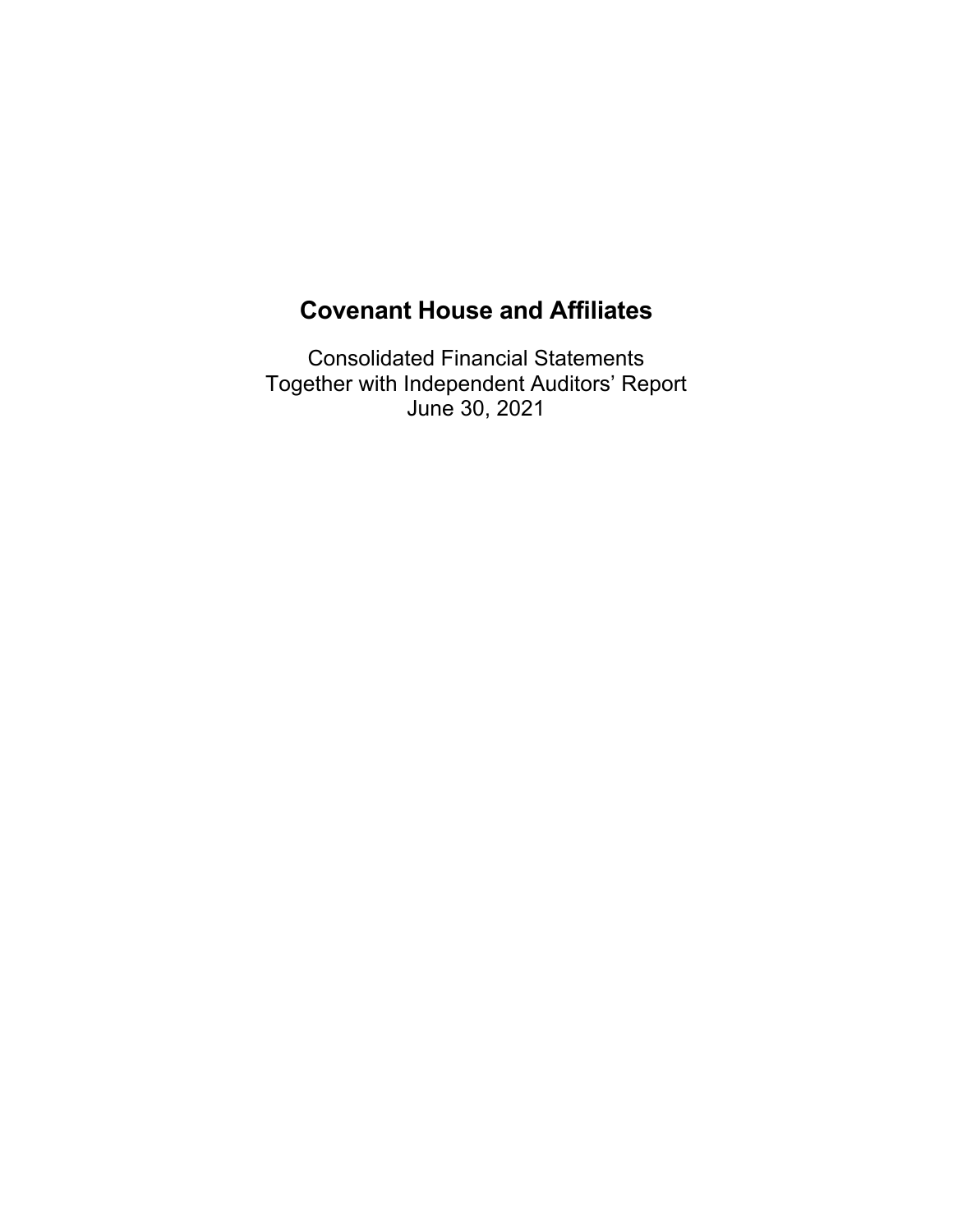# Covenant House and Affiliates

Consolidated Financial Statements
Together with Independent Auditors' Report
June 30, 2021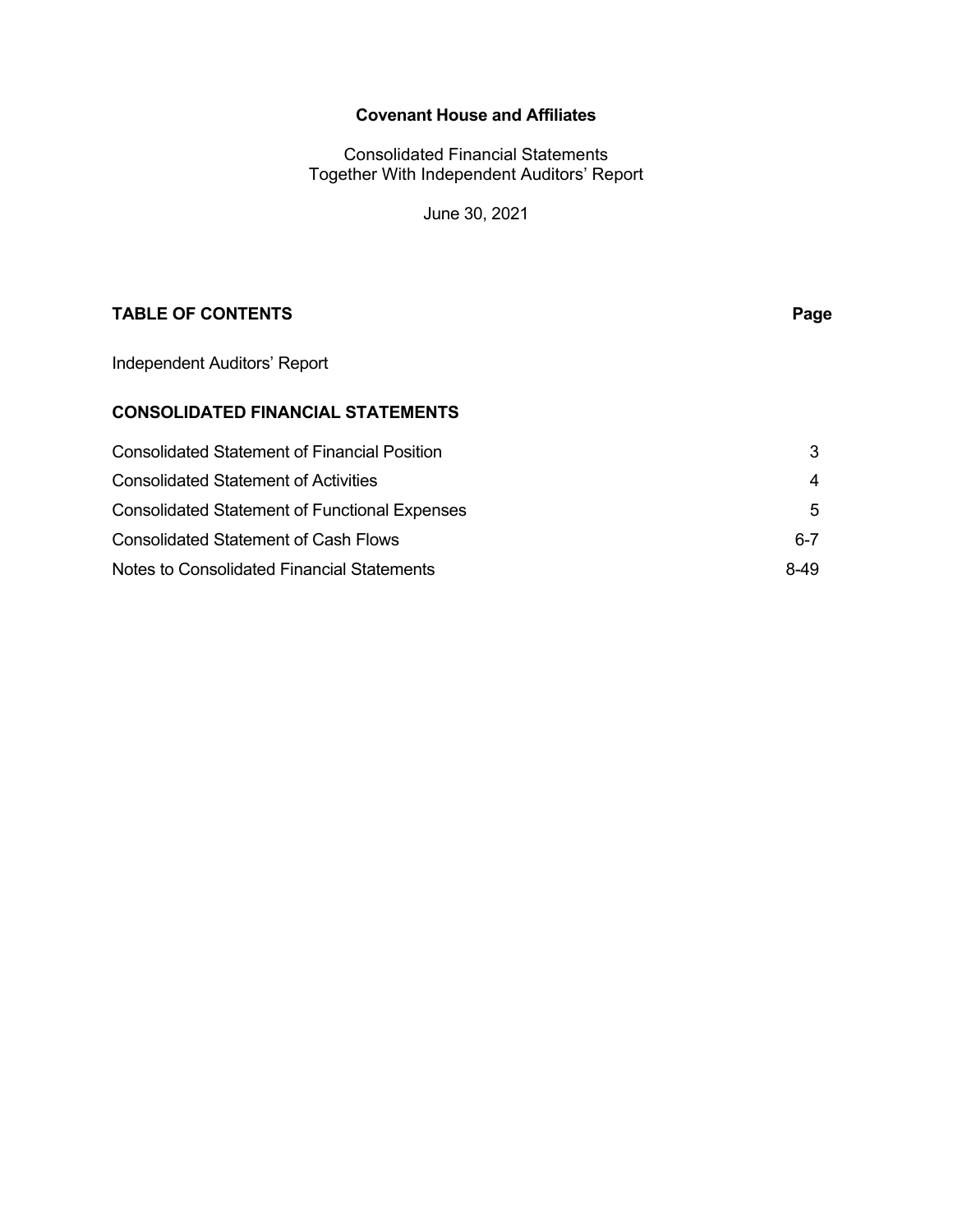**Covenant House and Affiliates**

Consolidated Financial Statements
Together With Independent Auditors' Report

June 30, 2021

| TABLE OF CONTENTS | Page |
|---|---|
| Independent Auditors' Report | |
| **CONSOLIDATED FINANCIAL STATEMENTS** | |
| Consolidated Statement of Financial Position | 3 |
| Consolidated Statement of Activities | 4 |
| Consolidated Statement of Functional Expenses | 5 |
| Consolidated Statement of Cash Flows | 6-7 |
| Notes to Consolidated Financial Statements | 8-49 |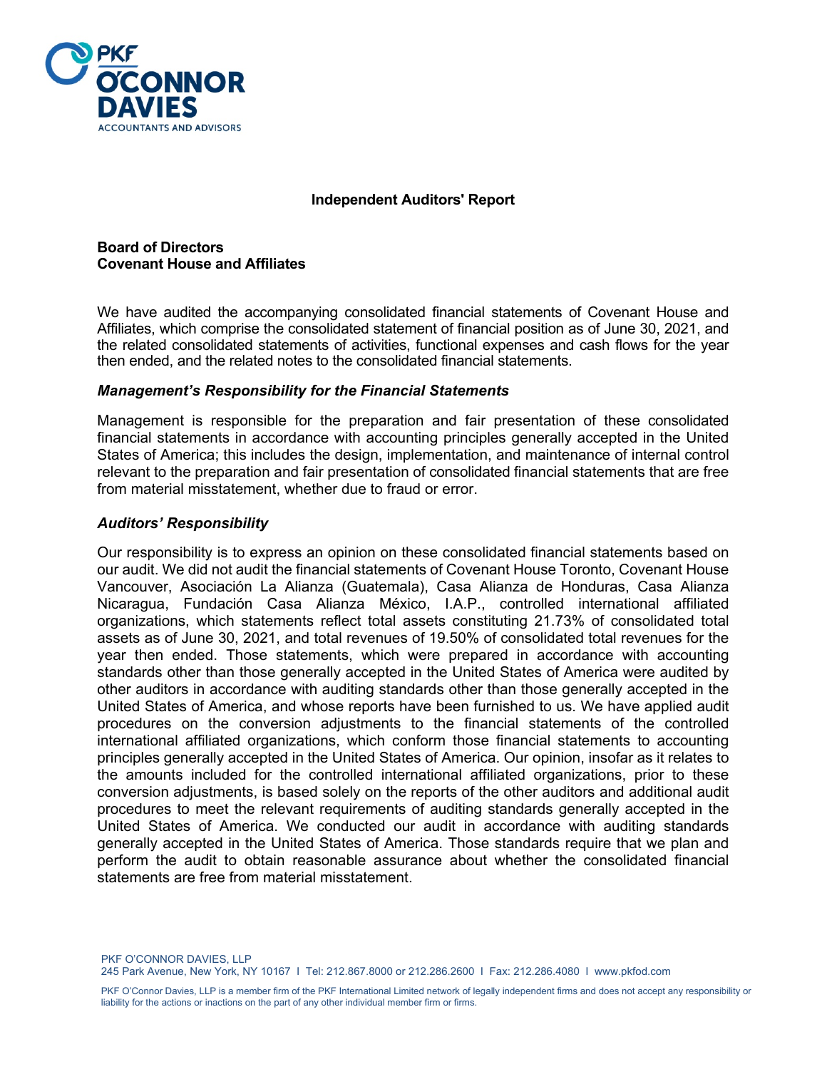## Independent Auditors' Report

**Board of Directors**
**Covenant House and Affiliates**

We have audited the accompanying consolidated financial statements of Covenant House and Affiliates, which comprise the consolidated statement of financial position as of June 30, 2021, and the related consolidated statements of activities, functional expenses and cash flows for the year then ended, and the related notes to the consolidated financial statements.

### *Management's Responsibility for the Financial Statements*

Management is responsible for the preparation and fair presentation of these consolidated financial statements in accordance with accounting principles generally accepted in the United States of America; this includes the design, implementation, and maintenance of internal control relevant to the preparation and fair presentation of consolidated financial statements that are free from material misstatement, whether due to fraud or error.

### *Auditors' Responsibility*

Our responsibility is to express an opinion on these consolidated financial statements based on our audit. We did not audit the financial statements of Covenant House Toronto, Covenant House Vancouver, Asociación La Alianza (Guatemala), Casa Alianza de Honduras, Casa Alianza Nicaragua, Fundación Casa Alianza México, I.A.P., controlled international affiliated organizations, which statements reflect total assets constituting 21.73% of consolidated total assets as of June 30, 2021, and total revenues of 19.50% of consolidated total revenues for the year then ended. Those statements, which were prepared in accordance with accounting standards other than those generally accepted in the United States of America were audited by other auditors in accordance with auditing standards other than those generally accepted in the United States of America, and whose reports have been furnished to us. We have applied audit procedures on the conversion adjustments to the financial statements of the controlled international affiliated organizations, which conform those financial statements to accounting principles generally accepted in the United States of America. Our opinion, insofar as it relates to the amounts included for the controlled international affiliated organizations, prior to these conversion adjustments, is based solely on the reports of the other auditors and additional audit procedures to meet the relevant requirements of auditing standards generally accepted in the United States of America. We conducted our audit in accordance with auditing standards generally accepted in the United States of America. Those standards require that we plan and perform the audit to obtain reasonable assurance about whether the consolidated financial statements are free from material misstatement.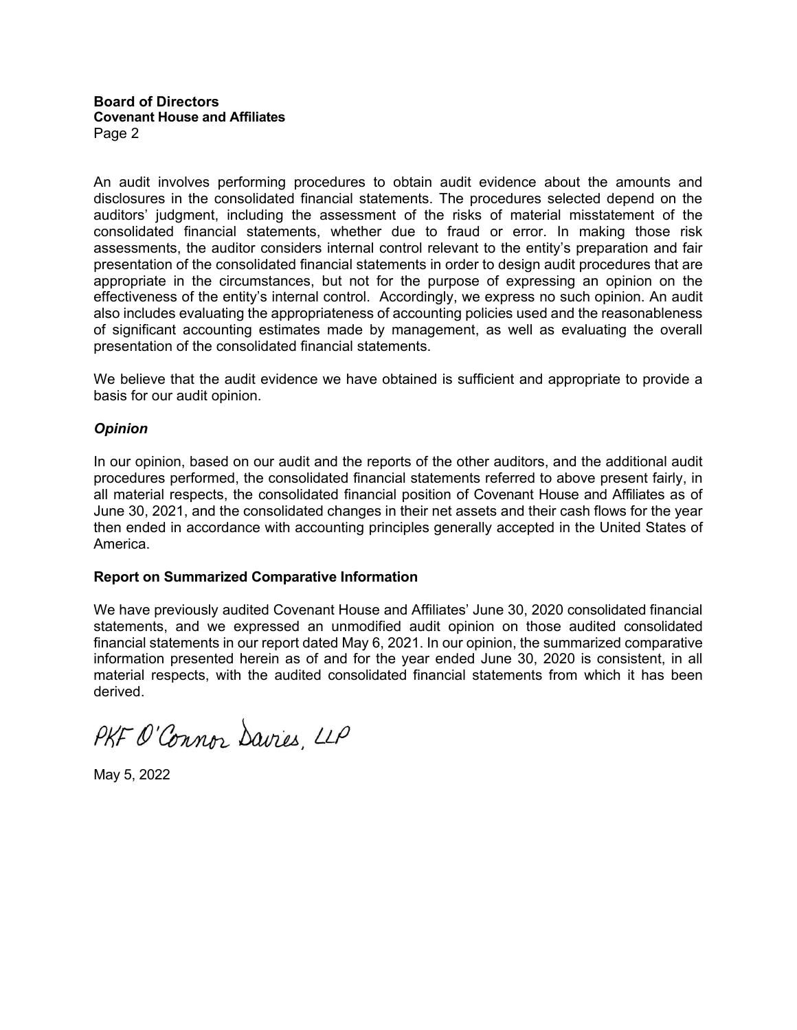An audit involves performing procedures to obtain audit evidence about the amounts and disclosures in the consolidated financial statements. The procedures selected depend on the auditors' judgment, including the assessment of the risks of material misstatement of the consolidated financial statements, whether due to fraud or error. In making those risk assessments, the auditor considers internal control relevant to the entity's preparation and fair presentation of the consolidated financial statements in order to design audit procedures that are appropriate in the circumstances, but not for the purpose of expressing an opinion on the effectiveness of the entity's internal control. Accordingly, we express no such opinion. An audit also includes evaluating the appropriateness of accounting policies used and the reasonableness of significant accounting estimates made by management, as well as evaluating the overall presentation of the consolidated financial statements.

We believe that the audit evidence we have obtained is sufficient and appropriate to provide a basis for our audit opinion.

***Opinion***

In our opinion, based on our audit and the reports of the other auditors, and the additional audit procedures performed, the consolidated financial statements referred to above present fairly, in all material respects, the consolidated financial position of Covenant House and Affiliates as of June 30, 2021, and the consolidated changes in their net assets and their cash flows for the year then ended in accordance with accounting principles generally accepted in the United States of America.

**Report on Summarized Comparative Information**

We have previously audited Covenant House and Affiliates' June 30, 2020 consolidated financial statements, and we expressed an unmodified audit opinion on those audited consolidated financial statements in our report dated May 6, 2021. In our opinion, the summarized comparative information presented herein as of and for the year ended June 30, 2020 is consistent, in all material respects, with the audited consolidated financial statements from which it has been derived.

PKF O'Connor Davies, LLP

May 5, 2022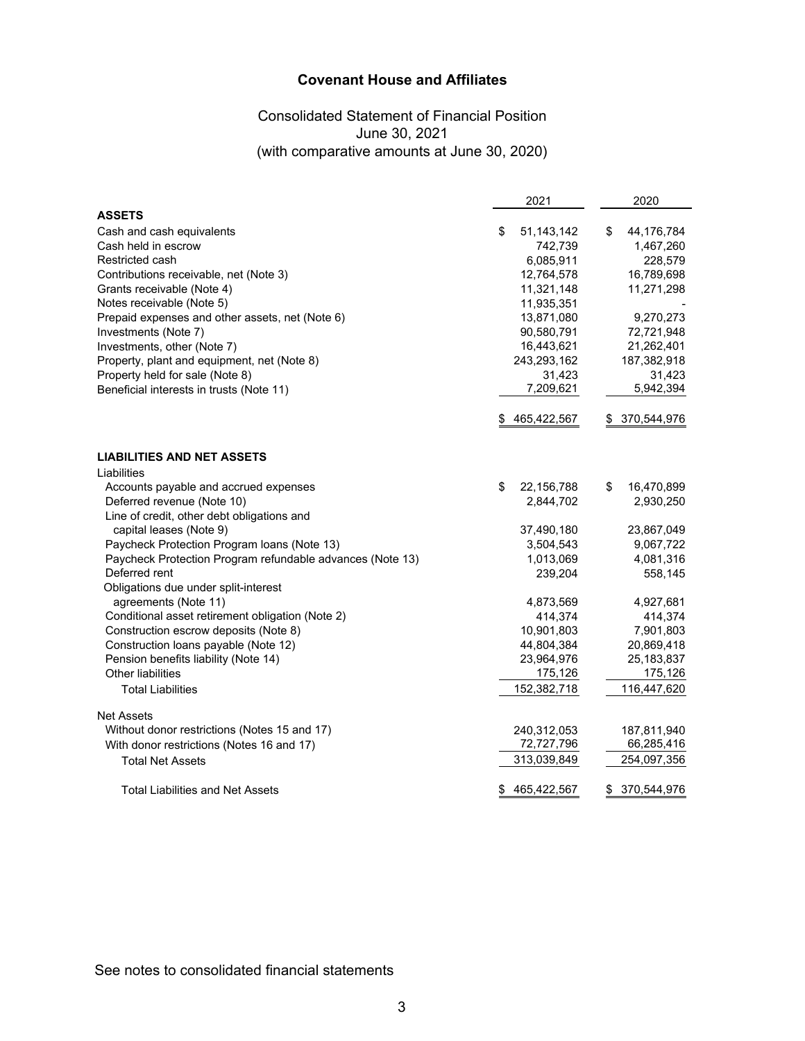## Covenant House and Affiliates

Consolidated Statement of Financial Position
June 30, 2021
(with comparative amounts at June 30, 2020)

| | 2021 | 2020 |
|---|---|---|
| **ASSETS** | | |
| Cash and cash equivalents | $ 51,143,142 | $ 44,176,784 |
| Cash held in escrow | 742,739 | 1,467,260 |
| Restricted cash | 6,085,911 | 228,579 |
| Contributions receivable, net (Note 3) | 12,764,578 | 16,789,698 |
| Grants receivable (Note 4) | 11,321,148 | 11,271,298 |
| Notes receivable (Note 5) | 11,935,351 | - |
| Prepaid expenses and other assets, net (Note 6) | 13,871,080 | 9,270,273 |
| Investments (Note 7) | 90,580,791 | 72,721,948 |
| Investments, other (Note 7) | 16,443,621 | 21,262,401 |
| Property, plant and equipment, net (Note 8) | 243,293,162 | 187,382,918 |
| Property held for sale (Note 8) | 31,423 | 31,423 |
| Beneficial interests in trusts (Note 11) | 7,209,621 | 5,942,394 |
| | $ 465,422,567 | $ 370,544,976 |
| **LIABILITIES AND NET ASSETS** | | |
| Liabilities | | |
| Accounts payable and accrued expenses | $ 22,156,788 | $ 16,470,899 |
| Deferred revenue (Note 10) | 2,844,702 | 2,930,250 |
| Line of credit, other debt obligations and capital leases (Note 9) | 37,490,180 | 23,867,049 |
| Paycheck Protection Program loans (Note 13) | 3,504,543 | 9,067,722 |
| Paycheck Protection Program refundable advances (Note 13) | 1,013,069 | 4,081,316 |
| Deferred rent | 239,204 | 558,145 |
| Obligations due under split-interest agreements (Note 11) | 4,873,569 | 4,927,681 |
| Conditional asset retirement obligation (Note 2) | 414,374 | 414,374 |
| Construction escrow deposits (Note 8) | 10,901,803 | 7,901,803 |
| Construction loans payable (Note 12) | 44,804,384 | 20,869,418 |
| Pension benefits liability (Note 14) | 23,964,976 | 25,183,837 |
| Other liabilities | 175,126 | 175,126 |
| Total Liabilities | 152,382,718 | 116,447,620 |
| Net Assets | | |
| Without donor restrictions (Notes 15 and 17) | 240,312,053 | 187,811,940 |
| With donor restrictions (Notes 16 and 17) | 72,727,796 | 66,285,416 |
| Total Net Assets | 313,039,849 | 254,097,356 |
| Total Liabilities and Net Assets | $ 465,422,567 | $ 370,544,976 |

See notes to consolidated financial statements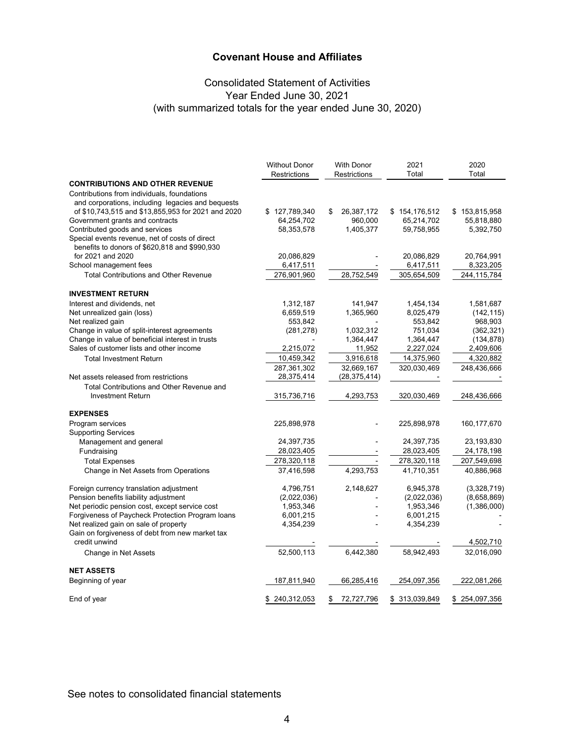# Covenant House and Affiliates

## Consolidated Statement of Activities
## Year Ended June 30, 2021
## (with summarized totals for the year ended June 30, 2020)

| | Without Donor Restrictions | With Donor Restrictions | 2021 Total | 2020 Total |
|---|---|---|---|---|
| **CONTRIBUTIONS AND OTHER REVENUE** | | | | |
| Contributions from individuals, foundations and corporations, including legacies and bequests of $10,743,515 and $13,855,953 for 2021 and 2020 | $ 127,789,340 | $ 26,387,172 | $ 154,176,512 | $ 153,815,958 |
| Government grants and contracts | 64,254,702 | 960,000 | 65,214,702 | 55,818,880 |
| Contributed goods and services | 58,353,578 | 1,405,377 | 59,758,955 | 5,392,750 |
| Special events revenue, net of costs of direct benefits to donors of $620,818 and $990,930 for 2021 and 2020 | 20,086,829 | - | 20,086,829 | 20,764,991 |
| School management fees | 6,417,511 | - | 6,417,511 | 8,323,205 |
| Total Contributions and Other Revenue | 276,901,960 | 28,752,549 | 305,654,509 | 244,115,784 |
| **INVESTMENT RETURN** | | | | |
| Interest and dividends, net | 1,312,187 | 141,947 | 1,454,134 | 1,581,687 |
| Net unrealized gain (loss) | 6,659,519 | 1,365,960 | 8,025,479 | (142,115) |
| Net realized gain | 553,842 | - | 553,842 | 968,903 |
| Change in value of split-interest agreements | (281,278) | 1,032,312 | 751,034 | (362,321) |
| Change in value of beneficial interest in trusts | - | 1,364,447 | 1,364,447 | (134,878) |
| Sales of customer lists and other income | 2,215,072 | 11,952 | 2,227,024 | 2,409,606 |
| Total Investment Return | 10,459,342 | 3,916,618 | 14,375,960 | 4,320,882 |
| | 287,361,302 | 32,669,167 | 320,030,469 | 248,436,666 |
| Net assets released from restrictions | 28,375,414 | (28,375,414) | - | - |
| Total Contributions and Other Revenue and Investment Return | 315,736,716 | 4,293,753 | 320,030,469 | 248,436,666 |
| **EXPENSES** | | | | |
| Program services | 225,898,978 | - | 225,898,978 | 160,177,670 |
| Supporting Services | | | | |
| Management and general | 24,397,735 | - | 24,397,735 | 23,193,830 |
| Fundraising | 28,023,405 | - | 28,023,405 | 24,178,198 |
| Total Expenses | 278,320,118 | - | 278,320,118 | 207,549,698 |
| Change in Net Assets from Operations | 37,416,598 | 4,293,753 | 41,710,351 | 40,886,968 |
| Foreign currency translation adjustment | 4,796,751 | 2,148,627 | 6,945,378 | (3,328,719) |
| Pension benefits liability adjustment | (2,022,036) | - | (2,022,036) | (8,658,869) |
| Net periodic pension cost, except service cost | 1,953,346 | - | 1,953,346 | (1,386,000) |
| Forgiveness of Paycheck Protection Program loans | 6,001,215 | - | 6,001,215 | - |
| Net realized gain on sale of property | 4,354,239 | - | 4,354,239 | - |
| Gain on forgiveness of debt from new market tax credit unwind | - | - | - | 4,502,710 |
| Change in Net Assets | 52,500,113 | 6,442,380 | 58,942,493 | 32,016,090 |
| **NET ASSETS** | | | | |
| Beginning of year | 187,811,940 | 66,285,416 | 254,097,356 | 222,081,266 |
| End of year | $ 240,312,053 | $ 72,727,796 | $ 313,039,849 | $ 254,097,356 |

See notes to consolidated financial statements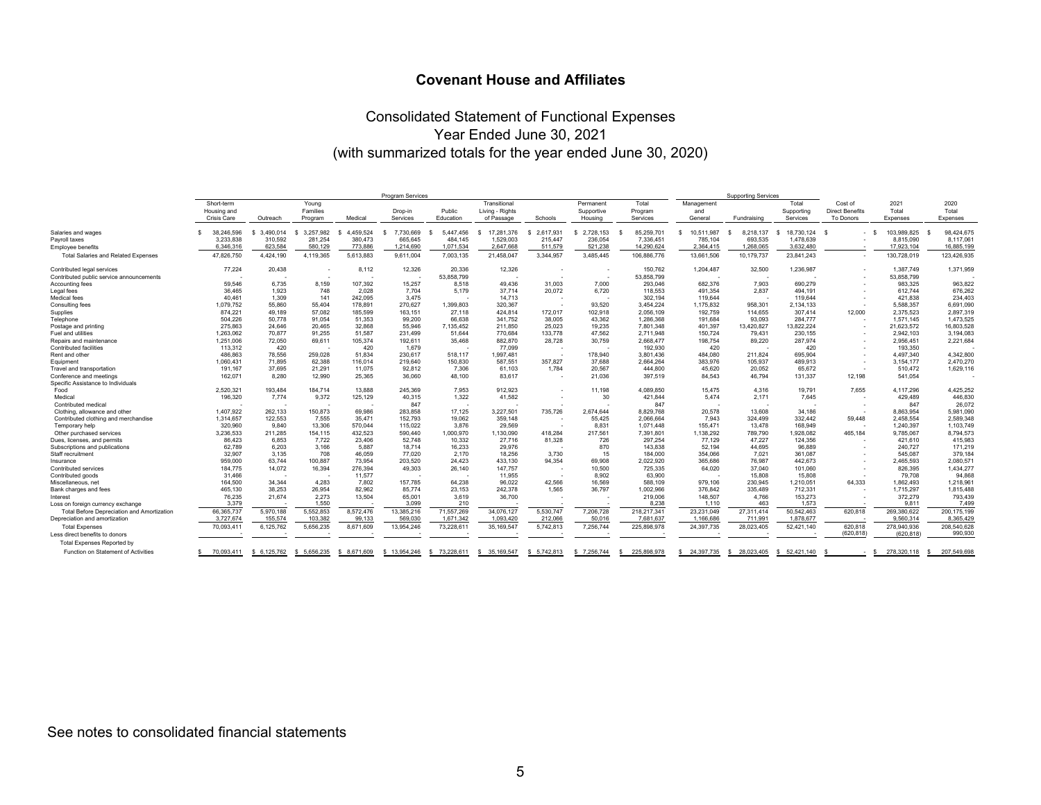# Covenant House and Affiliates

## Consolidated Statement of Functional Expenses
## Year Ended June 30, 2021
## (with summarized totals for the year ended June 30, 2020)

| | Program Services | | | | | | | | | | Supporting Services | | | | | |
|---|---|---|---|---|---|---|---|---|---|---|---|---|---|---|---|---|
| | Short-term Housing and Crisis Care | Outreach | Young Families Program | Medical | Drop-in Services | Public Education | Transitional Living - Rights of Passage | Schools | Permanent Supportive Housing | Total Program Services | Management and General | Fundraising | Total Supporting Services | Cost of Direct Benefits To Donors | 2021 Total Expenses | 2020 Total Expenses |
| Salaries and wages | $ 38,246,596 | $ 3,490,014 | $ 3,257,982 | $ 4,459,524 | $ 7,730,669 | $ 5,447,456 | $ 17,281,376 | $ 2,617,931 | $ 2,728,153 | $ 85,259,701 | $ 10,511,987 | $ 8,218,137 | $ 18,730,124 | $ - | $ 103,989,825 | $ 98,424,675 |
| Payroll taxes | 3,233,838 | 310,592 | 281,254 | 380,473 | 665,645 | 484,145 | 1,529,003 | 215,447 | 236,054 | 7,336,451 | 785,104 | 693,535 | 1,478,639 | - | 8,815,090 | 8,117,061 |
| Employee benefits | 6,346,316 | 623,584 | 580,129 | 773,886 | 1,214,690 | 1,071,534 | 2,647,668 | 511,579 | 521,238 | 14,290,624 | 2,364,415 | 1,268,065 | 3,632,480 | - | 17,923,104 | 16,885,199 |
| Total Salaries and Related Expenses | 47,826,750 | 4,424,190 | 4,119,365 | 5,613,883 | 9,611,004 | 7,003,135 | 21,458,047 | 3,344,957 | 3,485,445 | 106,886,776 | 13,661,506 | 10,179,737 | 23,841,243 | - | 130,728,019 | 123,426,935 |
| Contributed legal services | 77,224 | 20,438 | - | 8,112 | 12,326 | 20,336 | 12,326 | - | - | 150,762 | 1,204,487 | 32,500 | 1,236,987 | - | 1,387,749 | 1,371,959 |
| Contributed public service announcements | - | - | - | - | - | 53,858,799 | - | - | - | 53,858,799 | - | - | - | - | 53,858,799 | - |
| Accounting fees | 59,546 | 6,735 | 8,159 | 107,392 | 15,257 | 8,518 | 49,436 | 31,003 | 7,000 | 293,046 | 682,376 | 7,903 | 690,279 | - | 983,325 | 963,822 |
| Legal fees | 36,465 | 1,923 | 748 | 2,028 | 7,704 | 5,179 | 37,714 | 20,072 | 6,720 | 118,553 | 491,354 | 2,837 | 494,191 | - | 612,744 | 676,262 |
| Medical fees | 40,461 | 1,309 | 141 | 242,095 | 3,475 | - | 14,713 | - | - | 302,194 | 119,644 | - | 119,644 | - | 421,838 | 234,403 |
| Consulting fees | 1,079,752 | 55,860 | 55,404 | 178,891 | 270,627 | 1,399,803 | 320,367 | - | 93,520 | 3,454,224 | 1,175,832 | 958,301 | 2,134,133 | - | 5,588,357 | 6,691,090 |
| Supplies | 874,221 | 49,189 | 57,082 | 185,599 | 163,151 | 27,118 | 424,814 | 172,017 | 102,918 | 2,056,109 | 192,759 | 114,655 | 307,414 | 12,000 | 2,375,523 | 2,897,319 |
| Telephone | 504,226 | 50,778 | 91,054 | 51,353 | 99,200 | 66,638 | 341,752 | 38,005 | 43,362 | 1,286,368 | 191,684 | 93,093 | 284,777 | - | 1,571,145 | 1,473,525 |
| Postage and printing | 275,863 | 24,646 | 20,465 | 32,868 | 55,946 | 7,135,452 | 211,850 | 25,023 | 19,235 | 7,801,348 | 401,397 | 13,420,827 | 13,822,224 | - | 21,623,572 | 16,803,528 |
| Fuel and utilities | 1,263,062 | 70,877 | 91,255 | 51,587 | 231,499 | 51,644 | 770,684 | 133,778 | 47,562 | 2,711,948 | 150,724 | 79,431 | 230,155 | - | 2,942,103 | 3,194,083 |
| Repairs and maintenance | 1,251,006 | 72,050 | 69,611 | 105,374 | 192,611 | 35,468 | 882,870 | 28,728 | 30,759 | 2,668,477 | 198,754 | 89,220 | 287,974 | - | 2,956,451 | 2,221,684 |
| Contributed facilities | 113,312 | 420 | - | 420 | 1,679 | - | 77,099 | - | - | 192,930 | 420 | - | 420 | - | 193,350 | - |
| Rent and other | 486,863 | 78,556 | 259,028 | 51,834 | 230,617 | 518,117 | 1,997,481 | - | 178,940 | 3,801,436 | 484,080 | 211,824 | 695,904 | - | 4,497,340 | 4,342,800 |
| Equipment | 1,060,431 | 71,895 | 62,388 | 116,014 | 219,640 | 150,830 | 587,551 | 357,827 | 37,688 | 2,664,264 | 383,976 | 105,937 | 489,913 | - | 3,154,177 | 2,470,270 |
| Travel and transportation | 191,167 | 37,695 | 21,291 | 11,075 | 92,812 | 7,306 | 61,103 | 1,784 | 20,567 | 444,800 | 45,620 | 20,052 | 65,672 | - | 510,472 | 1,629,116 |
| Conference and meetings | 162,071 | 8,280 | 12,990 | 25,365 | 36,060 | 48,100 | 83,617 | - | 21,036 | 397,519 | 84,543 | 46,794 | 131,337 | 12,198 | 541,054 | - |
| Specific Assistance to Individuals | | | | | | | | | | | | | | | | |
| Food | 2,520,321 | 193,484 | 184,714 | 13,888 | 245,369 | 7,953 | 912,923 | - | 11,198 | 4,089,850 | 15,475 | 4,316 | 19,791 | 7,655 | 4,117,296 | 4,425,252 |
| Medical | 196,320 | 7,774 | 9,372 | 125,129 | 40,315 | 1,322 | 41,582 | - | 30 | 421,844 | 5,474 | 2,171 | 7,645 | - | 429,489 | 446,830 |
| Contributed medical | - | - | - | - | 847 | - | - | - | - | 847 | - | - | - | - | 847 | 26,072 |
| Clothing, allowance and other | 1,407,922 | 262,133 | 150,873 | 69,986 | 283,858 | 17,125 | 3,227,501 | 735,726 | 2,674,644 | 8,829,768 | 20,578 | 13,608 | 34,186 | - | 8,863,954 | 5,981,090 |
| Contributed clothing and merchandise | 1,314,657 | 122,553 | 7,555 | 35,471 | 152,793 | 19,062 | 359,148 | - | 55,425 | 2,066,664 | 7,943 | 324,499 | 332,442 | 59,448 | 2,458,554 | 2,589,348 |
| Temporary help | 320,960 | 9,840 | 13,306 | 570,044 | 115,022 | 3,876 | 29,569 | - | 8,831 | 1,071,448 | 155,471 | 13,478 | 168,949 | - | 1,240,397 | 1,103,749 |
| Other purchased services | 3,236,533 | 211,285 | 154,115 | 432,523 | 590,440 | 1,000,970 | 1,130,090 | 418,284 | 217,561 | 7,391,801 | 1,138,292 | 789,790 | 1,928,082 | 465,184 | 9,785,067 | 8,794,573 |
| Dues, licenses, and permits | 86,423 | 6,853 | 7,722 | 23,406 | 52,748 | 10,332 | 27,716 | 81,328 | 726 | 297,254 | 77,129 | 47,227 | 124,356 | - | 421,610 | 415,983 |
| Subscriptions and publications | 62,789 | 6,203 | 3,166 | 5,887 | 18,714 | 16,233 | 29,976 | - | 870 | 143,838 | 52,194 | 44,695 | 96,889 | - | 240,727 | 171,219 |
| Staff recruitment | 32,907 | 3,135 | 708 | 46,059 | 77,020 | 2,170 | 18,256 | 3,730 | 15 | 184,000 | 354,066 | 7,021 | 361,087 | - | 545,087 | 379,184 |
| Insurance | 959,000 | 63,744 | 100,887 | 73,954 | 203,520 | 24,423 | 433,130 | 94,354 | 69,908 | 2,022,920 | 365,686 | 76,987 | 442,673 | - | 2,465,593 | 2,080,571 |
| Contributed services | 184,775 | 14,072 | 16,394 | 276,394 | 49,303 | 26,140 | 147,757 | - | 10,500 | 725,335 | 64,020 | 37,040 | 101,060 | - | 826,395 | 1,434,277 |
| Contributed goods | 31,466 | - | - | 11,577 | - | - | 11,955 | - | 8,902 | 63,900 | - | 15,808 | 15,808 | - | 79,708 | 94,868 |
| Miscellaneous, net | 164,500 | 34,344 | 4,283 | 7,802 | 157,785 | 64,238 | 96,022 | 42,566 | 16,569 | 588,109 | 979,106 | 230,945 | 1,210,051 | 64,333 | 1,862,493 | 1,218,961 |
| Bank charges and fees | 465,130 | 38,253 | 26,954 | 82,962 | 85,774 | 23,153 | 242,378 | 1,565 | 36,797 | 1,002,966 | 376,842 | 335,489 | 712,331 | - | 1,715,297 | 1,815,488 |
| Interest | 76,235 | 21,674 | 2,273 | 13,504 | 65,001 | 3,619 | 36,700 | - | - | 219,006 | 148,507 | 4,766 | 153,273 | - | 372,279 | 793,439 |
| Loss on foreign currency exchange | 3,379 | - | 1,550 | - | 3,099 | 210 | - | - | - | 8,238 | 1,110 | 463 | 1,573 | - | 9,811 | 7,499 |
| Total Before Depreciation and Amortization | 66,365,737 | 5,970,188 | 5,552,853 | 8,572,476 | 13,385,216 | 71,557,269 | 34,076,127 | 5,530,747 | 7,206,728 | 218,217,341 | 23,231,049 | 27,311,414 | 50,542,463 | 620,818 | 269,380,622 | 200,175,199 |
| Depreciation and amortization | 3,727,674 | 155,574 | 103,382 | 99,133 | 569,030 | 1,671,342 | 1,093,420 | 212,066 | 50,016 | 7,681,637 | 1,166,686 | 711,991 | 1,878,677 | - | 9,560,314 | 8,365,429 |
| Total Expenses | 70,093,411 | 6,125,762 | 5,656,235 | 8,671,609 | 13,954,246 | 73,228,611 | 35,169,547 | 5,742,813 | 7,256,744 | 225,898,978 | 24,397,735 | 28,023,405 | 52,421,140 | 620,818 | 278,940,936 | 208,540,628 |
| Less direct benefits to donors | - | - | - | - | - | - | - | - | - | - | - | - | - | (620,818) | (620,818) | 990,930 |
| Total Expenses Reported by Function on Statement of Activities | $ 70,093,411 | $ 6,125,762 | $ 5,656,235 | $ 8,671,609 | $ 13,954,246 | $ 73,228,611 | $ 35,169,547 | $ 5,742,813 | $ 7,256,744 | $ 225,898,978 | $ 24,397,735 | $ 28,023,405 | $ 52,421,140 | $ - | $ 278,320,118 | $ 207,549,698 |

See notes to consolidated financial statements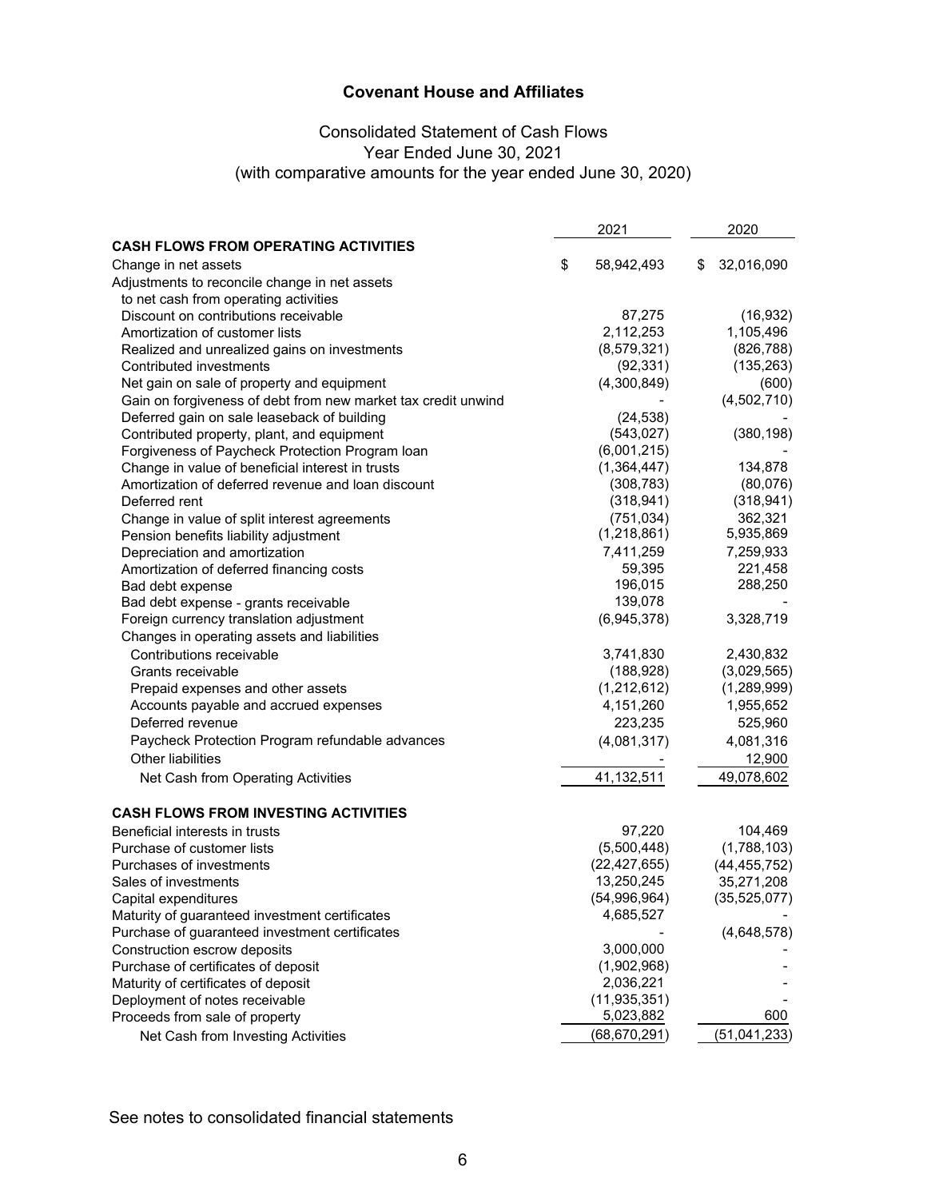# Covenant House and Affiliates

## Consolidated Statement of Cash Flows
## Year Ended June 30, 2021
## (with comparative amounts for the year ended June 30, 2020)

| | 2021 | 2020 |
|---|---|---|
| **CASH FLOWS FROM OPERATING ACTIVITIES** | | |
| Change in net assets | $ 58,942,493 | $ 32,016,090 |
| Adjustments to reconcile change in net assets to net cash from operating activities | | |
| Discount on contributions receivable | 87,275 | (16,932) |
| Amortization of customer lists | 2,112,253 | 1,105,496 |
| Realized and unrealized gains on investments | (8,579,321) | (826,788) |
| Contributed investments | (92,331) | (135,263) |
| Net gain on sale of property and equipment | (4,300,849) | (600) |
| Gain on forgiveness of debt from new market tax credit unwind | - | (4,502,710) |
| Deferred gain on sale leaseback of building | (24,538) | - |
| Contributed property, plant, and equipment | (543,027) | (380,198) |
| Forgiveness of Paycheck Protection Program loan | (6,001,215) | - |
| Change in value of beneficial interest in trusts | (1,364,447) | 134,878 |
| Amortization of deferred revenue and loan discount | (308,783) | (80,076) |
| Deferred rent | (318,941) | (318,941) |
| Change in value of split interest agreements | (751,034) | 362,321 |
| Pension benefits liability adjustment | (1,218,861) | 5,935,869 |
| Depreciation and amortization | 7,411,259 | 7,259,933 |
| Amortization of deferred financing costs | 59,395 | 221,458 |
| Bad debt expense | 196,015 | 288,250 |
| Bad debt expense - grants receivable | 139,078 | - |
| Foreign currency translation adjustment | (6,945,378) | 3,328,719 |
| Changes in operating assets and liabilities | | |
| Contributions receivable | 3,741,830 | 2,430,832 |
| Grants receivable | (188,928) | (3,029,565) |
| Prepaid expenses and other assets | (1,212,612) | (1,289,999) |
| Accounts payable and accrued expenses | 4,151,260 | 1,955,652 |
| Deferred revenue | 223,235 | 525,960 |
| Paycheck Protection Program refundable advances | (4,081,317) | 4,081,316 |
| Other liabilities | - | 12,900 |
| Net Cash from Operating Activities | 41,132,511 | 49,078,602 |
| **CASH FLOWS FROM INVESTING ACTIVITIES** | | |
| Beneficial interests in trusts | 97,220 | 104,469 |
| Purchase of customer lists | (5,500,448) | (1,788,103) |
| Purchases of investments | (22,427,655) | (44,455,752) |
| Sales of investments | 13,250,245 | 35,271,208 |
| Capital expenditures | (54,996,964) | (35,525,077) |
| Maturity of guaranteed investment certificates | 4,685,527 | - |
| Purchase of guaranteed investment certificates | - | (4,648,578) |
| Construction escrow deposits | 3,000,000 | - |
| Purchase of certificates of deposit | (1,902,968) | - |
| Maturity of certificates of deposit | 2,036,221 | - |
| Deployment of notes receivable | (11,935,351) | - |
| Proceeds from sale of property | 5,023,882 | 600 |
| Net Cash from Investing Activities | (68,670,291) | (51,041,233) |

See notes to consolidated financial statements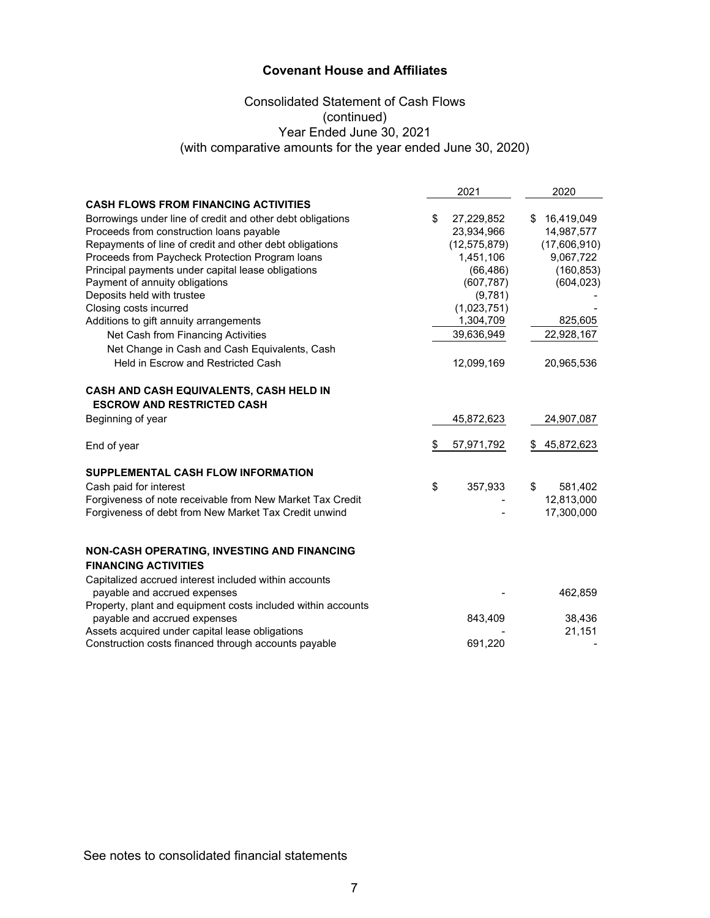**Covenant House and Affiliates**

Consolidated Statement of Cash Flows
(continued)
Year Ended June 30, 2021
(with comparative amounts for the year ended June 30, 2020)

| | 2021 | 2020 |
|---|---|---|
| **CASH FLOWS FROM FINANCING ACTIVITIES** | | |
| Borrowings under line of credit and other debt obligations | $ 27,229,852 | $ 16,419,049 |
| Proceeds from construction loans payable | 23,934,966 | 14,987,577 |
| Repayments of line of credit and other debt obligations | (12,575,879) | (17,606,910) |
| Proceeds from Paycheck Protection Program loans | 1,451,106 | 9,067,722 |
| Principal payments under capital lease obligations | (66,486) | (160,853) |
| Payment of annuity obligations | (607,787) | (604,023) |
| Deposits held with trustee | (9,781) | - |
| Closing costs incurred | (1,023,751) | - |
| Additions to gift annuity arrangements | 1,304,709 | 825,605 |
| Net Cash from Financing Activities | 39,636,949 | 22,928,167 |
| Net Change in Cash and Cash Equivalents, Cash Held in Escrow and Restricted Cash | 12,099,169 | 20,965,536 |
| **CASH AND CASH EQUIVALENTS, CASH HELD IN ESCROW AND RESTRICTED CASH** | | |
| Beginning of year | 45,872,623 | 24,907,087 |
| End of year | $ 57,971,792 | $ 45,872,623 |
| **SUPPLEMENTAL CASH FLOW INFORMATION** | | |
| Cash paid for interest | $ 357,933 | $ 581,402 |
| Forgiveness of note receivable from New Market Tax Credit | - | 12,813,000 |
| Forgiveness of debt from New Market Tax Credit unwind | - | 17,300,000 |
| **NON-CASH OPERATING, INVESTING AND FINANCING FINANCING ACTIVITIES** | | |
| Capitalized accrued interest included within accounts payable and accrued expenses | - | 462,859 |
| Property, plant and equipment costs included within accounts payable and accrued expenses | 843,409 | 38,436 |
| Assets acquired under capital lease obligations | - | 21,151 |
| Construction costs financed through accounts payable | 691,220 | - |

See notes to consolidated financial statements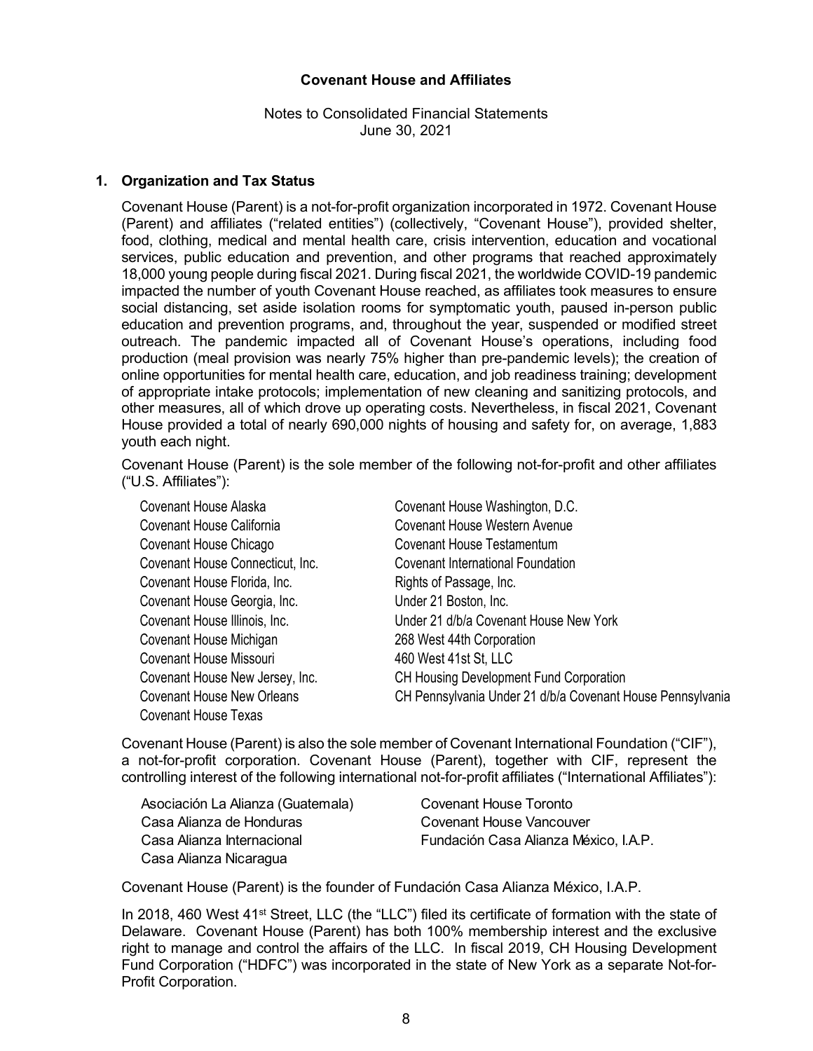**Covenant House and Affiliates**

Notes to Consolidated Financial Statements
June 30, 2021

## 1. Organization and Tax Status

Covenant House (Parent) is a not-for-profit organization incorporated in 1972. Covenant House (Parent) and affiliates ("related entities") (collectively, "Covenant House"), provided shelter, food, clothing, medical and mental health care, crisis intervention, education and vocational services, public education and prevention, and other programs that reached approximately 18,000 young people during fiscal 2021. During fiscal 2021, the worldwide COVID-19 pandemic impacted the number of youth Covenant House reached, as affiliates took measures to ensure social distancing, set aside isolation rooms for symptomatic youth, paused in-person public education and prevention programs, and, throughout the year, suspended or modified street outreach. The pandemic impacted all of Covenant House's operations, including food production (meal provision was nearly 75% higher than pre-pandemic levels); the creation of online opportunities for mental health care, education, and job readiness training; development of appropriate intake protocols; implementation of new cleaning and sanitizing protocols, and other measures, all of which drove up operating costs. Nevertheless, in fiscal 2021, Covenant House provided a total of nearly 690,000 nights of housing and safety for, on average, 1,883 youth each night.

Covenant House (Parent) is the sole member of the following not-for-profit and other affiliates ("U.S. Affiliates"):

- Covenant House Alaska
- Covenant House California
- Covenant House Chicago
- Covenant House Connecticut, Inc.
- Covenant House Florida, Inc.
- Covenant House Georgia, Inc.
- Covenant House Illinois, Inc.
- Covenant House Michigan
- Covenant House Missouri
- Covenant House New Jersey, Inc.
- Covenant House New Orleans
- Covenant House Texas
- Covenant House Washington, D.C.
- Covenant House Western Avenue
- Covenant House Testamentum
- Covenant International Foundation
- Rights of Passage, Inc.
- Under 21 Boston, Inc.
- Under 21 d/b/a Covenant House New York
- 268 West 44th Corporation
- 460 West 41st St, LLC
- CH Housing Development Fund Corporation
- CH Pennsylvania Under 21 d/b/a Covenant House Pennsylvania

Covenant House (Parent) is also the sole member of Covenant International Foundation ("CIF"), a not-for-profit corporation. Covenant House (Parent), together with CIF, represent the controlling interest of the following international not-for-profit affiliates ("International Affiliates"):

- Asociación La Alianza (Guatemala)
- Casa Alianza de Honduras
- Casa Alianza Internacional
- Casa Alianza Nicaragua
- Covenant House Toronto
- Covenant House Vancouver
- Fundación Casa Alianza México, I.A.P.

Covenant House (Parent) is the founder of Fundación Casa Alianza México, I.A.P.

In 2018, 460 West 41st Street, LLC (the "LLC") filed its certificate of formation with the state of Delaware. Covenant House (Parent) has both 100% membership interest and the exclusive right to manage and control the affairs of the LLC. In fiscal 2019, CH Housing Development Fund Corporation ("HDFC") was incorporated in the state of New York as a separate Not-for-Profit Corporation.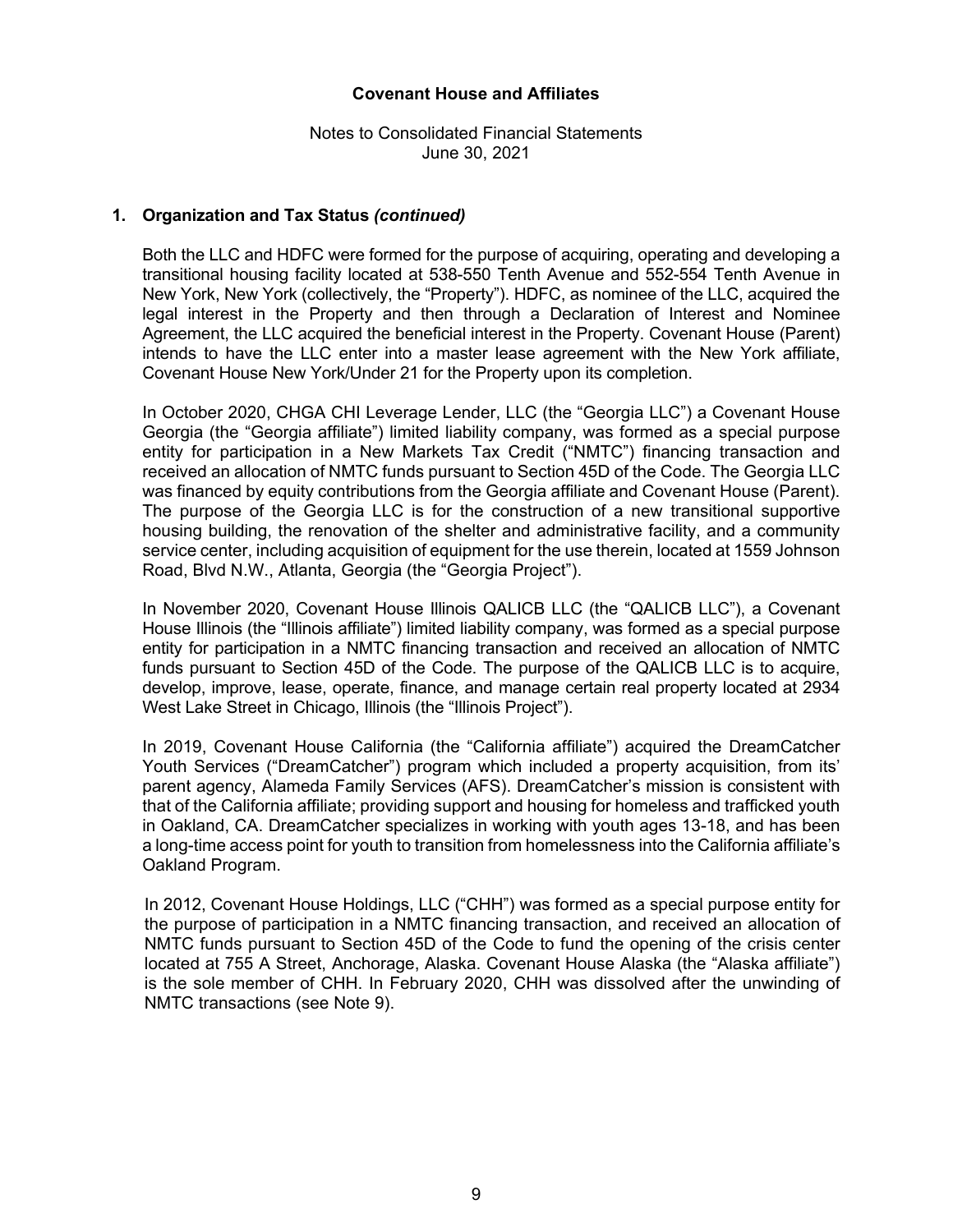## 1. Organization and Tax Status *(continued)*

Both the LLC and HDFC were formed for the purpose of acquiring, operating and developing a transitional housing facility located at 538-550 Tenth Avenue and 552-554 Tenth Avenue in New York, New York (collectively, the "Property"). HDFC, as nominee of the LLC, acquired the legal interest in the Property and then through a Declaration of Interest and Nominee Agreement, the LLC acquired the beneficial interest in the Property. Covenant House (Parent) intends to have the LLC enter into a master lease agreement with the New York affiliate, Covenant House New York/Under 21 for the Property upon its completion.

In October 2020, CHGA CHI Leverage Lender, LLC (the "Georgia LLC") a Covenant House Georgia (the "Georgia affiliate") limited liability company, was formed as a special purpose entity for participation in a New Markets Tax Credit ("NMTC") financing transaction and received an allocation of NMTC funds pursuant to Section 45D of the Code. The Georgia LLC was financed by equity contributions from the Georgia affiliate and Covenant House (Parent). The purpose of the Georgia LLC is for the construction of a new transitional supportive housing building, the renovation of the shelter and administrative facility, and a community service center, including acquisition of equipment for the use therein, located at 1559 Johnson Road, Blvd N.W., Atlanta, Georgia (the "Georgia Project").

In November 2020, Covenant House Illinois QALICB LLC (the "QALICB LLC"), a Covenant House Illinois (the "Illinois affiliate") limited liability company, was formed as a special purpose entity for participation in a NMTC financing transaction and received an allocation of NMTC funds pursuant to Section 45D of the Code. The purpose of the QALICB LLC is to acquire, develop, improve, lease, operate, finance, and manage certain real property located at 2934 West Lake Street in Chicago, Illinois (the "Illinois Project").

In 2019, Covenant House California (the "California affiliate") acquired the DreamCatcher Youth Services ("DreamCatcher") program which included a property acquisition, from its' parent agency, Alameda Family Services (AFS). DreamCatcher's mission is consistent with that of the California affiliate; providing support and housing for homeless and trafficked youth in Oakland, CA. DreamCatcher specializes in working with youth ages 13-18, and has been a long-time access point for youth to transition from homelessness into the California affiliate's Oakland Program.

In 2012, Covenant House Holdings, LLC ("CHH") was formed as a special purpose entity for the purpose of participation in a NMTC financing transaction, and received an allocation of NMTC funds pursuant to Section 45D of the Code to fund the opening of the crisis center located at 755 A Street, Anchorage, Alaska. Covenant House Alaska (the "Alaska affiliate") is the sole member of CHH. In February 2020, CHH was dissolved after the unwinding of NMTC transactions (see Note 9).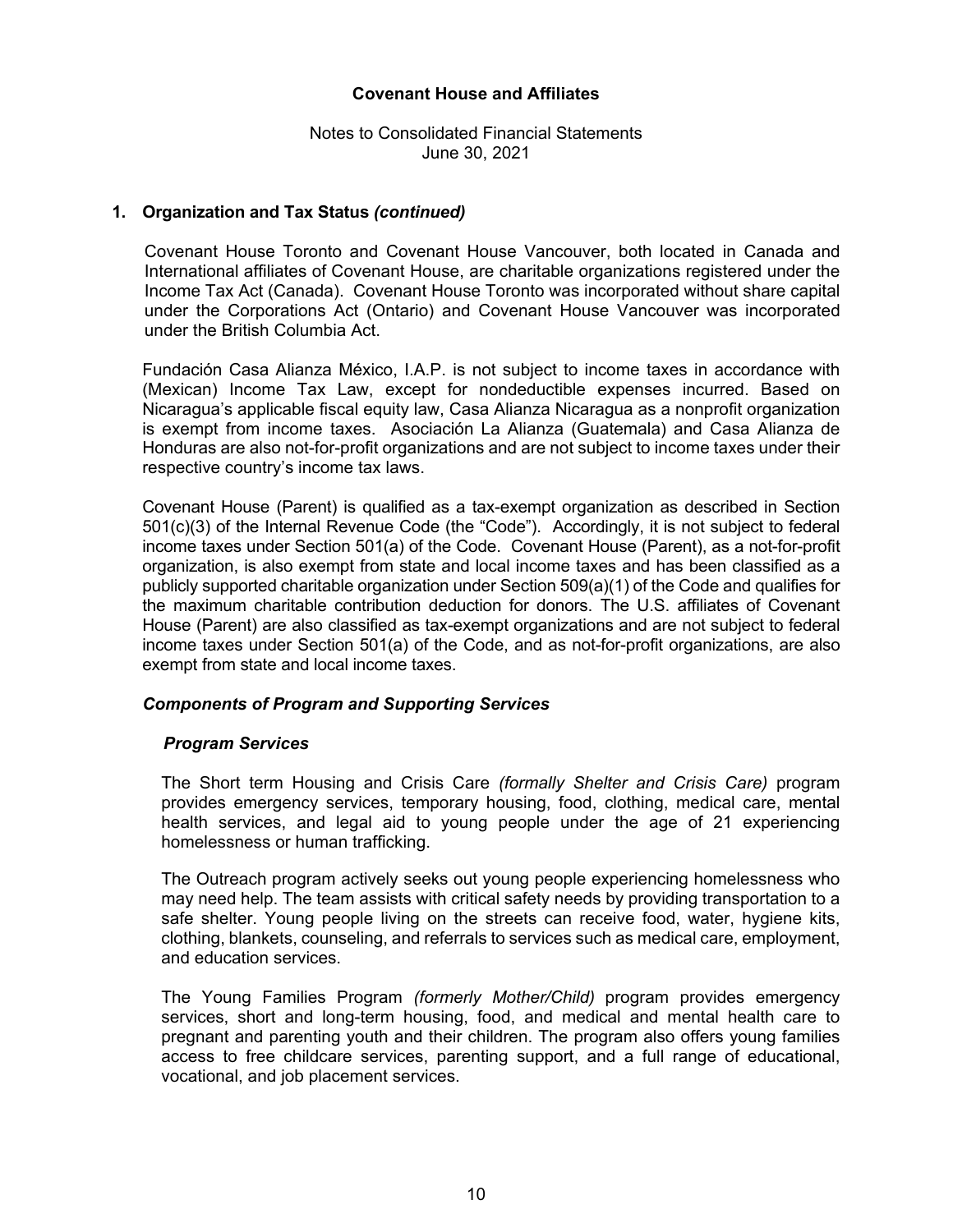## 1. Organization and Tax Status *(continued)*

Covenant House Toronto and Covenant House Vancouver, both located in Canada and International affiliates of Covenant House, are charitable organizations registered under the Income Tax Act (Canada). Covenant House Toronto was incorporated without share capital under the Corporations Act (Ontario) and Covenant House Vancouver was incorporated under the British Columbia Act.

Fundación Casa Alianza México, I.A.P. is not subject to income taxes in accordance with (Mexican) Income Tax Law, except for nondeductible expenses incurred. Based on Nicaragua's applicable fiscal equity law, Casa Alianza Nicaragua as a nonprofit organization is exempt from income taxes. Asociación La Alianza (Guatemala) and Casa Alianza de Honduras are also not-for-profit organizations and are not subject to income taxes under their respective country's income tax laws.

Covenant House (Parent) is qualified as a tax-exempt organization as described in Section 501(c)(3) of the Internal Revenue Code (the "Code"). Accordingly, it is not subject to federal income taxes under Section 501(a) of the Code. Covenant House (Parent), as a not-for-profit organization, is also exempt from state and local income taxes and has been classified as a publicly supported charitable organization under Section 509(a)(1) of the Code and qualifies for the maximum charitable contribution deduction for donors. The U.S. affiliates of Covenant House (Parent) are also classified as tax-exempt organizations and are not subject to federal income taxes under Section 501(a) of the Code, and as not-for-profit organizations, are also exempt from state and local income taxes.

### *Components of Program and Supporting Services*

#### *Program Services*

The Short term Housing and Crisis Care *(formally Shelter and Crisis Care)* program provides emergency services, temporary housing, food, clothing, medical care, mental health services, and legal aid to young people under the age of 21 experiencing homelessness or human trafficking.

The Outreach program actively seeks out young people experiencing homelessness who may need help. The team assists with critical safety needs by providing transportation to a safe shelter. Young people living on the streets can receive food, water, hygiene kits, clothing, blankets, counseling, and referrals to services such as medical care, employment, and education services.

The Young Families Program *(formerly Mother/Child)* program provides emergency services, short and long-term housing, food, and medical and mental health care to pregnant and parenting youth and their children. The program also offers young families access to free childcare services, parenting support, and a full range of educational, vocational, and job placement services.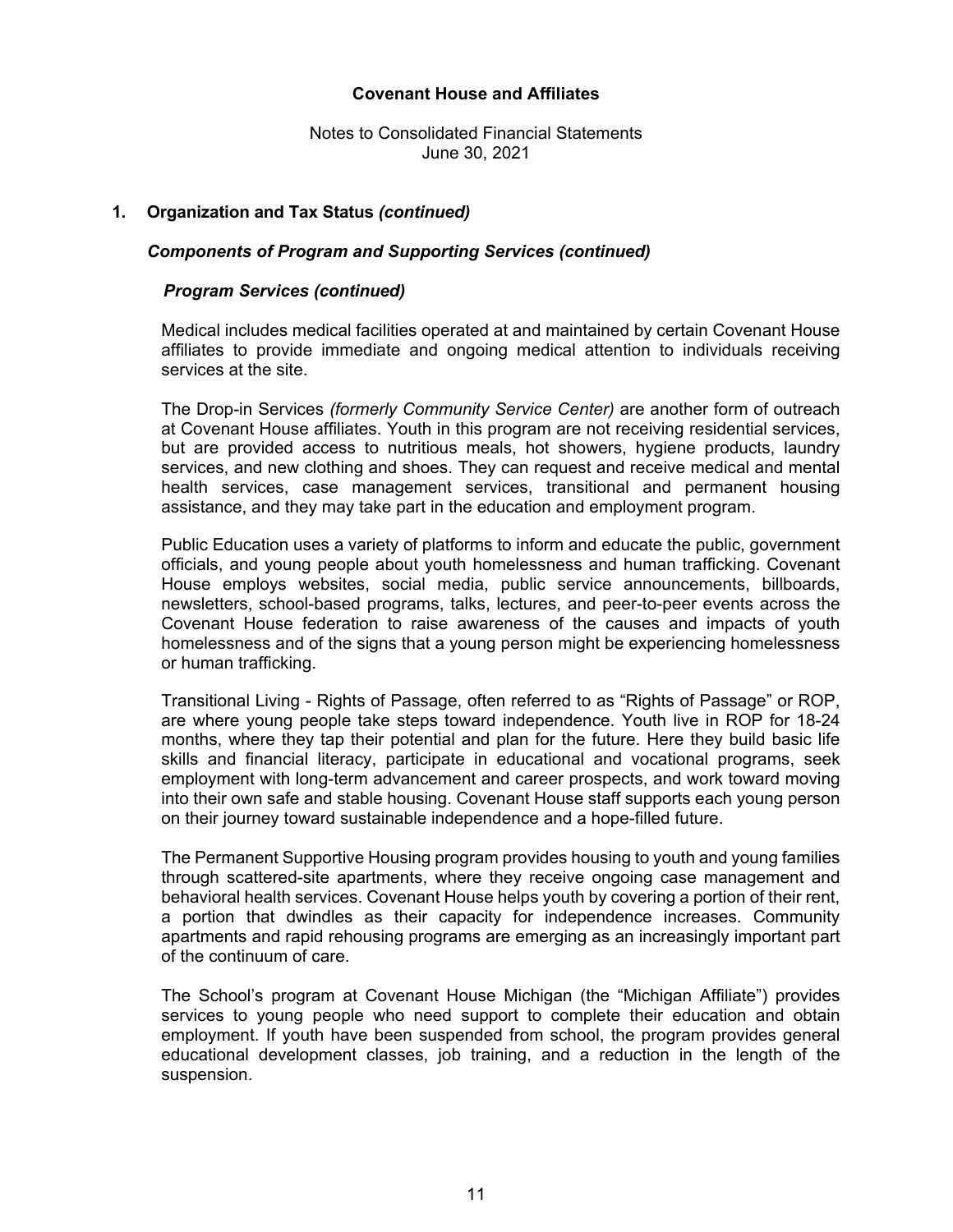## 1. Organization and Tax Status *(continued)*

### *Components of Program and Supporting Services (continued)*

#### *Program Services (continued)*

Medical includes medical facilities operated at and maintained by certain Covenant House affiliates to provide immediate and ongoing medical attention to individuals receiving services at the site.

The Drop-in Services *(formerly Community Service Center)* are another form of outreach at Covenant House affiliates. Youth in this program are not receiving residential services, but are provided access to nutritious meals, hot showers, hygiene products, laundry services, and new clothing and shoes. They can request and receive medical and mental health services, case management services, transitional and permanent housing assistance, and they may take part in the education and employment program.

Public Education uses a variety of platforms to inform and educate the public, government officials, and young people about youth homelessness and human trafficking. Covenant House employs websites, social media, public service announcements, billboards, newsletters, school-based programs, talks, lectures, and peer-to-peer events across the Covenant House federation to raise awareness of the causes and impacts of youth homelessness and of the signs that a young person might be experiencing homelessness or human trafficking.

Transitional Living - Rights of Passage, often referred to as "Rights of Passage" or ROP, are where young people take steps toward independence. Youth live in ROP for 18-24 months, where they tap their potential and plan for the future. Here they build basic life skills and financial literacy, participate in educational and vocational programs, seek employment with long-term advancement and career prospects, and work toward moving into their own safe and stable housing. Covenant House staff supports each young person on their journey toward sustainable independence and a hope-filled future.

The Permanent Supportive Housing program provides housing to youth and young families through scattered-site apartments, where they receive ongoing case management and behavioral health services. Covenant House helps youth by covering a portion of their rent, a portion that dwindles as their capacity for independence increases. Community apartments and rapid rehousing programs are emerging as an increasingly important part of the continuum of care.

The School's program at Covenant House Michigan (the "Michigan Affiliate") provides services to young people who need support to complete their education and obtain employment. If youth have been suspended from school, the program provides general educational development classes, job training, and a reduction in the length of the suspension.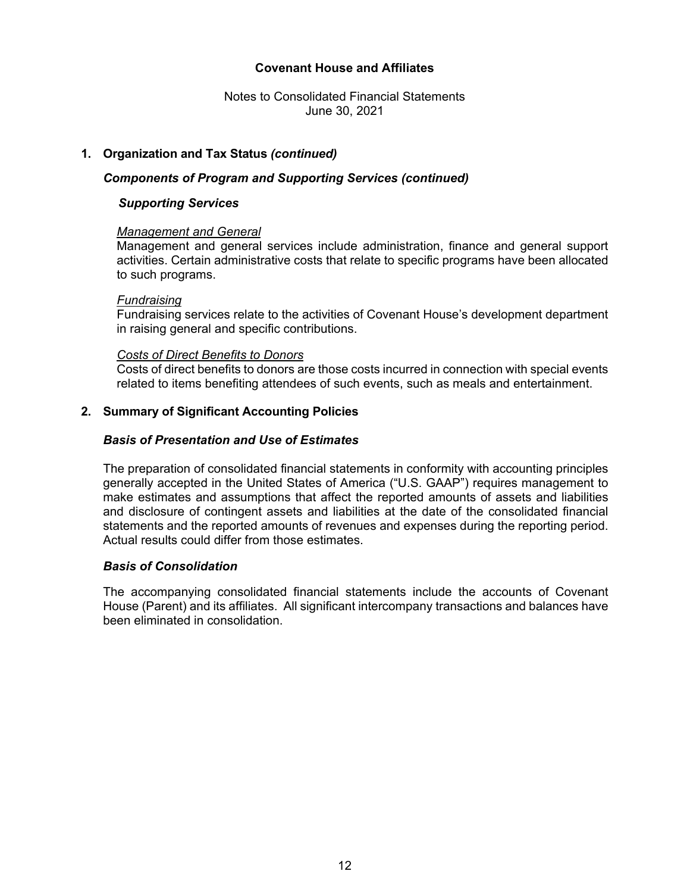## 1. Organization and Tax Status *(continued)*

### *Components of Program and Supporting Services (continued)*

#### *Supporting Services*

<u>*Management and General*</u>
Management and general services include administration, finance and general support activities. Certain administrative costs that relate to specific programs have been allocated to such programs.

<u>*Fundraising*</u>
Fundraising services relate to the activities of Covenant House's development department in raising general and specific contributions.

<u>*Costs of Direct Benefits to Donors*</u>
Costs of direct benefits to donors are those costs incurred in connection with special events related to items benefiting attendees of such events, such as meals and entertainment.

## 2. Summary of Significant Accounting Policies

### *Basis of Presentation and Use of Estimates*

The preparation of consolidated financial statements in conformity with accounting principles generally accepted in the United States of America ("U.S. GAAP") requires management to make estimates and assumptions that affect the reported amounts of assets and liabilities and disclosure of contingent assets and liabilities at the date of the consolidated financial statements and the reported amounts of revenues and expenses during the reporting period. Actual results could differ from those estimates.

### *Basis of Consolidation*

The accompanying consolidated financial statements include the accounts of Covenant House (Parent) and its affiliates. All significant intercompany transactions and balances have been eliminated in consolidation.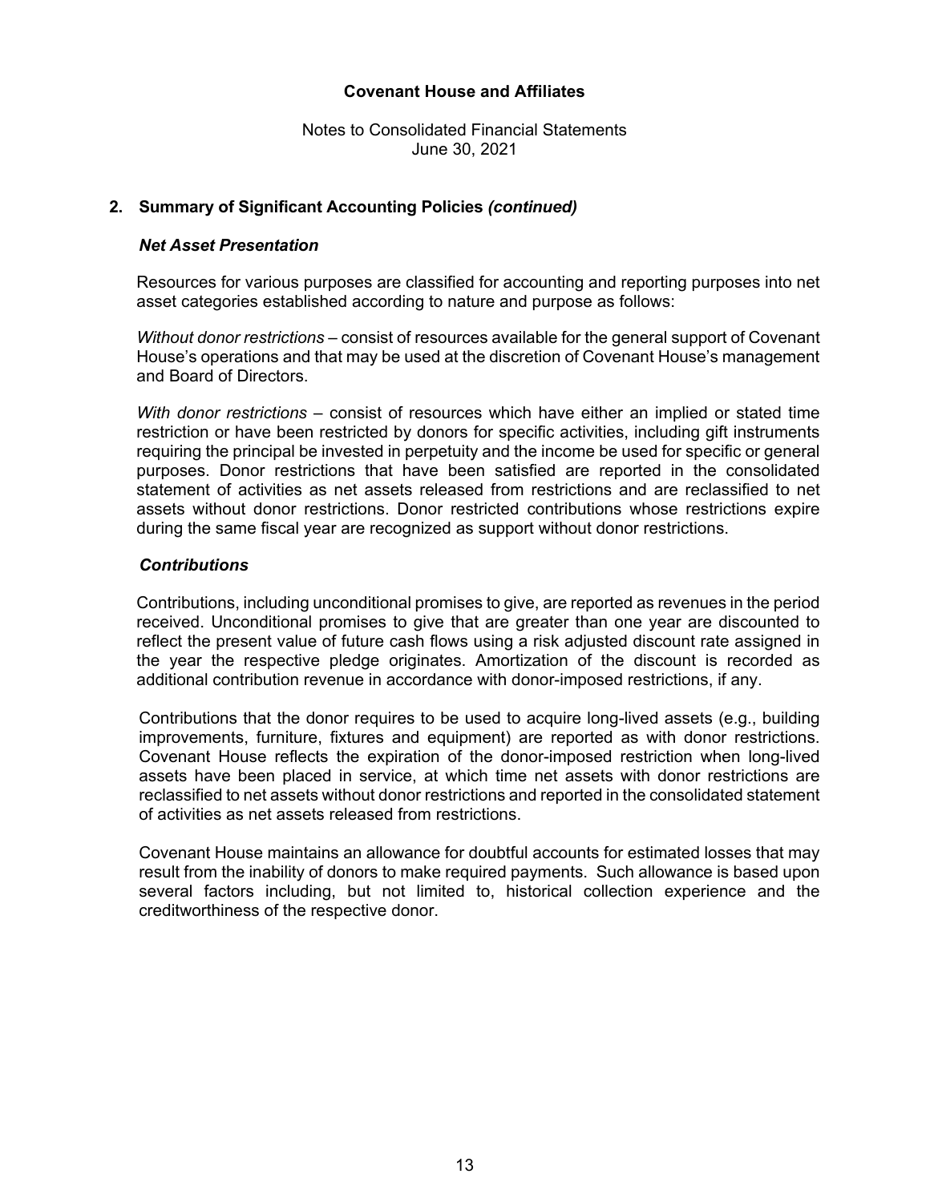## 2. Summary of Significant Accounting Policies *(continued)*

### *Net Asset Presentation*

Resources for various purposes are classified for accounting and reporting purposes into net asset categories established according to nature and purpose as follows:

*Without donor restrictions* – consist of resources available for the general support of Covenant House's operations and that may be used at the discretion of Covenant House's management and Board of Directors.

*With donor restrictions* – consist of resources which have either an implied or stated time restriction or have been restricted by donors for specific activities, including gift instruments requiring the principal be invested in perpetuity and the income be used for specific or general purposes. Donor restrictions that have been satisfied are reported in the consolidated statement of activities as net assets released from restrictions and are reclassified to net assets without donor restrictions. Donor restricted contributions whose restrictions expire during the same fiscal year are recognized as support without donor restrictions.

### *Contributions*

Contributions, including unconditional promises to give, are reported as revenues in the period received. Unconditional promises to give that are greater than one year are discounted to reflect the present value of future cash flows using a risk adjusted discount rate assigned in the year the respective pledge originates. Amortization of the discount is recorded as additional contribution revenue in accordance with donor-imposed restrictions, if any.

Contributions that the donor requires to be used to acquire long-lived assets (e.g., building improvements, furniture, fixtures and equipment) are reported as with donor restrictions. Covenant House reflects the expiration of the donor-imposed restriction when long-lived assets have been placed in service, at which time net assets with donor restrictions are reclassified to net assets without donor restrictions and reported in the consolidated statement of activities as net assets released from restrictions.

Covenant House maintains an allowance for doubtful accounts for estimated losses that may result from the inability of donors to make required payments. Such allowance is based upon several factors including, but not limited to, historical collection experience and the creditworthiness of the respective donor.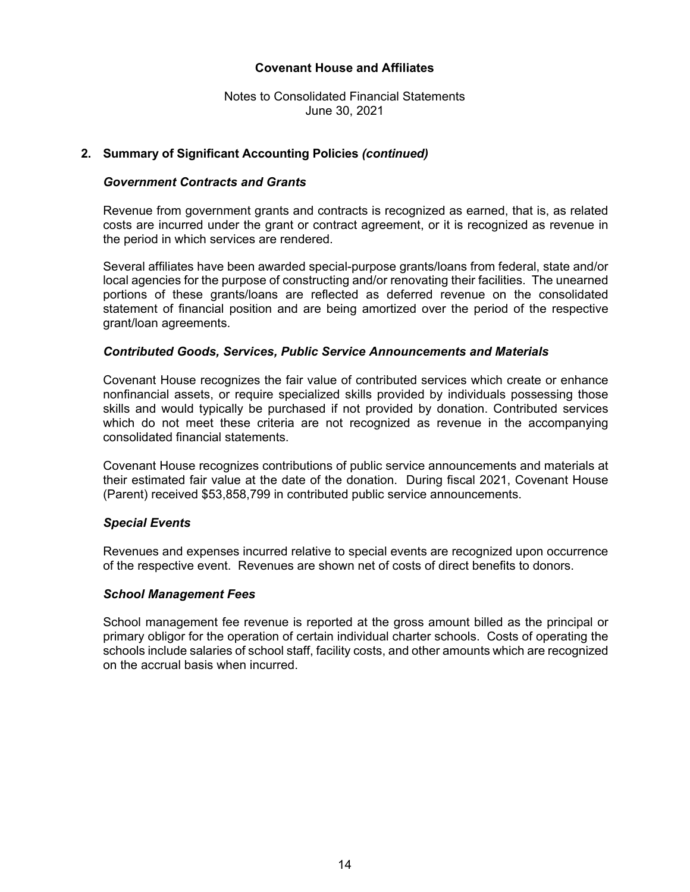## 2. Summary of Significant Accounting Policies *(continued)*

### *Government Contracts and Grants*

Revenue from government grants and contracts is recognized as earned, that is, as related costs are incurred under the grant or contract agreement, or it is recognized as revenue in the period in which services are rendered.

Several affiliates have been awarded special-purpose grants/loans from federal, state and/or local agencies for the purpose of constructing and/or renovating their facilities. The unearned portions of these grants/loans are reflected as deferred revenue on the consolidated statement of financial position and are being amortized over the period of the respective grant/loan agreements.

### *Contributed Goods, Services, Public Service Announcements and Materials*

Covenant House recognizes the fair value of contributed services which create or enhance nonfinancial assets, or require specialized skills provided by individuals possessing those skills and would typically be purchased if not provided by donation. Contributed services which do not meet these criteria are not recognized as revenue in the accompanying consolidated financial statements.

Covenant House recognizes contributions of public service announcements and materials at their estimated fair value at the date of the donation. During fiscal 2021, Covenant House (Parent) received $53,858,799 in contributed public service announcements.

### *Special Events*

Revenues and expenses incurred relative to special events are recognized upon occurrence of the respective event. Revenues are shown net of costs of direct benefits to donors.

### *School Management Fees*

School management fee revenue is reported at the gross amount billed as the principal or primary obligor for the operation of certain individual charter schools. Costs of operating the schools include salaries of school staff, facility costs, and other amounts which are recognized on the accrual basis when incurred.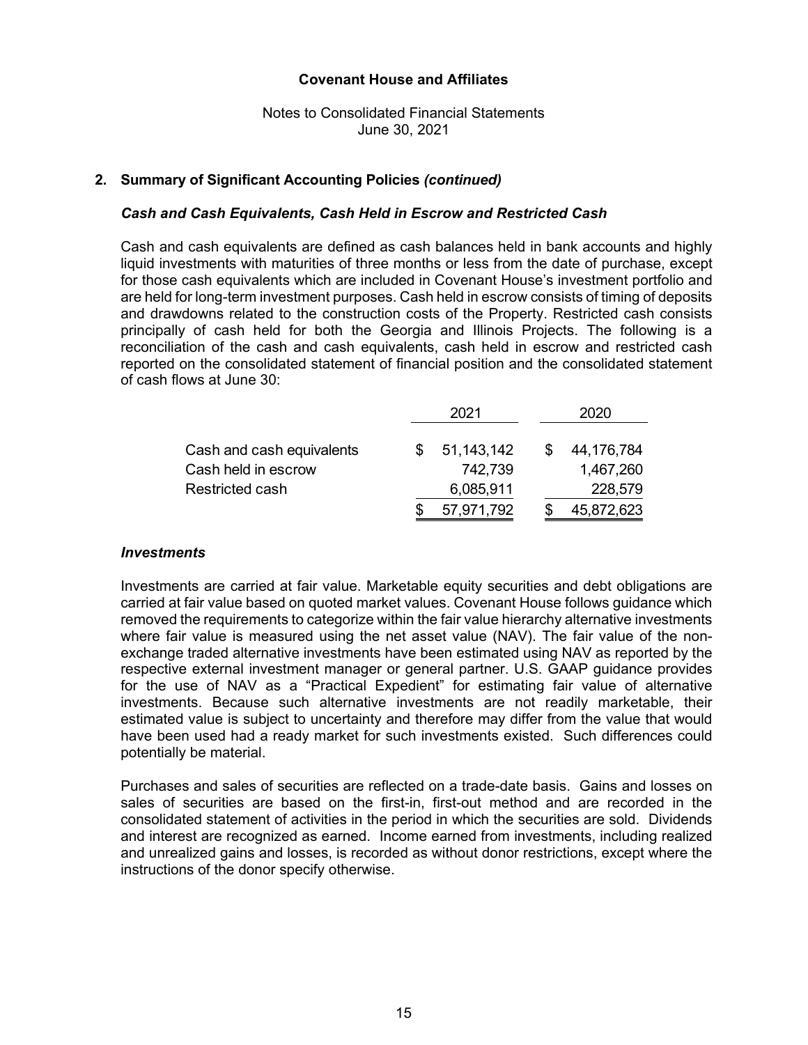**Covenant House and Affiliates**

Notes to Consolidated Financial Statements
June 30, 2021

## 2. Summary of Significant Accounting Policies *(continued)*

### *Cash and Cash Equivalents, Cash Held in Escrow and Restricted Cash*

Cash and cash equivalents are defined as cash balances held in bank accounts and highly liquid investments with maturities of three months or less from the date of purchase, except for those cash equivalents which are included in Covenant House's investment portfolio and are held for long-term investment purposes. Cash held in escrow consists of timing of deposits and drawdowns related to the construction costs of the Property. Restricted cash consists principally of cash held for both the Georgia and Illinois Projects. The following is a reconciliation of the cash and cash equivalents, cash held in escrow and restricted cash reported on the consolidated statement of financial position and the consolidated statement of cash flows at June 30:

| | 2021 | 2020 |
|---|---|---|
| Cash and cash equivalents | $ 51,143,142 | $ 44,176,784 |
| Cash held in escrow | 742,739 | 1,467,260 |
| Restricted cash | 6,085,911 | 228,579 |
| | $ 57,971,792 | $ 45,872,623 |

### *Investments*

Investments are carried at fair value. Marketable equity securities and debt obligations are carried at fair value based on quoted market values. Covenant House follows guidance which removed the requirements to categorize within the fair value hierarchy alternative investments where fair value is measured using the net asset value (NAV). The fair value of the non-exchange traded alternative investments have been estimated using NAV as reported by the respective external investment manager or general partner. U.S. GAAP guidance provides for the use of NAV as a "Practical Expedient" for estimating fair value of alternative investments. Because such alternative investments are not readily marketable, their estimated value is subject to uncertainty and therefore may differ from the value that would have been used had a ready market for such investments existed. Such differences could potentially be material.

Purchases and sales of securities are reflected on a trade-date basis. Gains and losses on sales of securities are based on the first-in, first-out method and are recorded in the consolidated statement of activities in the period in which the securities are sold. Dividends and interest are recognized as earned. Income earned from investments, including realized and unrealized gains and losses, is recorded as without donor restrictions, except where the instructions of the donor specify otherwise.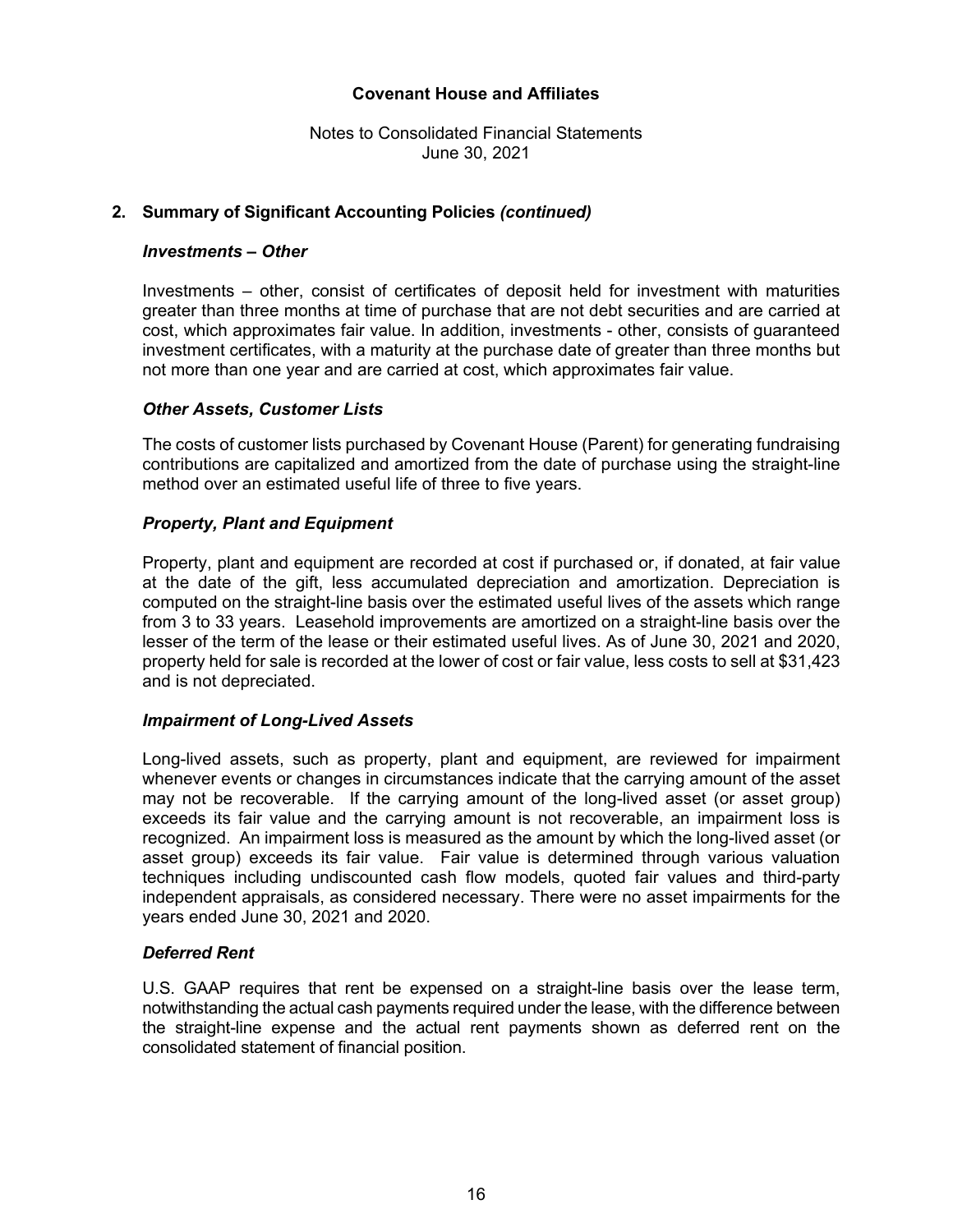## 2. Summary of Significant Accounting Policies *(continued)*

### *Investments – Other*

Investments – other, consist of certificates of deposit held for investment with maturities greater than three months at time of purchase that are not debt securities and are carried at cost, which approximates fair value. In addition, investments - other, consists of guaranteed investment certificates, with a maturity at the purchase date of greater than three months but not more than one year and are carried at cost, which approximates fair value.

### *Other Assets, Customer Lists*

The costs of customer lists purchased by Covenant House (Parent) for generating fundraising contributions are capitalized and amortized from the date of purchase using the straight-line method over an estimated useful life of three to five years.

### *Property, Plant and Equipment*

Property, plant and equipment are recorded at cost if purchased or, if donated, at fair value at the date of the gift, less accumulated depreciation and amortization. Depreciation is computed on the straight-line basis over the estimated useful lives of the assets which range from 3 to 33 years. Leasehold improvements are amortized on a straight-line basis over the lesser of the term of the lease or their estimated useful lives. As of June 30, 2021 and 2020, property held for sale is recorded at the lower of cost or fair value, less costs to sell at $31,423 and is not depreciated.

### *Impairment of Long-Lived Assets*

Long-lived assets, such as property, plant and equipment, are reviewed for impairment whenever events or changes in circumstances indicate that the carrying amount of the asset may not be recoverable. If the carrying amount of the long-lived asset (or asset group) exceeds its fair value and the carrying amount is not recoverable, an impairment loss is recognized. An impairment loss is measured as the amount by which the long-lived asset (or asset group) exceeds its fair value. Fair value is determined through various valuation techniques including undiscounted cash flow models, quoted fair values and third-party independent appraisals, as considered necessary. There were no asset impairments for the years ended June 30, 2021 and 2020.

### *Deferred Rent*

U.S. GAAP requires that rent be expensed on a straight-line basis over the lease term, notwithstanding the actual cash payments required under the lease, with the difference between the straight-line expense and the actual rent payments shown as deferred rent on the consolidated statement of financial position.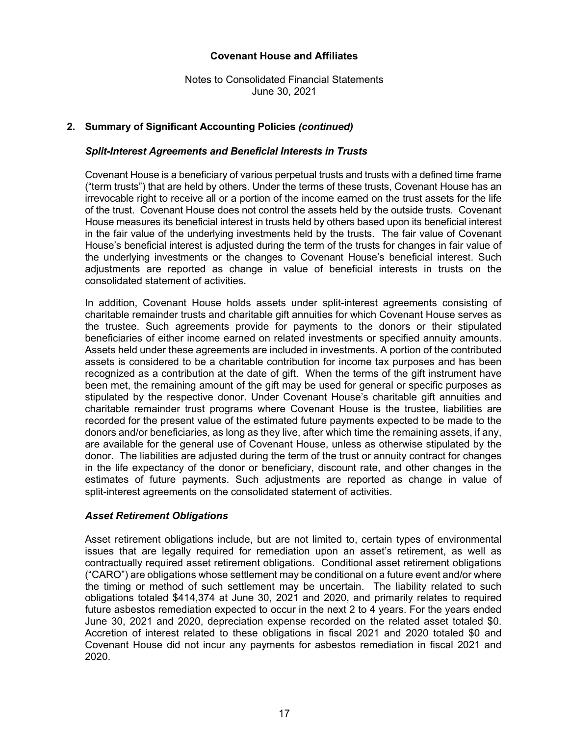**Covenant House and Affiliates**

Notes to Consolidated Financial Statements
June 30, 2021

## 2. Summary of Significant Accounting Policies *(continued)*

### *Split-Interest Agreements and Beneficial Interests in Trusts*

Covenant House is a beneficiary of various perpetual trusts and trusts with a defined time frame ("term trusts") that are held by others. Under the terms of these trusts, Covenant House has an irrevocable right to receive all or a portion of the income earned on the trust assets for the life of the trust. Covenant House does not control the assets held by the outside trusts. Covenant House measures its beneficial interest in trusts held by others based upon its beneficial interest in the fair value of the underlying investments held by the trusts. The fair value of Covenant House's beneficial interest is adjusted during the term of the trusts for changes in fair value of the underlying investments or the changes to Covenant House's beneficial interest. Such adjustments are reported as change in value of beneficial interests in trusts on the consolidated statement of activities.

In addition, Covenant House holds assets under split-interest agreements consisting of charitable remainder trusts and charitable gift annuities for which Covenant House serves as the trustee. Such agreements provide for payments to the donors or their stipulated beneficiaries of either income earned on related investments or specified annuity amounts. Assets held under these agreements are included in investments. A portion of the contributed assets is considered to be a charitable contribution for income tax purposes and has been recognized as a contribution at the date of gift. When the terms of the gift instrument have been met, the remaining amount of the gift may be used for general or specific purposes as stipulated by the respective donor. Under Covenant House's charitable gift annuities and charitable remainder trust programs where Covenant House is the trustee, liabilities are recorded for the present value of the estimated future payments expected to be made to the donors and/or beneficiaries, as long as they live, after which time the remaining assets, if any, are available for the general use of Covenant House, unless as otherwise stipulated by the donor. The liabilities are adjusted during the term of the trust or annuity contract for changes in the life expectancy of the donor or beneficiary, discount rate, and other changes in the estimates of future payments. Such adjustments are reported as change in value of split-interest agreements on the consolidated statement of activities.

### *Asset Retirement Obligations*

Asset retirement obligations include, but are not limited to, certain types of environmental issues that are legally required for remediation upon an asset's retirement, as well as contractually required asset retirement obligations. Conditional asset retirement obligations ("CARO") are obligations whose settlement may be conditional on a future event and/or where the timing or method of such settlement may be uncertain. The liability related to such obligations totaled $414,374 at June 30, 2021 and 2020, and primarily relates to required future asbestos remediation expected to occur in the next 2 to 4 years. For the years ended June 30, 2021 and 2020, depreciation expense recorded on the related asset totaled $0. Accretion of interest related to these obligations in fiscal 2021 and 2020 totaled $0 and Covenant House did not incur any payments for asbestos remediation in fiscal 2021 and 2020.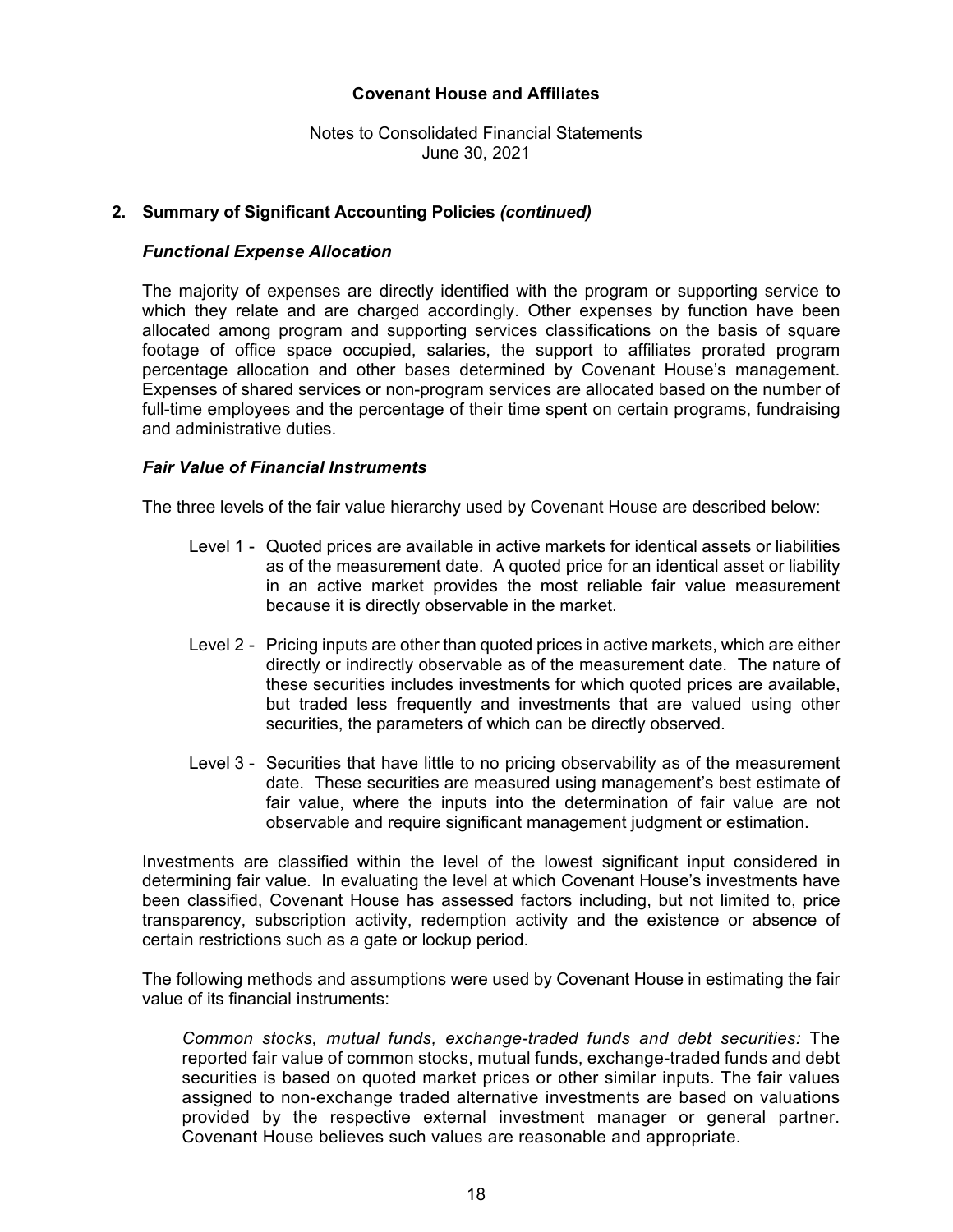## 2. Summary of Significant Accounting Policies *(continued)*

### *Functional Expense Allocation*

The majority of expenses are directly identified with the program or supporting service to which they relate and are charged accordingly. Other expenses by function have been allocated among program and supporting services classifications on the basis of square footage of office space occupied, salaries, the support to affiliates prorated program percentage allocation and other bases determined by Covenant House's management. Expenses of shared services or non-program services are allocated based on the number of full-time employees and the percentage of their time spent on certain programs, fundraising and administrative duties.

### *Fair Value of Financial Instruments*

The three levels of the fair value hierarchy used by Covenant House are described below:

- Level 1 - Quoted prices are available in active markets for identical assets or liabilities as of the measurement date. A quoted price for an identical asset or liability in an active market provides the most reliable fair value measurement because it is directly observable in the market.
- Level 2 - Pricing inputs are other than quoted prices in active markets, which are either directly or indirectly observable as of the measurement date. The nature of these securities includes investments for which quoted prices are available, but traded less frequently and investments that are valued using other securities, the parameters of which can be directly observed.
- Level 3 - Securities that have little to no pricing observability as of the measurement date. These securities are measured using management's best estimate of fair value, where the inputs into the determination of fair value are not observable and require significant management judgment or estimation.

Investments are classified within the level of the lowest significant input considered in determining fair value. In evaluating the level at which Covenant House's investments have been classified, Covenant House has assessed factors including, but not limited to, price transparency, subscription activity, redemption activity and the existence or absence of certain restrictions such as a gate or lockup period.

The following methods and assumptions were used by Covenant House in estimating the fair value of its financial instruments:

*Common stocks, mutual funds, exchange-traded funds and debt securities:* The reported fair value of common stocks, mutual funds, exchange-traded funds and debt securities is based on quoted market prices or other similar inputs. The fair values assigned to non-exchange traded alternative investments are based on valuations provided by the respective external investment manager or general partner. Covenant House believes such values are reasonable and appropriate.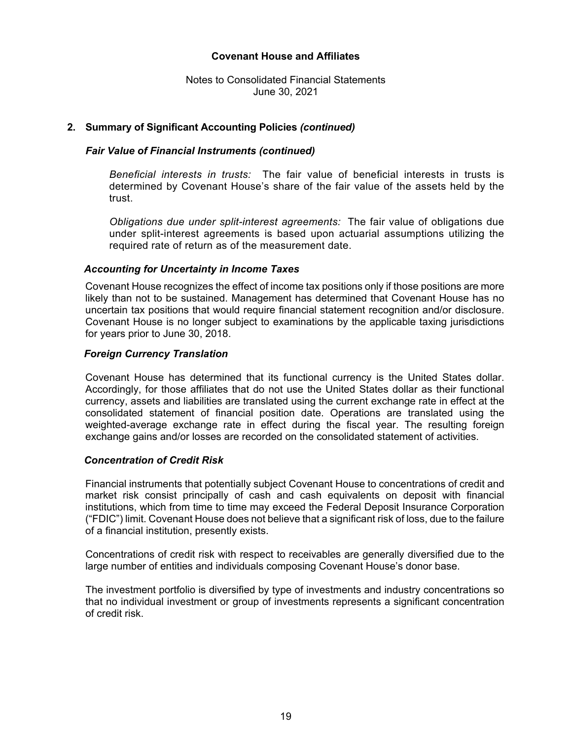## 2. Summary of Significant Accounting Policies *(continued)*

### *Fair Value of Financial Instruments (continued)*

*Beneficial interests in trusts:* The fair value of beneficial interests in trusts is determined by Covenant House's share of the fair value of the assets held by the trust.

*Obligations due under split-interest agreements:* The fair value of obligations due under split-interest agreements is based upon actuarial assumptions utilizing the required rate of return as of the measurement date.

### *Accounting for Uncertainty in Income Taxes*

Covenant House recognizes the effect of income tax positions only if those positions are more likely than not to be sustained. Management has determined that Covenant House has no uncertain tax positions that would require financial statement recognition and/or disclosure. Covenant House is no longer subject to examinations by the applicable taxing jurisdictions for years prior to June 30, 2018.

### *Foreign Currency Translation*

Covenant House has determined that its functional currency is the United States dollar. Accordingly, for those affiliates that do not use the United States dollar as their functional currency, assets and liabilities are translated using the current exchange rate in effect at the consolidated statement of financial position date. Operations are translated using the weighted-average exchange rate in effect during the fiscal year. The resulting foreign exchange gains and/or losses are recorded on the consolidated statement of activities.

### *Concentration of Credit Risk*

Financial instruments that potentially subject Covenant House to concentrations of credit and market risk consist principally of cash and cash equivalents on deposit with financial institutions, which from time to time may exceed the Federal Deposit Insurance Corporation ("FDIC") limit. Covenant House does not believe that a significant risk of loss, due to the failure of a financial institution, presently exists.

Concentrations of credit risk with respect to receivables are generally diversified due to the large number of entities and individuals composing Covenant House's donor base.

The investment portfolio is diversified by type of investments and industry concentrations so that no individual investment or group of investments represents a significant concentration of credit risk.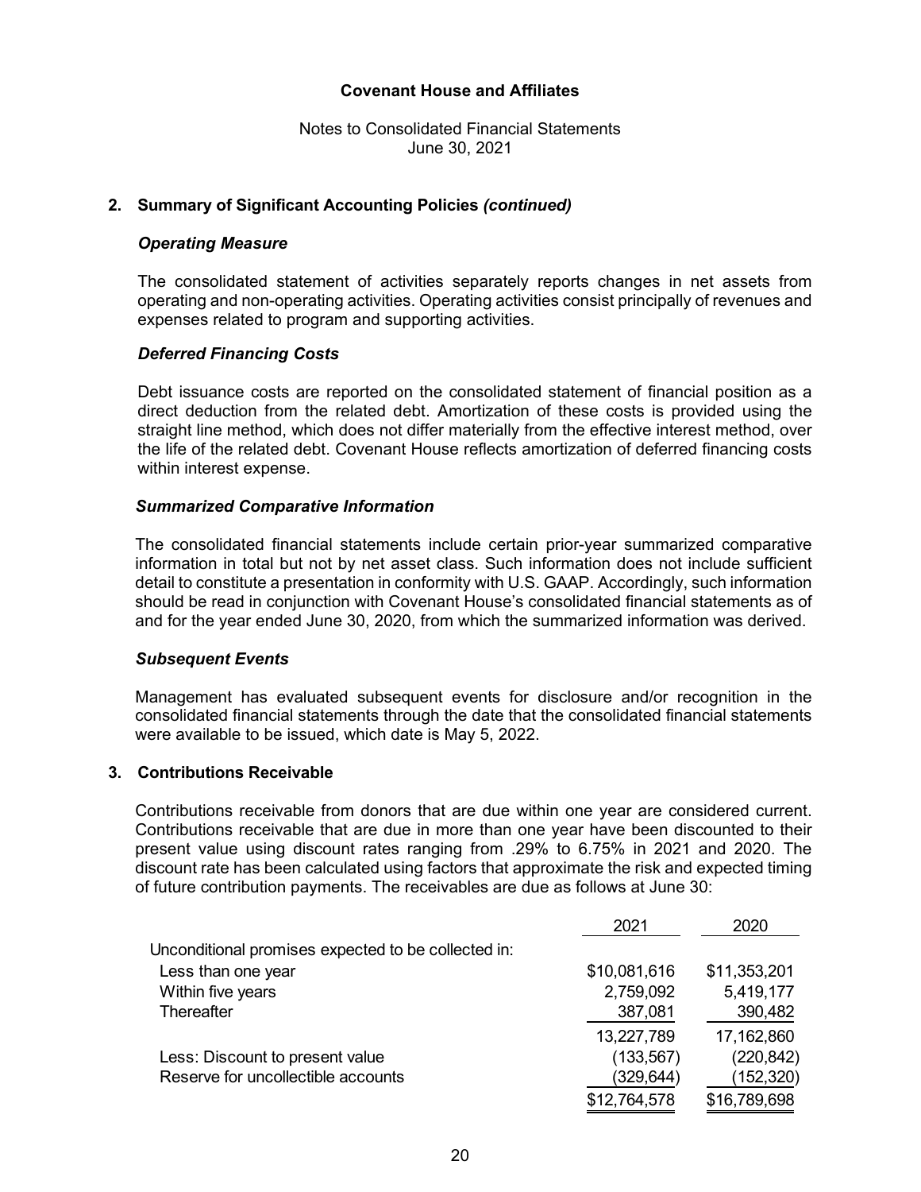**Covenant House and Affiliates**

Notes to Consolidated Financial Statements
June 30, 2021

## 2. Summary of Significant Accounting Policies *(continued)*

### *Operating Measure*

The consolidated statement of activities separately reports changes in net assets from operating and non-operating activities. Operating activities consist principally of revenues and expenses related to program and supporting activities.

### *Deferred Financing Costs*

Debt issuance costs are reported on the consolidated statement of financial position as a direct deduction from the related debt. Amortization of these costs is provided using the straight line method, which does not differ materially from the effective interest method, over the life of the related debt. Covenant House reflects amortization of deferred financing costs within interest expense.

### *Summarized Comparative Information*

The consolidated financial statements include certain prior-year summarized comparative information in total but not by net asset class. Such information does not include sufficient detail to constitute a presentation in conformity with U.S. GAAP. Accordingly, such information should be read in conjunction with Covenant House's consolidated financial statements as of and for the year ended June 30, 2020, from which the summarized information was derived.

### *Subsequent Events*

Management has evaluated subsequent events for disclosure and/or recognition in the consolidated financial statements through the date that the consolidated financial statements were available to be issued, which date is May 5, 2022.

## 3. Contributions Receivable

Contributions receivable from donors that are due within one year are considered current. Contributions receivable that are due in more than one year have been discounted to their present value using discount rates ranging from .29% to 6.75% in 2021 and 2020. The discount rate has been calculated using factors that approximate the risk and expected timing of future contribution payments. The receivables are due as follows at June 30:

| | 2021 | 2020 |
|---|---|---|
| Unconditional promises expected to be collected in: | | |
| Less than one year | $10,081,616 | $11,353,201 |
| Within five years | 2,759,092 | 5,419,177 |
| Thereafter | 387,081 | 390,482 |
| | 13,227,789 | 17,162,860 |
| Less: Discount to present value | (133,567) | (220,842) |
| Reserve for uncollectible accounts | (329,644) | (152,320) |
| | $12,764,578 | $16,789,698 |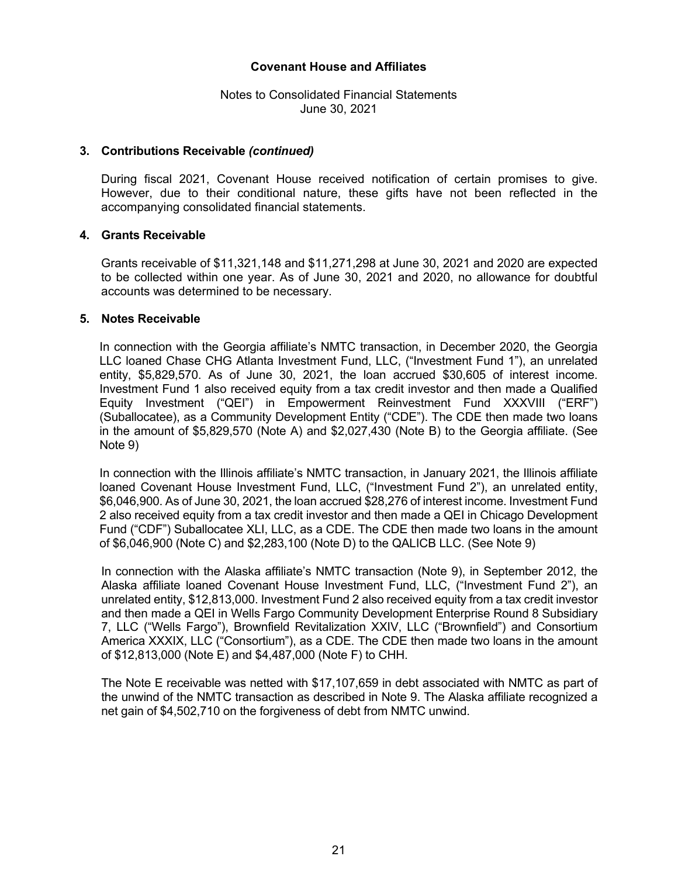## 3. Contributions Receivable *(continued)*

During fiscal 2021, Covenant House received notification of certain promises to give. However, due to their conditional nature, these gifts have not been reflected in the accompanying consolidated financial statements.

## 4. Grants Receivable

Grants receivable of $11,321,148 and $11,271,298 at June 30, 2021 and 2020 are expected to be collected within one year. As of June 30, 2021 and 2020, no allowance for doubtful accounts was determined to be necessary.

## 5. Notes Receivable

In connection with the Georgia affiliate's NMTC transaction, in December 2020, the Georgia LLC loaned Chase CHG Atlanta Investment Fund, LLC, ("Investment Fund 1"), an unrelated entity, $5,829,570. As of June 30, 2021, the loan accrued $30,605 of interest income. Investment Fund 1 also received equity from a tax credit investor and then made a Qualified Equity Investment ("QEI") in Empowerment Reinvestment Fund XXXVIII ("ERF") (Suballocatee), as a Community Development Entity ("CDE"). The CDE then made two loans in the amount of $5,829,570 (Note A) and $2,027,430 (Note B) to the Georgia affiliate. (See Note 9)

In connection with the Illinois affiliate's NMTC transaction, in January 2021, the Illinois affiliate loaned Covenant House Investment Fund, LLC, ("Investment Fund 2"), an unrelated entity, $6,046,900. As of June 30, 2021, the loan accrued $28,276 of interest income. Investment Fund 2 also received equity from a tax credit investor and then made a QEI in Chicago Development Fund ("CDF") Suballocatee XLI, LLC, as a CDE. The CDE then made two loans in the amount of $6,046,900 (Note C) and $2,283,100 (Note D) to the QALICB LLC. (See Note 9)

In connection with the Alaska affiliate's NMTC transaction (Note 9), in September 2012, the Alaska affiliate loaned Covenant House Investment Fund, LLC, ("Investment Fund 2"), an unrelated entity, $12,813,000. Investment Fund 2 also received equity from a tax credit investor and then made a QEI in Wells Fargo Community Development Enterprise Round 8 Subsidiary 7, LLC ("Wells Fargo"), Brownfield Revitalization XXIV, LLC ("Brownfield") and Consortium America XXXIX, LLC ("Consortium"), as a CDE. The CDE then made two loans in the amount of $12,813,000 (Note E) and $4,487,000 (Note F) to CHH.

The Note E receivable was netted with $17,107,659 in debt associated with NMTC as part of the unwind of the NMTC transaction as described in Note 9. The Alaska affiliate recognized a net gain of $4,502,710 on the forgiveness of debt from NMTC unwind.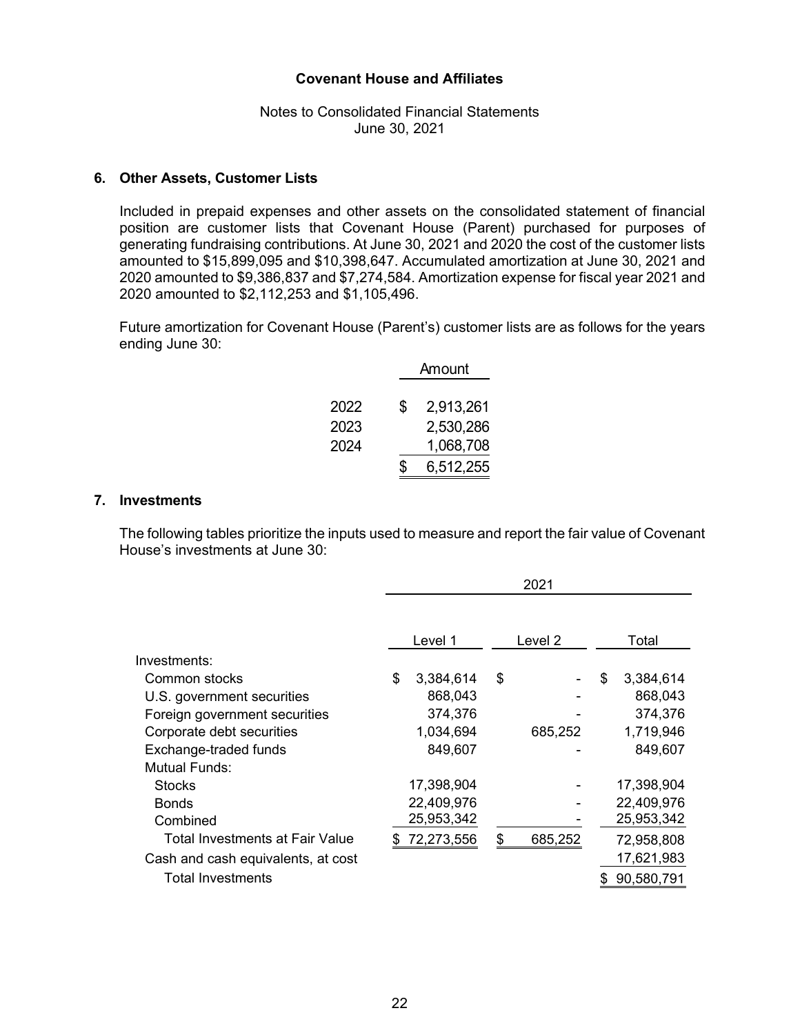**Covenant House and Affiliates**

Notes to Consolidated Financial Statements
June 30, 2021

## 6. Other Assets, Customer Lists

Included in prepaid expenses and other assets on the consolidated statement of financial position are customer lists that Covenant House (Parent) purchased for purposes of generating fundraising contributions. At June 30, 2021 and 2020 the cost of the customer lists amounted to $15,899,095 and $10,398,647. Accumulated amortization at June 30, 2021 and 2020 amounted to $9,386,837 and $7,274,584. Amortization expense for fiscal year 2021 and 2020 amounted to $2,112,253 and $1,105,496.

Future amortization for Covenant House (Parent's) customer lists are as follows for the years ending June 30:

| | Amount |
|---|---|
| 2022 | $ 2,913,261 |
| 2023 | 2,530,286 |
| 2024 | 1,068,708 |
| | $ 6,512,255 |

## 7. Investments

The following tables prioritize the inputs used to measure and report the fair value of Covenant House's investments at June 30:

| | 2021 | | |
|---|---|---|---|
| | Level 1 | Level 2 | Total |
| Investments: | | | |
| Common stocks | $ 3,384,614 | $ - | $ 3,384,614 |
| U.S. government securities | 868,043 | - | 868,043 |
| Foreign government securities | 374,376 | - | 374,376 |
| Corporate debt securities | 1,034,694 | 685,252 | 1,719,946 |
| Exchange-traded funds | 849,607 | - | 849,607 |
| Mutual Funds: | | | |
| Stocks | 17,398,904 | - | 17,398,904 |
| Bonds | 22,409,976 | - | 22,409,976 |
| Combined | 25,953,342 | - | 25,953,342 |
| Total Investments at Fair Value | $ 72,273,556 | $ 685,252 | 72,958,808 |
| Cash and cash equivalents, at cost | | | 17,621,983 |
| Total Investments | | | $ 90,580,791 |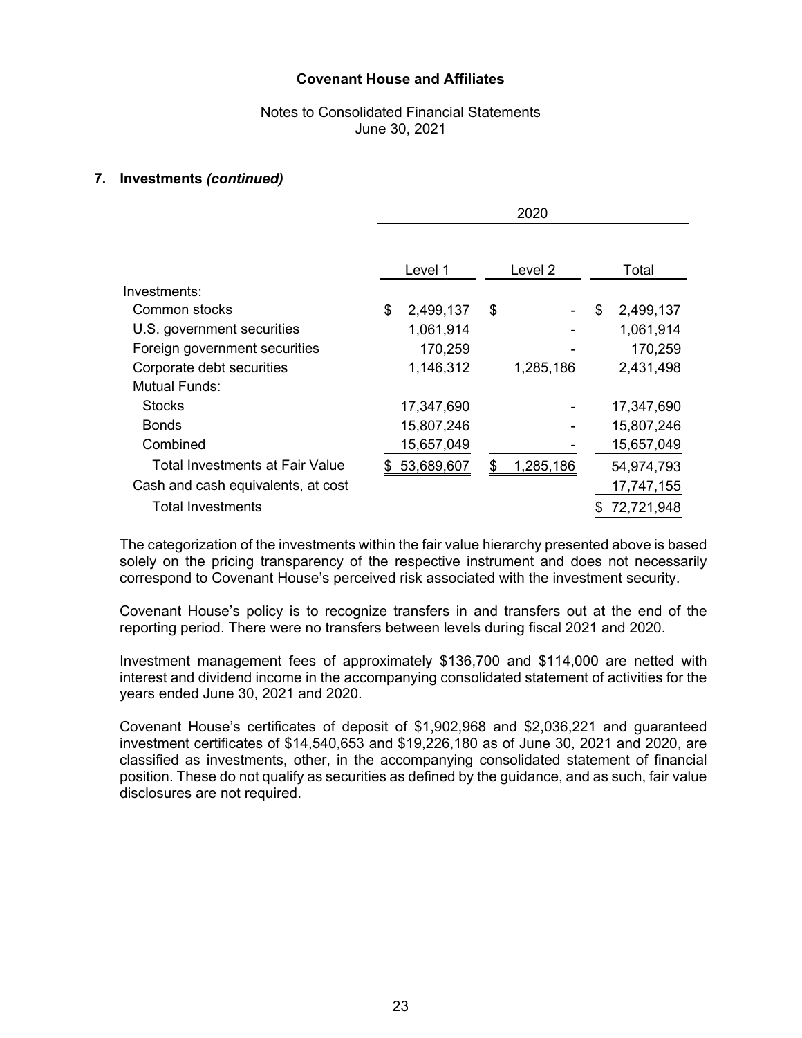## 7. Investments *(continued)*

| | 2020 | | |
|---|---|---|---|
| | Level 1 | Level 2 | Total |
| Investments: | | | |
| Common stocks | $ 2,499,137 | $ - | $ 2,499,137 |
| U.S. government securities | 1,061,914 | - | 1,061,914 |
| Foreign government securities | 170,259 | - | 170,259 |
| Corporate debt securities | 1,146,312 | 1,285,186 | 2,431,498 |
| Mutual Funds: | | | |
| Stocks | 17,347,690 | - | 17,347,690 |
| Bonds | 15,807,246 | - | 15,807,246 |
| Combined | 15,657,049 | - | 15,657,049 |
| Total Investments at Fair Value | $ 53,689,607 | $ 1,285,186 | 54,974,793 |
| Cash and cash equivalents, at cost | | | 17,747,155 |
| Total Investments | | | $ 72,721,948 |

The categorization of the investments within the fair value hierarchy presented above is based solely on the pricing transparency of the respective instrument and does not necessarily correspond to Covenant House's perceived risk associated with the investment security.

Covenant House's policy is to recognize transfers in and transfers out at the end of the reporting period. There were no transfers between levels during fiscal 2021 and 2020.

Investment management fees of approximately $136,700 and $114,000 are netted with interest and dividend income in the accompanying consolidated statement of activities for the years ended June 30, 2021 and 2020.

Covenant House's certificates of deposit of $1,902,968 and $2,036,221 and guaranteed investment certificates of $14,540,653 and $19,226,180 as of June 30, 2021 and 2020, are classified as investments, other, in the accompanying consolidated statement of financial position. These do not qualify as securities as defined by the guidance, and as such, fair value disclosures are not required.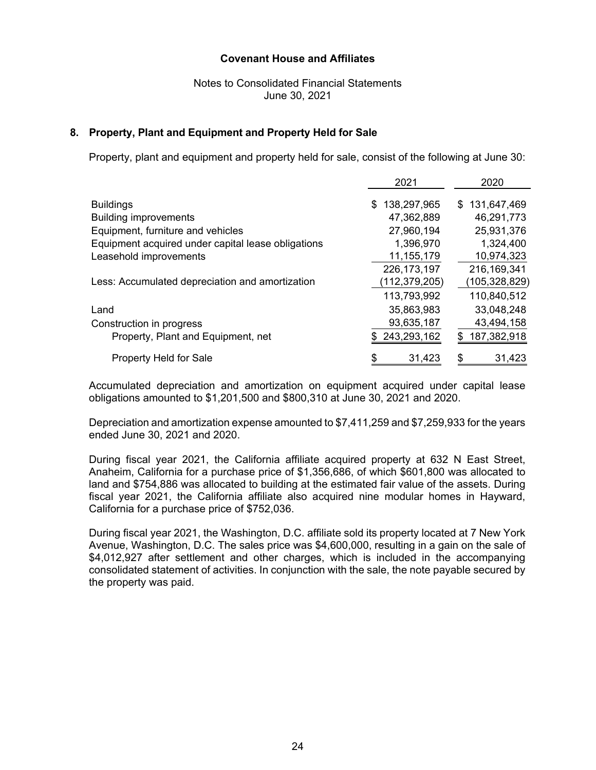**Covenant House and Affiliates**

Notes to Consolidated Financial Statements
June 30, 2021

## 8. Property, Plant and Equipment and Property Held for Sale

Property, plant and equipment and property held for sale, consist of the following at June 30:

| | 2021 | 2020 |
|---|---|---|
| Buildings | $ 138,297,965 | $ 131,647,469 |
| Building improvements | 47,362,889 | 46,291,773 |
| Equipment, furniture and vehicles | 27,960,194 | 25,931,376 |
| Equipment acquired under capital lease obligations | 1,396,970 | 1,324,400 |
| Leasehold improvements | 11,155,179 | 10,974,323 |
| | 226,173,197 | 216,169,341 |
| Less: Accumulated depreciation and amortization | (112,379,205) | (105,328,829) |
| | 113,793,992 | 110,840,512 |
| Land | 35,863,983 | 33,048,248 |
| Construction in progress | 93,635,187 | 43,494,158 |
| Property, Plant and Equipment, net | $ 243,293,162 | $ 187,382,918 |
| Property Held for Sale | $ 31,423 | $ 31,423 |

Accumulated depreciation and amortization on equipment acquired under capital lease obligations amounted to $1,201,500 and $800,310 at June 30, 2021 and 2020.

Depreciation and amortization expense amounted to $7,411,259 and $7,259,933 for the years ended June 30, 2021 and 2020.

During fiscal year 2021, the California affiliate acquired property at 632 N East Street, Anaheim, California for a purchase price of $1,356,686, of which $601,800 was allocated to land and $754,886 was allocated to building at the estimated fair value of the assets. During fiscal year 2021, the California affiliate also acquired nine modular homes in Hayward, California for a purchase price of $752,036.

During fiscal year 2021, the Washington, D.C. affiliate sold its property located at 7 New York Avenue, Washington, D.C. The sales price was $4,600,000, resulting in a gain on the sale of $4,012,927 after settlement and other charges, which is included in the accompanying consolidated statement of activities. In conjunction with the sale, the note payable secured by the property was paid.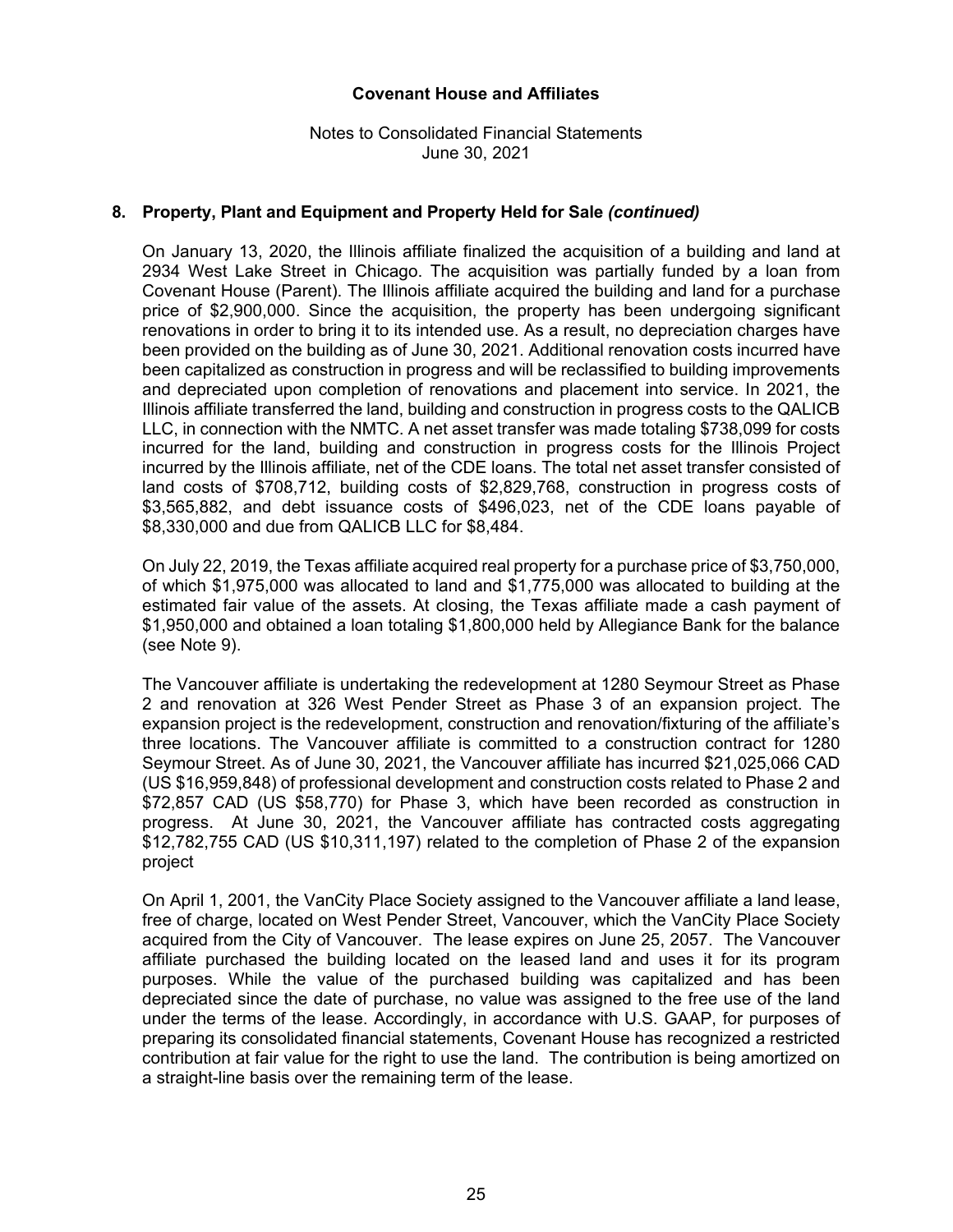### 8. Property, Plant and Equipment and Property Held for Sale *(continued)*

On January 13, 2020, the Illinois affiliate finalized the acquisition of a building and land at 2934 West Lake Street in Chicago. The acquisition was partially funded by a loan from Covenant House (Parent). The Illinois affiliate acquired the building and land for a purchase price of $2,900,000. Since the acquisition, the property has been undergoing significant renovations in order to bring it to its intended use. As a result, no depreciation charges have been provided on the building as of June 30, 2021. Additional renovation costs incurred have been capitalized as construction in progress and will be reclassified to building improvements and depreciated upon completion of renovations and placement into service. In 2021, the Illinois affiliate transferred the land, building and construction in progress costs to the QALICB LLC, in connection with the NMTC. A net asset transfer was made totaling $738,099 for costs incurred for the land, building and construction in progress costs for the Illinois Project incurred by the Illinois affiliate, net of the CDE loans. The total net asset transfer consisted of land costs of $708,712, building costs of $2,829,768, construction in progress costs of $3,565,882, and debt issuance costs of $496,023, net of the CDE loans payable of $8,330,000 and due from QALICB LLC for $8,484.

On July 22, 2019, the Texas affiliate acquired real property for a purchase price of $3,750,000, of which $1,975,000 was allocated to land and $1,775,000 was allocated to building at the estimated fair value of the assets. At closing, the Texas affiliate made a cash payment of $1,950,000 and obtained a loan totaling $1,800,000 held by Allegiance Bank for the balance (see Note 9).

The Vancouver affiliate is undertaking the redevelopment at 1280 Seymour Street as Phase 2 and renovation at 326 West Pender Street as Phase 3 of an expansion project. The expansion project is the redevelopment, construction and renovation/fixturing of the affiliate's three locations. The Vancouver affiliate is committed to a construction contract for 1280 Seymour Street. As of June 30, 2021, the Vancouver affiliate has incurred $21,025,066 CAD (US $16,959,848) of professional development and construction costs related to Phase 2 and $72,857 CAD (US $58,770) for Phase 3, which have been recorded as construction in progress. At June 30, 2021, the Vancouver affiliate has contracted costs aggregating $12,782,755 CAD (US $10,311,197) related to the completion of Phase 2 of the expansion project

On April 1, 2001, the VanCity Place Society assigned to the Vancouver affiliate a land lease, free of charge, located on West Pender Street, Vancouver, which the VanCity Place Society acquired from the City of Vancouver. The lease expires on June 25, 2057. The Vancouver affiliate purchased the building located on the leased land and uses it for its program purposes. While the value of the purchased building was capitalized and has been depreciated since the date of purchase, no value was assigned to the free use of the land under the terms of the lease. Accordingly, in accordance with U.S. GAAP, for purposes of preparing its consolidated financial statements, Covenant House has recognized a restricted contribution at fair value for the right to use the land. The contribution is being amortized on a straight-line basis over the remaining term of the lease.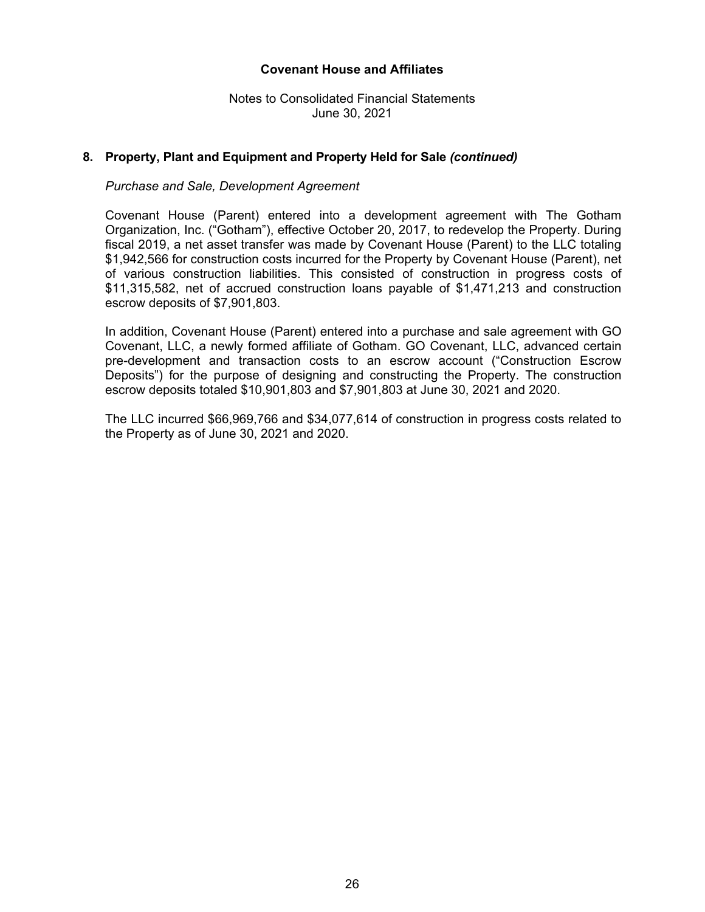## 8. Property, Plant and Equipment and Property Held for Sale *(continued)*

*Purchase and Sale, Development Agreement*

Covenant House (Parent) entered into a development agreement with The Gotham Organization, Inc. ("Gotham"), effective October 20, 2017, to redevelop the Property. During fiscal 2019, a net asset transfer was made by Covenant House (Parent) to the LLC totaling $1,942,566 for construction costs incurred for the Property by Covenant House (Parent), net of various construction liabilities. This consisted of construction in progress costs of $11,315,582, net of accrued construction loans payable of $1,471,213 and construction escrow deposits of $7,901,803.

In addition, Covenant House (Parent) entered into a purchase and sale agreement with GO Covenant, LLC, a newly formed affiliate of Gotham. GO Covenant, LLC, advanced certain pre-development and transaction costs to an escrow account ("Construction Escrow Deposits") for the purpose of designing and constructing the Property. The construction escrow deposits totaled $10,901,803 and $7,901,803 at June 30, 2021 and 2020.

The LLC incurred $66,969,766 and $34,077,614 of construction in progress costs related to the Property as of June 30, 2021 and 2020.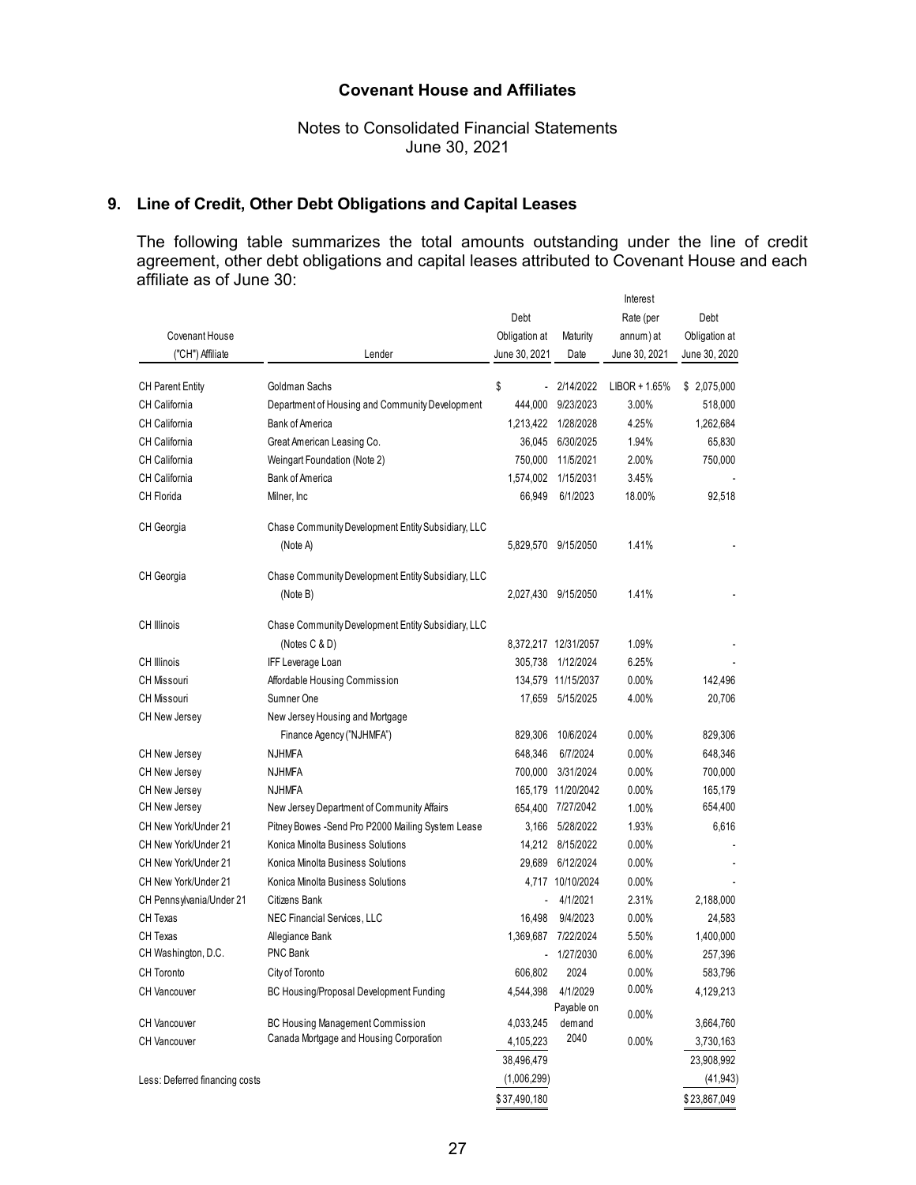# Covenant House and Affiliates

Notes to Consolidated Financial Statements
June 30, 2021

## 9. Line of Credit, Other Debt Obligations and Capital Leases

The following table summarizes the total amounts outstanding under the line of credit agreement, other debt obligations and capital leases attributed to Covenant House and each affiliate as of June 30:

| Covenant House ("CH") Affiliate | Lender | Debt Obligation at June 30, 2021 | Maturity Date | Interest Rate (per annum) at June 30, 2021 | Debt Obligation at June 30, 2020 |
|---|---|---|---|---|---|
| CH Parent Entity | Goldman Sachs | $ - | 2/14/2022 | LIBOR + 1.65% | $ 2,075,000 |
| CH California | Department of Housing and Community Development | 444,000 | 9/23/2023 | 3.00% | 518,000 |
| CH California | Bank of America | 1,213,422 | 1/28/2028 | 4.25% | 1,262,684 |
| CH California | Great American Leasing Co. | 36,045 | 6/30/2025 | 1.94% | 65,830 |
| CH California | Weingart Foundation (Note 2) | 750,000 | 11/5/2021 | 2.00% | 750,000 |
| CH California | Bank of America | 1,574,002 | 1/15/2031 | 3.45% | - |
| CH Florida | Milner, Inc | 66,949 | 6/1/2023 | 18.00% | 92,518 |
| CH Georgia | Chase Community Development Entity Subsidiary, LLC (Note A) | 5,829,570 | 9/15/2050 | 1.41% | - |
| CH Georgia | Chase Community Development Entity Subsidiary, LLC (Note B) | 2,027,430 | 9/15/2050 | 1.41% | - |
| CH Illinois | Chase Community Development Entity Subsidiary, LLC (Notes C & D) | 8,372,217 | 12/31/2057 | 1.09% | - |
| CH Illinois | IFF Leverage Loan | 305,738 | 1/12/2024 | 6.25% | - |
| CH Missouri | Affordable Housing Commission | 134,579 | 11/15/2037 | 0.00% | 142,496 |
| CH Missouri | Sumner One | 17,659 | 5/15/2025 | 4.00% | 20,706 |
| CH New Jersey | New Jersey Housing and Mortgage Finance Agency ("NJHMFA") | 829,306 | 10/6/2024 | 0.00% | 829,306 |
| CH New Jersey | NJHMFA | 648,346 | 6/7/2024 | 0.00% | 648,346 |
| CH New Jersey | NJHMFA | 700,000 | 3/31/2024 | 0.00% | 700,000 |
| CH New Jersey | NJHMFA | 165,179 | 11/20/2042 | 0.00% | 165,179 |
| CH New Jersey | New Jersey Department of Community Affairs | 654,400 | 7/27/2042 | 1.00% | 654,400 |
| CH New York/Under 21 | Pitney Bowes -Send Pro P2000 Mailing System Lease | 3,166 | 5/28/2022 | 1.93% | 6,616 |
| CH New York/Under 21 | Konica Minolta Business Solutions | 14,212 | 8/15/2022 | 0.00% | - |
| CH New York/Under 21 | Konica Minolta Business Solutions | 29,689 | 6/12/2024 | 0.00% | - |
| CH New York/Under 21 | Konica Minolta Business Solutions | 4,717 | 10/10/2024 | 0.00% | - |
| CH Pennsylvania/Under 21 | Citizens Bank | - | 4/1/2021 | 2.31% | 2,188,000 |
| CH Texas | NEC Financial Services, LLC | 16,498 | 9/4/2023 | 0.00% | 24,583 |
| CH Texas | Allegiance Bank | 1,369,687 | 7/22/2024 | 5.50% | 1,400,000 |
| CH Washington, D.C. | PNC Bank | - | 1/27/2030 | 6.00% | 257,396 |
| CH Toronto | City of Toronto | 606,802 | 2024 | 0.00% | 583,796 |
| CH Vancouver | BC Housing/Proposal Development Funding | 4,544,398 | 4/1/2029 | 0.00% | 4,129,213 |
| CH Vancouver | BC Housing Management Commission | 4,033,245 | Payable on demand | 0.00% | 3,664,760 |
| CH Vancouver | Canada Mortgage and Housing Corporation | 4,105,223 | 2040 | 0.00% | 3,730,163 |
| | | 38,496,479 | | | 23,908,992 |
| Less: Deferred financing costs | | (1,006,299) | | | (41,943) |
| | | $ 37,490,180 | | | $ 23,867,049 |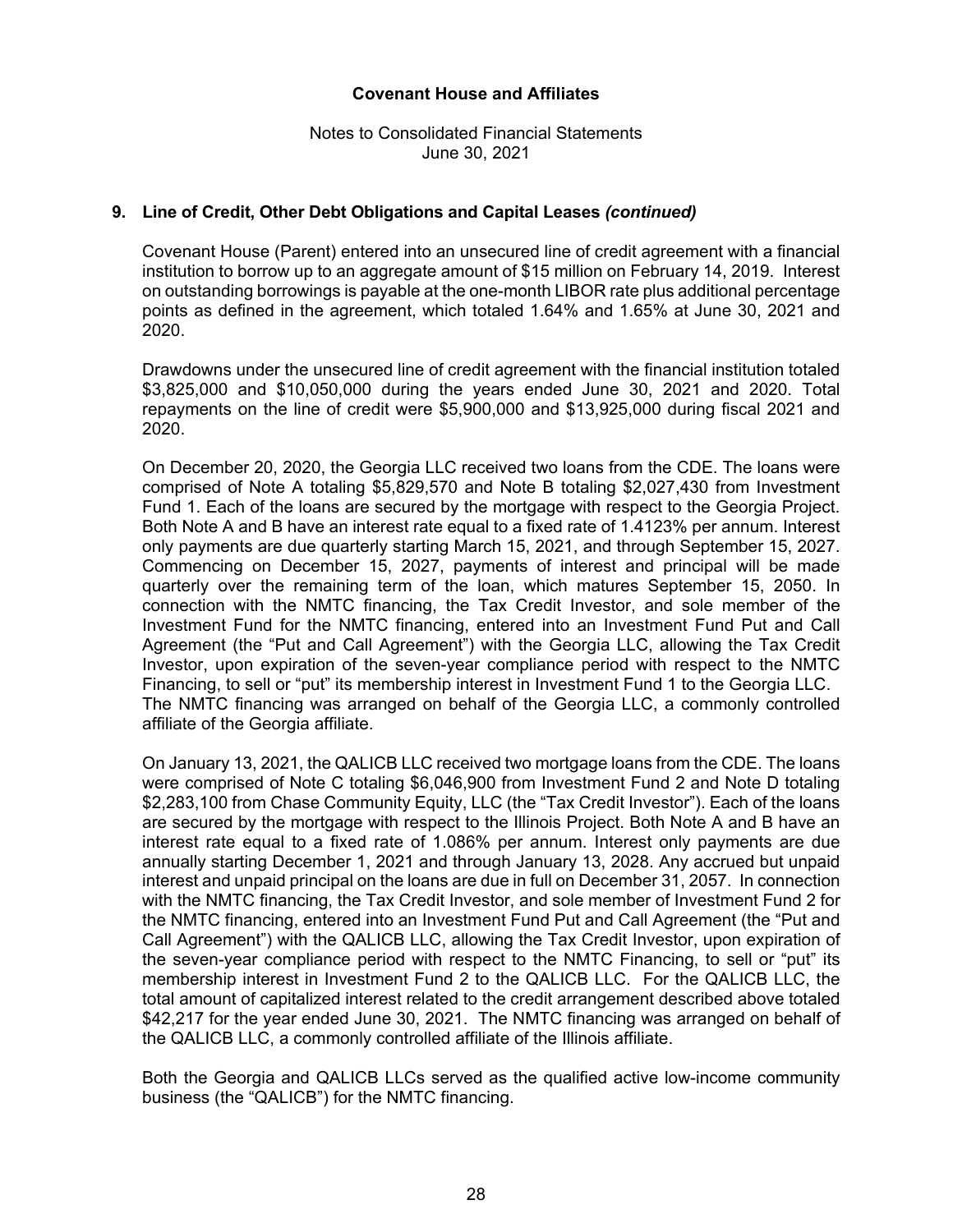## 9. Line of Credit, Other Debt Obligations and Capital Leases *(continued)*

Covenant House (Parent) entered into an unsecured line of credit agreement with a financial institution to borrow up to an aggregate amount of $15 million on February 14, 2019. Interest on outstanding borrowings is payable at the one-month LIBOR rate plus additional percentage points as defined in the agreement, which totaled 1.64% and 1.65% at June 30, 2021 and 2020.

Drawdowns under the unsecured line of credit agreement with the financial institution totaled $3,825,000 and $10,050,000 during the years ended June 30, 2021 and 2020. Total repayments on the line of credit were $5,900,000 and $13,925,000 during fiscal 2021 and 2020.

On December 20, 2020, the Georgia LLC received two loans from the CDE. The loans were comprised of Note A totaling $5,829,570 and Note B totaling $2,027,430 from Investment Fund 1. Each of the loans are secured by the mortgage with respect to the Georgia Project. Both Note A and B have an interest rate equal to a fixed rate of 1.4123% per annum. Interest only payments are due quarterly starting March 15, 2021, and through September 15, 2027. Commencing on December 15, 2027, payments of interest and principal will be made quarterly over the remaining term of the loan, which matures September 15, 2050. In connection with the NMTC financing, the Tax Credit Investor, and sole member of the Investment Fund for the NMTC financing, entered into an Investment Fund Put and Call Agreement (the "Put and Call Agreement") with the Georgia LLC, allowing the Tax Credit Investor, upon expiration of the seven-year compliance period with respect to the NMTC Financing, to sell or "put" its membership interest in Investment Fund 1 to the Georgia LLC. The NMTC financing was arranged on behalf of the Georgia LLC, a commonly controlled affiliate of the Georgia affiliate.

On January 13, 2021, the QALICB LLC received two mortgage loans from the CDE. The loans were comprised of Note C totaling $6,046,900 from Investment Fund 2 and Note D totaling $2,283,100 from Chase Community Equity, LLC (the "Tax Credit Investor"). Each of the loans are secured by the mortgage with respect to the Illinois Project. Both Note A and B have an interest rate equal to a fixed rate of 1.086% per annum. Interest only payments are due annually starting December 1, 2021 and through January 13, 2028. Any accrued but unpaid interest and unpaid principal on the loans are due in full on December 31, 2057. In connection with the NMTC financing, the Tax Credit Investor, and sole member of Investment Fund 2 for the NMTC financing, entered into an Investment Fund Put and Call Agreement (the "Put and Call Agreement") with the QALICB LLC, allowing the Tax Credit Investor, upon expiration of the seven-year compliance period with respect to the NMTC Financing, to sell or "put" its membership interest in Investment Fund 2 to the QALICB LLC. For the QALICB LLC, the total amount of capitalized interest related to the credit arrangement described above totaled $42,217 for the year ended June 30, 2021. The NMTC financing was arranged on behalf of the QALICB LLC, a commonly controlled affiliate of the Illinois affiliate.

Both the Georgia and QALICB LLCs served as the qualified active low-income community business (the "QALICB") for the NMTC financing.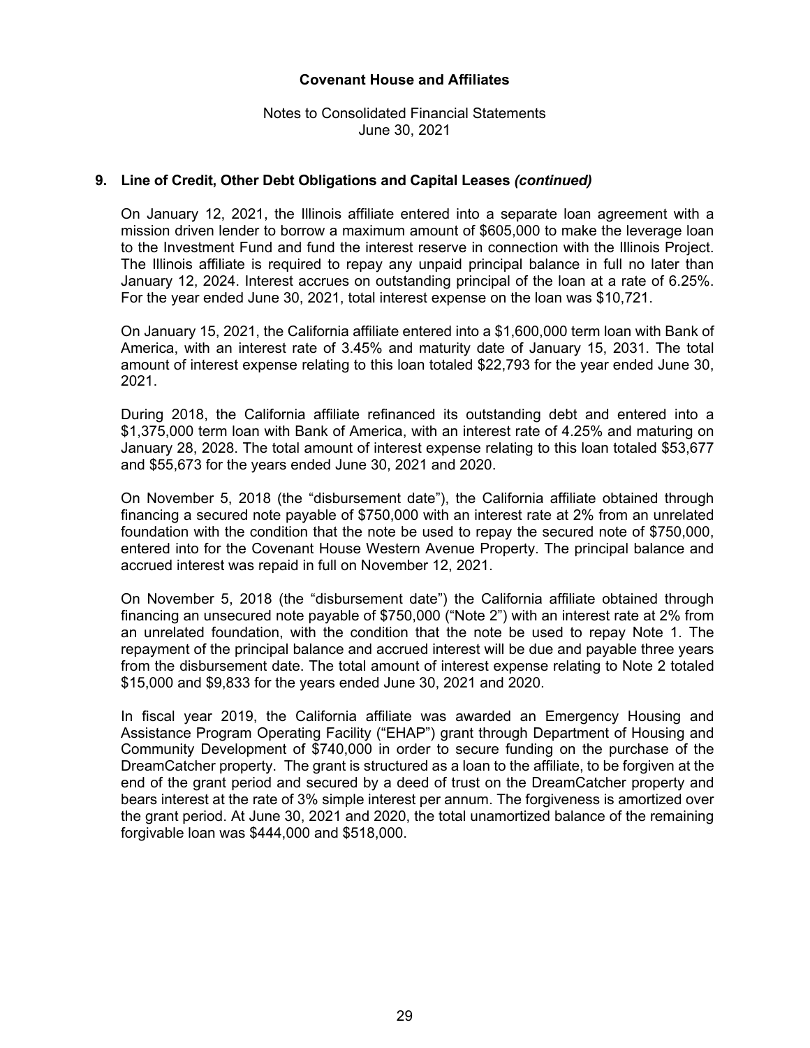## 9. Line of Credit, Other Debt Obligations and Capital Leases *(continued)*

On January 12, 2021, the Illinois affiliate entered into a separate loan agreement with a mission driven lender to borrow a maximum amount of $605,000 to make the leverage loan to the Investment Fund and fund the interest reserve in connection with the Illinois Project. The Illinois affiliate is required to repay any unpaid principal balance in full no later than January 12, 2024. Interest accrues on outstanding principal of the loan at a rate of 6.25%. For the year ended June 30, 2021, total interest expense on the loan was $10,721.

On January 15, 2021, the California affiliate entered into a $1,600,000 term loan with Bank of America, with an interest rate of 3.45% and maturity date of January 15, 2031. The total amount of interest expense relating to this loan totaled $22,793 for the year ended June 30, 2021.

During 2018, the California affiliate refinanced its outstanding debt and entered into a $1,375,000 term loan with Bank of America, with an interest rate of 4.25% and maturing on January 28, 2028. The total amount of interest expense relating to this loan totaled $53,677 and $55,673 for the years ended June 30, 2021 and 2020.

On November 5, 2018 (the "disbursement date"), the California affiliate obtained through financing a secured note payable of $750,000 with an interest rate at 2% from an unrelated foundation with the condition that the note be used to repay the secured note of $750,000, entered into for the Covenant House Western Avenue Property. The principal balance and accrued interest was repaid in full on November 12, 2021.

On November 5, 2018 (the "disbursement date") the California affiliate obtained through financing an unsecured note payable of $750,000 ("Note 2") with an interest rate at 2% from an unrelated foundation, with the condition that the note be used to repay Note 1. The repayment of the principal balance and accrued interest will be due and payable three years from the disbursement date. The total amount of interest expense relating to Note 2 totaled $15,000 and $9,833 for the years ended June 30, 2021 and 2020.

In fiscal year 2019, the California affiliate was awarded an Emergency Housing and Assistance Program Operating Facility ("EHAP") grant through Department of Housing and Community Development of $740,000 in order to secure funding on the purchase of the DreamCatcher property. The grant is structured as a loan to the affiliate, to be forgiven at the end of the grant period and secured by a deed of trust on the DreamCatcher property and bears interest at the rate of 3% simple interest per annum. The forgiveness is amortized over the grant period. At June 30, 2021 and 2020, the total unamortized balance of the remaining forgivable loan was $444,000 and $518,000.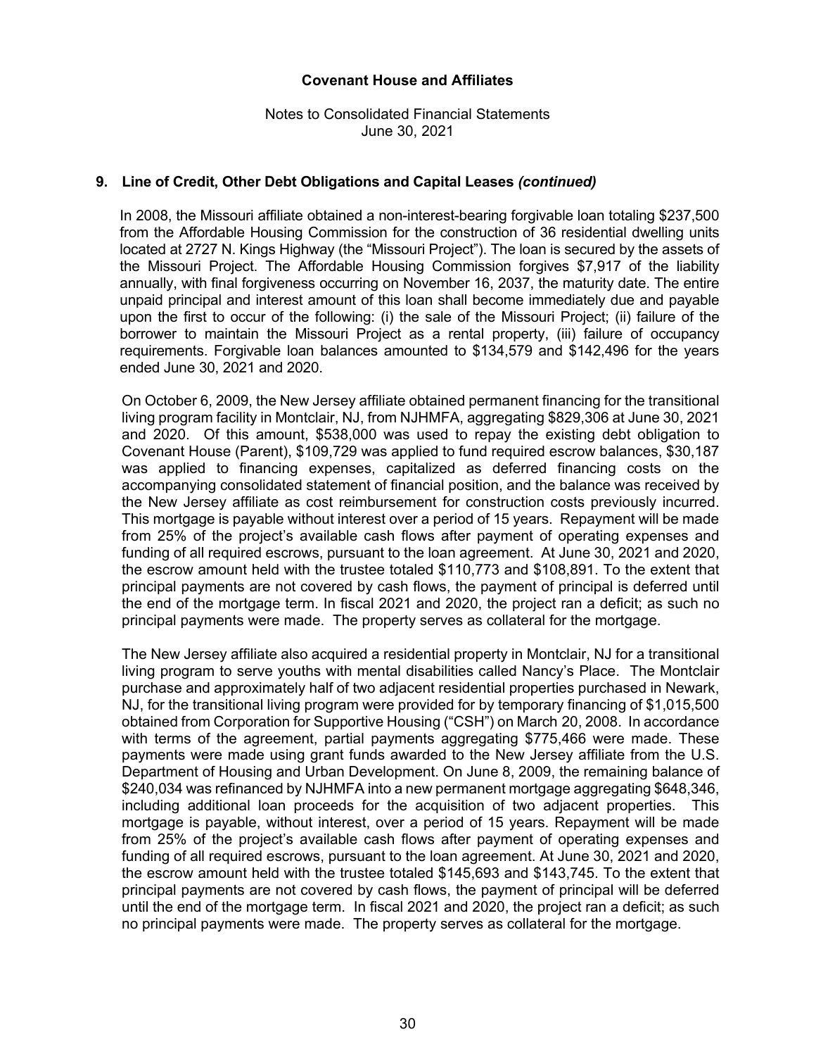## 9. Line of Credit, Other Debt Obligations and Capital Leases *(continued)*

In 2008, the Missouri affiliate obtained a non-interest-bearing forgivable loan totaling $237,500 from the Affordable Housing Commission for the construction of 36 residential dwelling units located at 2727 N. Kings Highway (the "Missouri Project"). The loan is secured by the assets of the Missouri Project. The Affordable Housing Commission forgives $7,917 of the liability annually, with final forgiveness occurring on November 16, 2037, the maturity date. The entire unpaid principal and interest amount of this loan shall become immediately due and payable upon the first to occur of the following: (i) the sale of the Missouri Project; (ii) failure of the borrower to maintain the Missouri Project as a rental property, (iii) failure of occupancy requirements. Forgivable loan balances amounted to $134,579 and $142,496 for the years ended June 30, 2021 and 2020.

On October 6, 2009, the New Jersey affiliate obtained permanent financing for the transitional living program facility in Montclair, NJ, from NJHMFA, aggregating $829,306 at June 30, 2021 and 2020. Of this amount, $538,000 was used to repay the existing debt obligation to Covenant House (Parent), $109,729 was applied to fund required escrow balances, $30,187 was applied to financing expenses, capitalized as deferred financing costs on the accompanying consolidated statement of financial position, and the balance was received by the New Jersey affiliate as cost reimbursement for construction costs previously incurred. This mortgage is payable without interest over a period of 15 years. Repayment will be made from 25% of the project's available cash flows after payment of operating expenses and funding of all required escrows, pursuant to the loan agreement. At June 30, 2021 and 2020, the escrow amount held with the trustee totaled $110,773 and $108,891. To the extent that principal payments are not covered by cash flows, the payment of principal is deferred until the end of the mortgage term. In fiscal 2021 and 2020, the project ran a deficit; as such no principal payments were made. The property serves as collateral for the mortgage.

The New Jersey affiliate also acquired a residential property in Montclair, NJ for a transitional living program to serve youths with mental disabilities called Nancy's Place. The Montclair purchase and approximately half of two adjacent residential properties purchased in Newark, NJ, for the transitional living program were provided for by temporary financing of $1,015,500 obtained from Corporation for Supportive Housing ("CSH") on March 20, 2008. In accordance with terms of the agreement, partial payments aggregating $775,466 were made. These payments were made using grant funds awarded to the New Jersey affiliate from the U.S. Department of Housing and Urban Development. On June 8, 2009, the remaining balance of $240,034 was refinanced by NJHMFA into a new permanent mortgage aggregating $648,346, including additional loan proceeds for the acquisition of two adjacent properties. This mortgage is payable, without interest, over a period of 15 years. Repayment will be made from 25% of the project's available cash flows after payment of operating expenses and funding of all required escrows, pursuant to the loan agreement. At June 30, 2021 and 2020, the escrow amount held with the trustee totaled $145,693 and $143,745. To the extent that principal payments are not covered by cash flows, the payment of principal will be deferred until the end of the mortgage term. In fiscal 2021 and 2020, the project ran a deficit; as such no principal payments were made. The property serves as collateral for the mortgage.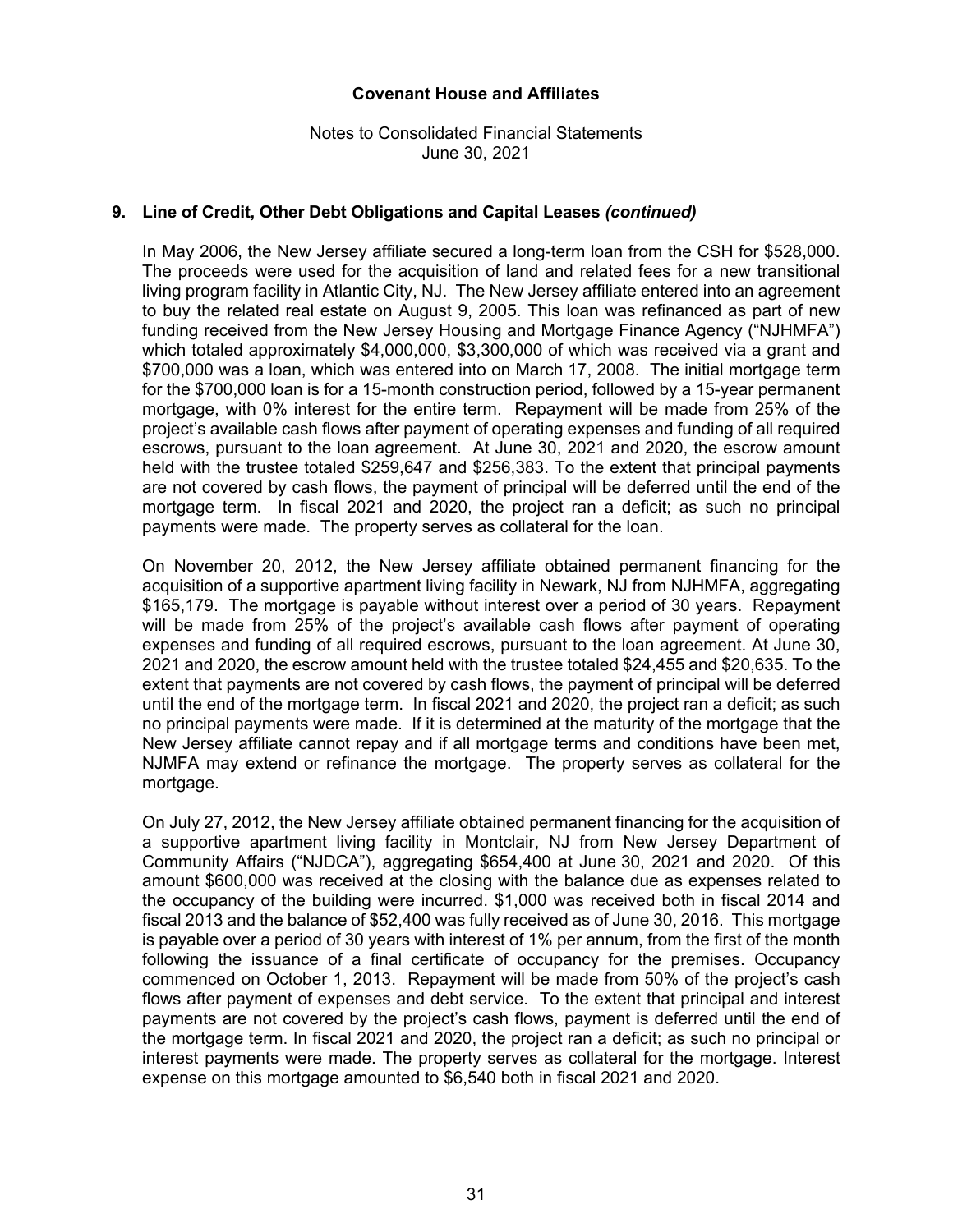## 9. Line of Credit, Other Debt Obligations and Capital Leases *(continued)*

In May 2006, the New Jersey affiliate secured a long-term loan from the CSH for $528,000. The proceeds were used for the acquisition of land and related fees for a new transitional living program facility in Atlantic City, NJ. The New Jersey affiliate entered into an agreement to buy the related real estate on August 9, 2005. This loan was refinanced as part of new funding received from the New Jersey Housing and Mortgage Finance Agency ("NJHMFA") which totaled approximately $4,000,000, $3,300,000 of which was received via a grant and $700,000 was a loan, which was entered into on March 17, 2008. The initial mortgage term for the $700,000 loan is for a 15-month construction period, followed by a 15-year permanent mortgage, with 0% interest for the entire term. Repayment will be made from 25% of the project's available cash flows after payment of operating expenses and funding of all required escrows, pursuant to the loan agreement. At June 30, 2021 and 2020, the escrow amount held with the trustee totaled $259,647 and $256,383. To the extent that principal payments are not covered by cash flows, the payment of principal will be deferred until the end of the mortgage term. In fiscal 2021 and 2020, the project ran a deficit; as such no principal payments were made. The property serves as collateral for the loan.

On November 20, 2012, the New Jersey affiliate obtained permanent financing for the acquisition of a supportive apartment living facility in Newark, NJ from NJHMFA, aggregating $165,179. The mortgage is payable without interest over a period of 30 years. Repayment will be made from 25% of the project's available cash flows after payment of operating expenses and funding of all required escrows, pursuant to the loan agreement. At June 30, 2021 and 2020, the escrow amount held with the trustee totaled $24,455 and $20,635. To the extent that payments are not covered by cash flows, the payment of principal will be deferred until the end of the mortgage term. In fiscal 2021 and 2020, the project ran a deficit; as such no principal payments were made. If it is determined at the maturity of the mortgage that the New Jersey affiliate cannot repay and if all mortgage terms and conditions have been met, NJMFA may extend or refinance the mortgage. The property serves as collateral for the mortgage.

On July 27, 2012, the New Jersey affiliate obtained permanent financing for the acquisition of a supportive apartment living facility in Montclair, NJ from New Jersey Department of Community Affairs ("NJDCA"), aggregating $654,400 at June 30, 2021 and 2020. Of this amount $600,000 was received at the closing with the balance due as expenses related to the occupancy of the building were incurred. $1,000 was received both in fiscal 2014 and fiscal 2013 and the balance of $52,400 was fully received as of June 30, 2016. This mortgage is payable over a period of 30 years with interest of 1% per annum, from the first of the month following the issuance of a final certificate of occupancy for the premises. Occupancy commenced on October 1, 2013. Repayment will be made from 50% of the project's cash flows after payment of expenses and debt service. To the extent that principal and interest payments are not covered by the project's cash flows, payment is deferred until the end of the mortgage term. In fiscal 2021 and 2020, the project ran a deficit; as such no principal or interest payments were made. The property serves as collateral for the mortgage. Interest expense on this mortgage amounted to $6,540 both in fiscal 2021 and 2020.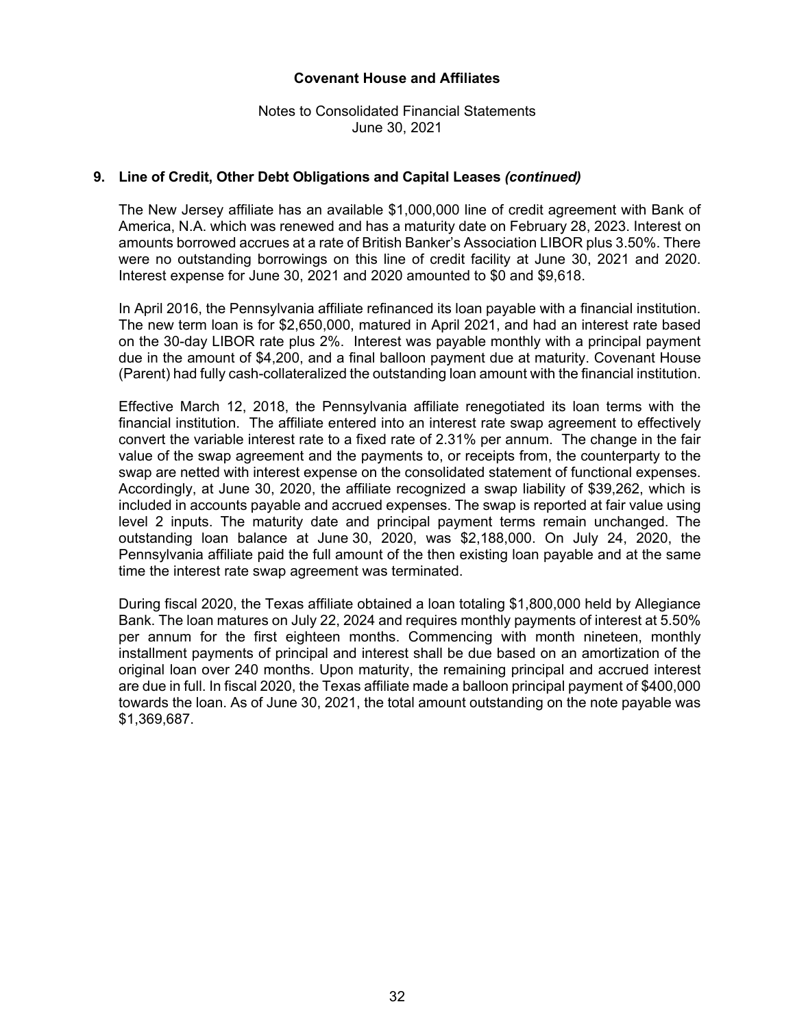## 9. Line of Credit, Other Debt Obligations and Capital Leases *(continued)*

The New Jersey affiliate has an available $1,000,000 line of credit agreement with Bank of America, N.A. which was renewed and has a maturity date on February 28, 2023. Interest on amounts borrowed accrues at a rate of British Banker's Association LIBOR plus 3.50%. There were no outstanding borrowings on this line of credit facility at June 30, 2021 and 2020. Interest expense for June 30, 2021 and 2020 amounted to $0 and $9,618.

In April 2016, the Pennsylvania affiliate refinanced its loan payable with a financial institution. The new term loan is for $2,650,000, matured in April 2021, and had an interest rate based on the 30-day LIBOR rate plus 2%. Interest was payable monthly with a principal payment due in the amount of $4,200, and a final balloon payment due at maturity. Covenant House (Parent) had fully cash-collateralized the outstanding loan amount with the financial institution.

Effective March 12, 2018, the Pennsylvania affiliate renegotiated its loan terms with the financial institution. The affiliate entered into an interest rate swap agreement to effectively convert the variable interest rate to a fixed rate of 2.31% per annum. The change in the fair value of the swap agreement and the payments to, or receipts from, the counterparty to the swap are netted with interest expense on the consolidated statement of functional expenses. Accordingly, at June 30, 2020, the affiliate recognized a swap liability of $39,262, which is included in accounts payable and accrued expenses. The swap is reported at fair value using level 2 inputs. The maturity date and principal payment terms remain unchanged. The outstanding loan balance at June 30, 2020, was $2,188,000. On July 24, 2020, the Pennsylvania affiliate paid the full amount of the then existing loan payable and at the same time the interest rate swap agreement was terminated.

During fiscal 2020, the Texas affiliate obtained a loan totaling $1,800,000 held by Allegiance Bank. The loan matures on July 22, 2024 and requires monthly payments of interest at 5.50% per annum for the first eighteen months. Commencing with month nineteen, monthly installment payments of principal and interest shall be due based on an amortization of the original loan over 240 months. Upon maturity, the remaining principal and accrued interest are due in full. In fiscal 2020, the Texas affiliate made a balloon principal payment of $400,000 towards the loan. As of June 30, 2021, the total amount outstanding on the note payable was $1,369,687.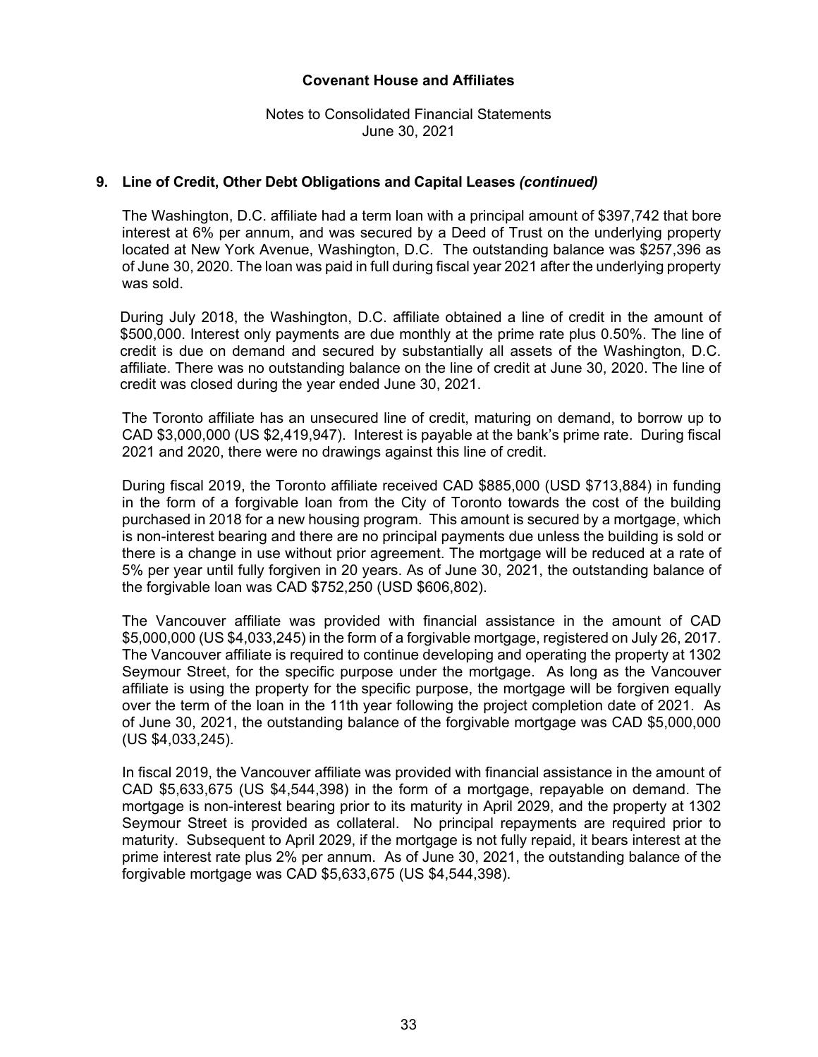## 9. Line of Credit, Other Debt Obligations and Capital Leases *(continued)*

The Washington, D.C. affiliate had a term loan with a principal amount of $397,742 that bore interest at 6% per annum, and was secured by a Deed of Trust on the underlying property located at New York Avenue, Washington, D.C. The outstanding balance was $257,396 as of June 30, 2020. The loan was paid in full during fiscal year 2021 after the underlying property was sold.

During July 2018, the Washington, D.C. affiliate obtained a line of credit in the amount of $500,000. Interest only payments are due monthly at the prime rate plus 0.50%. The line of credit is due on demand and secured by substantially all assets of the Washington, D.C. affiliate. There was no outstanding balance on the line of credit at June 30, 2020. The line of credit was closed during the year ended June 30, 2021.

The Toronto affiliate has an unsecured line of credit, maturing on demand, to borrow up to CAD $3,000,000 (US $2,419,947). Interest is payable at the bank's prime rate. During fiscal 2021 and 2020, there were no drawings against this line of credit.

During fiscal 2019, the Toronto affiliate received CAD $885,000 (USD $713,884) in funding in the form of a forgivable loan from the City of Toronto towards the cost of the building purchased in 2018 for a new housing program. This amount is secured by a mortgage, which is non-interest bearing and there are no principal payments due unless the building is sold or there is a change in use without prior agreement. The mortgage will be reduced at a rate of 5% per year until fully forgiven in 20 years. As of June 30, 2021, the outstanding balance of the forgivable loan was CAD $752,250 (USD $606,802).

The Vancouver affiliate was provided with financial assistance in the amount of CAD $5,000,000 (US $4,033,245) in the form of a forgivable mortgage, registered on July 26, 2017. The Vancouver affiliate is required to continue developing and operating the property at 1302 Seymour Street, for the specific purpose under the mortgage. As long as the Vancouver affiliate is using the property for the specific purpose, the mortgage will be forgiven equally over the term of the loan in the 11th year following the project completion date of 2021. As of June 30, 2021, the outstanding balance of the forgivable mortgage was CAD $5,000,000 (US $4,033,245).

In fiscal 2019, the Vancouver affiliate was provided with financial assistance in the amount of CAD $5,633,675 (US $4,544,398) in the form of a mortgage, repayable on demand. The mortgage is non-interest bearing prior to its maturity in April 2029, and the property at 1302 Seymour Street is provided as collateral. No principal repayments are required prior to maturity. Subsequent to April 2029, if the mortgage is not fully repaid, it bears interest at the prime interest rate plus 2% per annum. As of June 30, 2021, the outstanding balance of the forgivable mortgage was CAD $5,633,675 (US $4,544,398).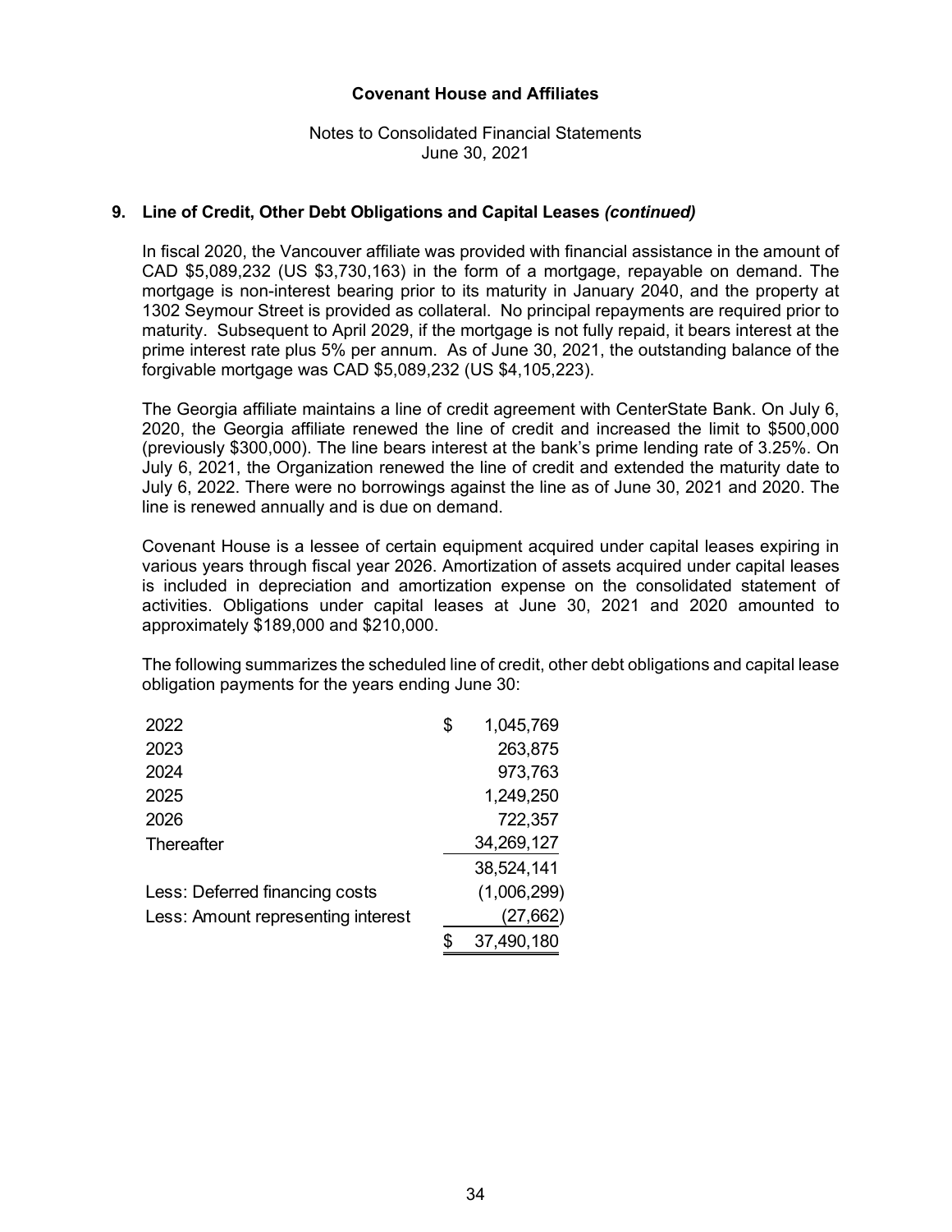**Covenant House and Affiliates**

Notes to Consolidated Financial Statements
June 30, 2021

## 9. Line of Credit, Other Debt Obligations and Capital Leases *(continued)*

In fiscal 2020, the Vancouver affiliate was provided with financial assistance in the amount of CAD $5,089,232 (US $3,730,163) in the form of a mortgage, repayable on demand. The mortgage is non-interest bearing prior to its maturity in January 2040, and the property at 1302 Seymour Street is provided as collateral. No principal repayments are required prior to maturity. Subsequent to April 2029, if the mortgage is not fully repaid, it bears interest at the prime interest rate plus 5% per annum. As of June 30, 2021, the outstanding balance of the forgivable mortgage was CAD $5,089,232 (US $4,105,223).

The Georgia affiliate maintains a line of credit agreement with CenterState Bank. On July 6, 2020, the Georgia affiliate renewed the line of credit and increased the limit to $500,000 (previously $300,000). The line bears interest at the bank's prime lending rate of 3.25%. On July 6, 2021, the Organization renewed the line of credit and extended the maturity date to July 6, 2022. There were no borrowings against the line as of June 30, 2021 and 2020. The line is renewed annually and is due on demand.

Covenant House is a lessee of certain equipment acquired under capital leases expiring in various years through fiscal year 2026. Amortization of assets acquired under capital leases is included in depreciation and amortization expense on the consolidated statement of activities. Obligations under capital leases at June 30, 2021 and 2020 amounted to approximately $189,000 and $210,000.

The following summarizes the scheduled line of credit, other debt obligations and capital lease obligation payments for the years ending June 30:

| | |
|---|---|
| 2022 | $ 1,045,769 |
| 2023 | 263,875 |
| 2024 | 973,763 |
| 2025 | 1,249,250 |
| 2026 | 722,357 |
| Thereafter | 34,269,127 |
| | 38,524,141 |
| Less: Deferred financing costs | (1,006,299) |
| Less: Amount representing interest | (27,662) |
| | $ 37,490,180 |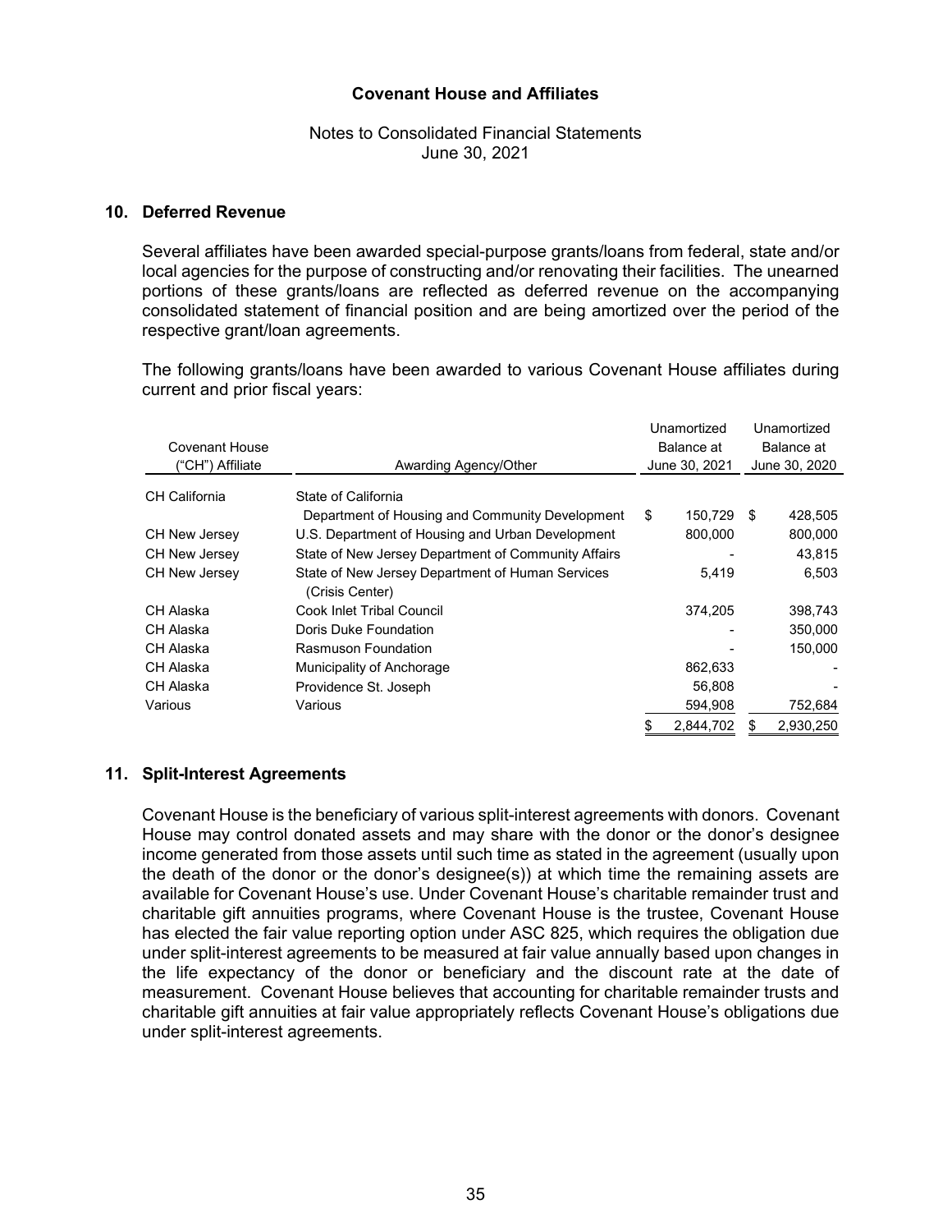**Covenant House and Affiliates**

Notes to Consolidated Financial Statements
June 30, 2021

## 10. Deferred Revenue

Several affiliates have been awarded special-purpose grants/loans from federal, state and/or local agencies for the purpose of constructing and/or renovating their facilities. The unearned portions of these grants/loans are reflected as deferred revenue on the accompanying consolidated statement of financial position and are being amortized over the period of the respective grant/loan agreements.

The following grants/loans have been awarded to various Covenant House affiliates during current and prior fiscal years:

| Covenant House ("CH") Affiliate | Awarding Agency/Other | Unamortized Balance at June 30, 2021 | Unamortized Balance at June 30, 2020 |
|---|---|---|---|
| CH California | State of California Department of Housing and Community Development | $ 150,729 | $ 428,505 |
| CH New Jersey | U.S. Department of Housing and Urban Development | 800,000 | 800,000 |
| CH New Jersey | State of New Jersey Department of Community Affairs | - | 43,815 |
| CH New Jersey | State of New Jersey Department of Human Services (Crisis Center) | 5,419 | 6,503 |
| CH Alaska | Cook Inlet Tribal Council | 374,205 | 398,743 |
| CH Alaska | Doris Duke Foundation | - | 350,000 |
| CH Alaska | Rasmuson Foundation | - | 150,000 |
| CH Alaska | Municipality of Anchorage | 862,633 | - |
| CH Alaska | Providence St. Joseph | 56,808 | - |
| Various | Various | 594,908 | 752,684 |
| | | $ 2,844,702 | $ 2,930,250 |

## 11. Split-Interest Agreements

Covenant House is the beneficiary of various split-interest agreements with donors. Covenant House may control donated assets and may share with the donor or the donor's designee income generated from those assets until such time as stated in the agreement (usually upon the death of the donor or the donor's designee(s)) at which time the remaining assets are available for Covenant House's use. Under Covenant House's charitable remainder trust and charitable gift annuities programs, where Covenant House is the trustee, Covenant House has elected the fair value reporting option under ASC 825, which requires the obligation due under split-interest agreements to be measured at fair value annually based upon changes in the life expectancy of the donor or beneficiary and the discount rate at the date of measurement. Covenant House believes that accounting for charitable remainder trusts and charitable gift annuities at fair value appropriately reflects Covenant House's obligations due under split-interest agreements.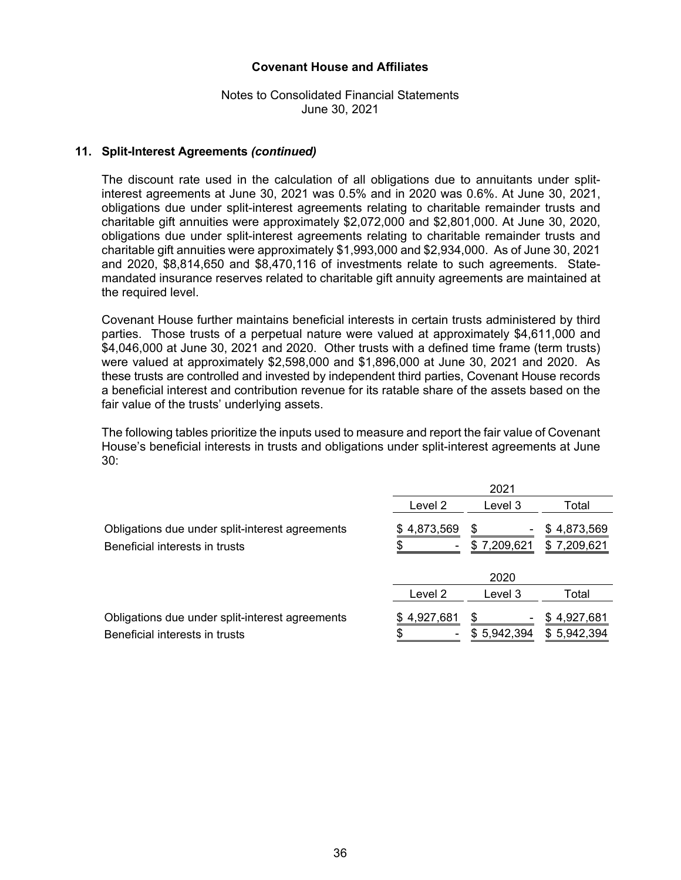### 11. Split-Interest Agreements *(continued)*

The discount rate used in the calculation of all obligations due to annuitants under split-interest agreements at June 30, 2021 was 0.5% and in 2020 was 0.6%. At June 30, 2021, obligations due under split-interest agreements relating to charitable remainder trusts and charitable gift annuities were approximately $2,072,000 and $2,801,000. At June 30, 2020, obligations due under split-interest agreements relating to charitable remainder trusts and charitable gift annuities were approximately $1,993,000 and $2,934,000. As of June 30, 2021 and 2020, $8,814,650 and $8,470,116 of investments relate to such agreements. State-mandated insurance reserves related to charitable gift annuity agreements are maintained at the required level.

Covenant House further maintains beneficial interests in certain trusts administered by third parties. Those trusts of a perpetual nature were valued at approximately $4,611,000 and $4,046,000 at June 30, 2021 and 2020. Other trusts with a defined time frame (term trusts) were valued at approximately $2,598,000 and $1,896,000 at June 30, 2021 and 2020. As these trusts are controlled and invested by independent third parties, Covenant House records a beneficial interest and contribution revenue for its ratable share of the assets based on the fair value of the trusts' underlying assets.

The following tables prioritize the inputs used to measure and report the fair value of Covenant House's beneficial interests in trusts and obligations under split-interest agreements at June 30:

| | 2021 | | |
|---|---|---|---|
| | Level 2 | Level 3 | Total |
| Obligations due under split-interest agreements | $ 4,873,569 | $ - | $ 4,873,569 |
| Beneficial interests in trusts | $ - | $ 7,209,621 | $ 7,209,621 |

| | 2020 | | |
|---|---|---|---|
| | Level 2 | Level 3 | Total |
| Obligations due under split-interest agreements | $ 4,927,681 | $ - | $ 4,927,681 |
| Beneficial interests in trusts | $ - | $ 5,942,394 | $ 5,942,394 |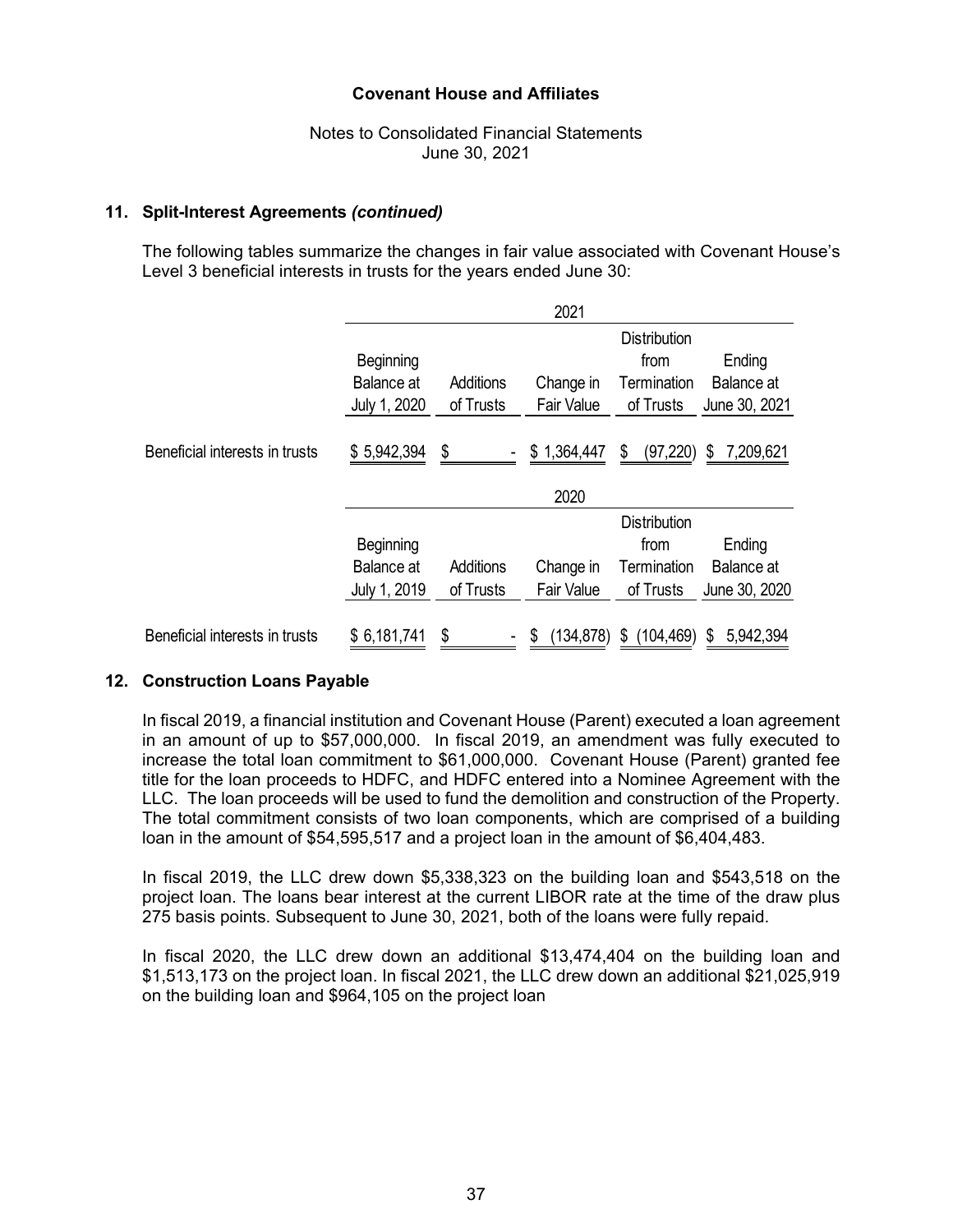**Covenant House and Affiliates**

Notes to Consolidated Financial Statements
June 30, 2021

## 11. Split-Interest Agreements *(continued)*

The following tables summarize the changes in fair value associated with Covenant House's Level 3 beneficial interests in trusts for the years ended June 30:

| | 2021 | | | | |
|---|---|---|---|---|---|
| | Beginning Balance at July 1, 2020 | Additions of Trusts | Change in Fair Value | Distribution from Termination of Trusts | Ending Balance at June 30, 2021 |
| Beneficial interests in trusts | $ 5,942,394 | $ - | $ 1,364,447 | $ (97,220) | $ 7,209,621 |

| | 2020 | | | | |
|---|---|---|---|---|---|
| | Beginning Balance at July 1, 2019 | Additions of Trusts | Change in Fair Value | Distribution from Termination of Trusts | Ending Balance at June 30, 2020 |
| Beneficial interests in trusts | $ 6,181,741 | $ - | $ (134,878) | $ (104,469) | $ 5,942,394 |

## 12. Construction Loans Payable

In fiscal 2019, a financial institution and Covenant House (Parent) executed a loan agreement in an amount of up to $57,000,000. In fiscal 2019, an amendment was fully executed to increase the total loan commitment to $61,000,000. Covenant House (Parent) granted fee title for the loan proceeds to HDFC, and HDFC entered into a Nominee Agreement with the LLC. The loan proceeds will be used to fund the demolition and construction of the Property. The total commitment consists of two loan components, which are comprised of a building loan in the amount of $54,595,517 and a project loan in the amount of $6,404,483.

In fiscal 2019, the LLC drew down $5,338,323 on the building loan and $543,518 on the project loan. The loans bear interest at the current LIBOR rate at the time of the draw plus 275 basis points. Subsequent to June 30, 2021, both of the loans were fully repaid.

In fiscal 2020, the LLC drew down an additional $13,474,404 on the building loan and $1,513,173 on the project loan. In fiscal 2021, the LLC drew down an additional $21,025,919 on the building loan and $964,105 on the project loan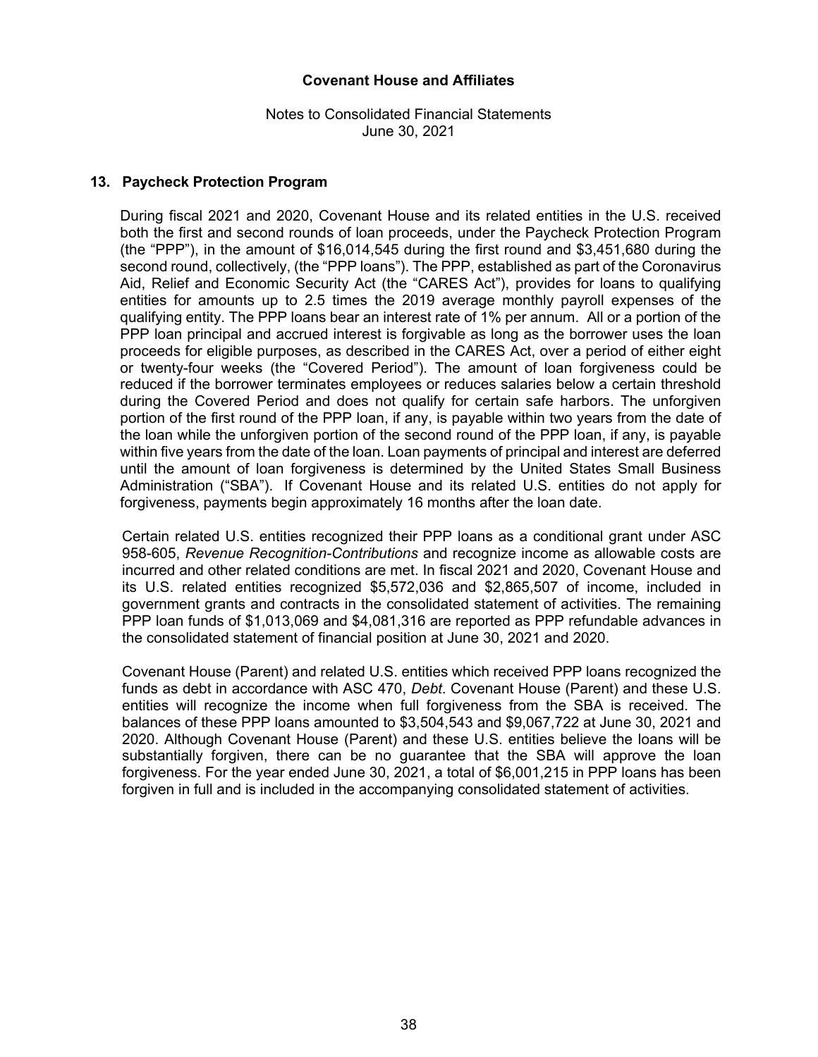## 13. Paycheck Protection Program

During fiscal 2021 and 2020, Covenant House and its related entities in the U.S. received both the first and second rounds of loan proceeds, under the Paycheck Protection Program (the "PPP"), in the amount of $16,014,545 during the first round and $3,451,680 during the second round, collectively, (the "PPP loans"). The PPP, established as part of the Coronavirus Aid, Relief and Economic Security Act (the "CARES Act"), provides for loans to qualifying entities for amounts up to 2.5 times the 2019 average monthly payroll expenses of the qualifying entity. The PPP loans bear an interest rate of 1% per annum. All or a portion of the PPP loan principal and accrued interest is forgivable as long as the borrower uses the loan proceeds for eligible purposes, as described in the CARES Act, over a period of either eight or twenty-four weeks (the "Covered Period"). The amount of loan forgiveness could be reduced if the borrower terminates employees or reduces salaries below a certain threshold during the Covered Period and does not qualify for certain safe harbors. The unforgiven portion of the first round of the PPP loan, if any, is payable within two years from the date of the loan while the unforgiven portion of the second round of the PPP loan, if any, is payable within five years from the date of the loan. Loan payments of principal and interest are deferred until the amount of loan forgiveness is determined by the United States Small Business Administration ("SBA"). If Covenant House and its related U.S. entities do not apply for forgiveness, payments begin approximately 16 months after the loan date.

Certain related U.S. entities recognized their PPP loans as a conditional grant under ASC 958-605, *Revenue Recognition-Contributions* and recognize income as allowable costs are incurred and other related conditions are met. In fiscal 2021 and 2020, Covenant House and its U.S. related entities recognized $5,572,036 and $2,865,507 of income, included in government grants and contracts in the consolidated statement of activities. The remaining PPP loan funds of $1,013,069 and $4,081,316 are reported as PPP refundable advances in the consolidated statement of financial position at June 30, 2021 and 2020.

Covenant House (Parent) and related U.S. entities which received PPP loans recognized the funds as debt in accordance with ASC 470, *Debt*. Covenant House (Parent) and these U.S. entities will recognize the income when full forgiveness from the SBA is received. The balances of these PPP loans amounted to $3,504,543 and $9,067,722 at June 30, 2021 and 2020. Although Covenant House (Parent) and these U.S. entities believe the loans will be substantially forgiven, there can be no guarantee that the SBA will approve the loan forgiveness. For the year ended June 30, 2021, a total of $6,001,215 in PPP loans has been forgiven in full and is included in the accompanying consolidated statement of activities.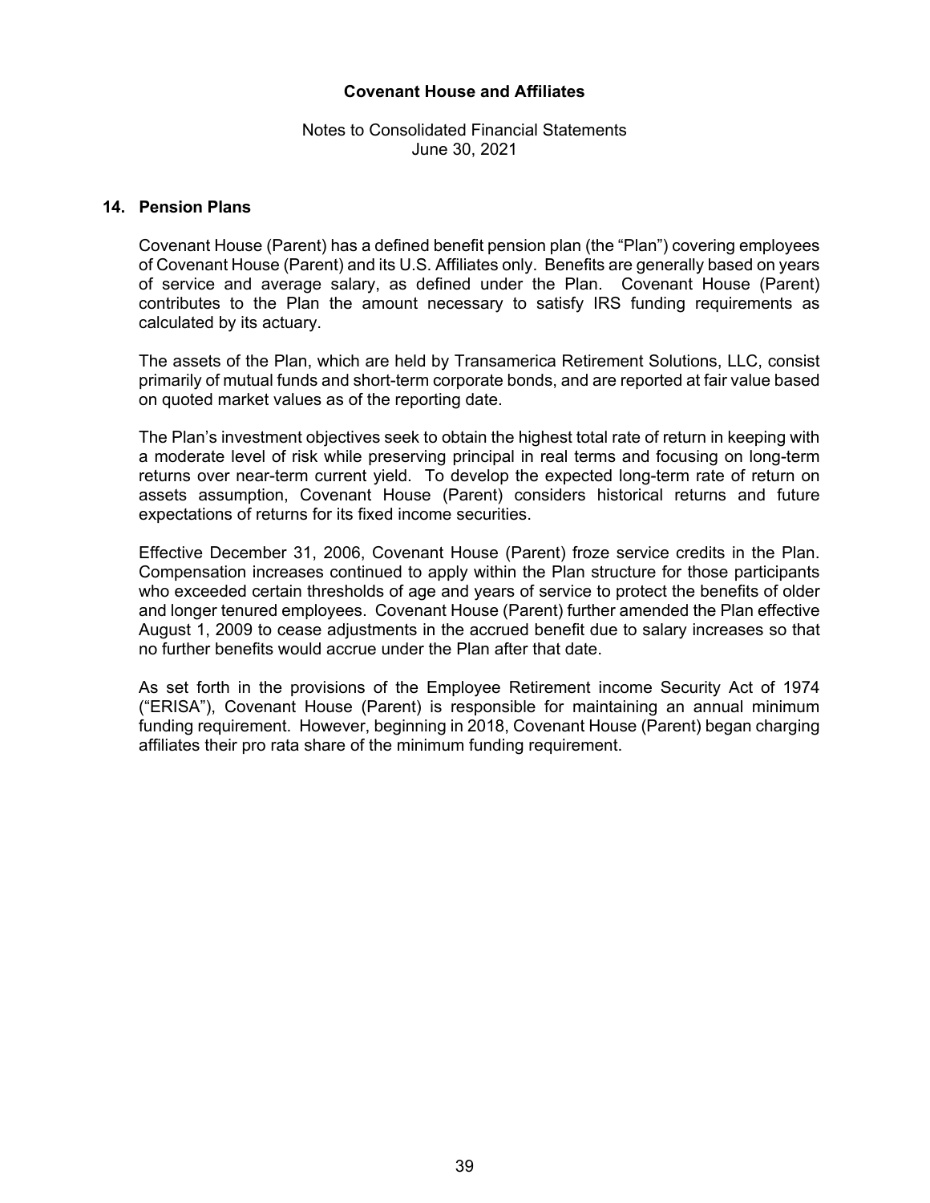## 14. Pension Plans

Covenant House (Parent) has a defined benefit pension plan (the "Plan") covering employees of Covenant House (Parent) and its U.S. Affiliates only. Benefits are generally based on years of service and average salary, as defined under the Plan. Covenant House (Parent) contributes to the Plan the amount necessary to satisfy IRS funding requirements as calculated by its actuary.

The assets of the Plan, which are held by Transamerica Retirement Solutions, LLC, consist primarily of mutual funds and short-term corporate bonds, and are reported at fair value based on quoted market values as of the reporting date.

The Plan's investment objectives seek to obtain the highest total rate of return in keeping with a moderate level of risk while preserving principal in real terms and focusing on long-term returns over near-term current yield. To develop the expected long-term rate of return on assets assumption, Covenant House (Parent) considers historical returns and future expectations of returns for its fixed income securities.

Effective December 31, 2006, Covenant House (Parent) froze service credits in the Plan. Compensation increases continued to apply within the Plan structure for those participants who exceeded certain thresholds of age and years of service to protect the benefits of older and longer tenured employees. Covenant House (Parent) further amended the Plan effective August 1, 2009 to cease adjustments in the accrued benefit due to salary increases so that no further benefits would accrue under the Plan after that date.

As set forth in the provisions of the Employee Retirement income Security Act of 1974 ("ERISA"), Covenant House (Parent) is responsible for maintaining an annual minimum funding requirement. However, beginning in 2018, Covenant House (Parent) began charging affiliates their pro rata share of the minimum funding requirement.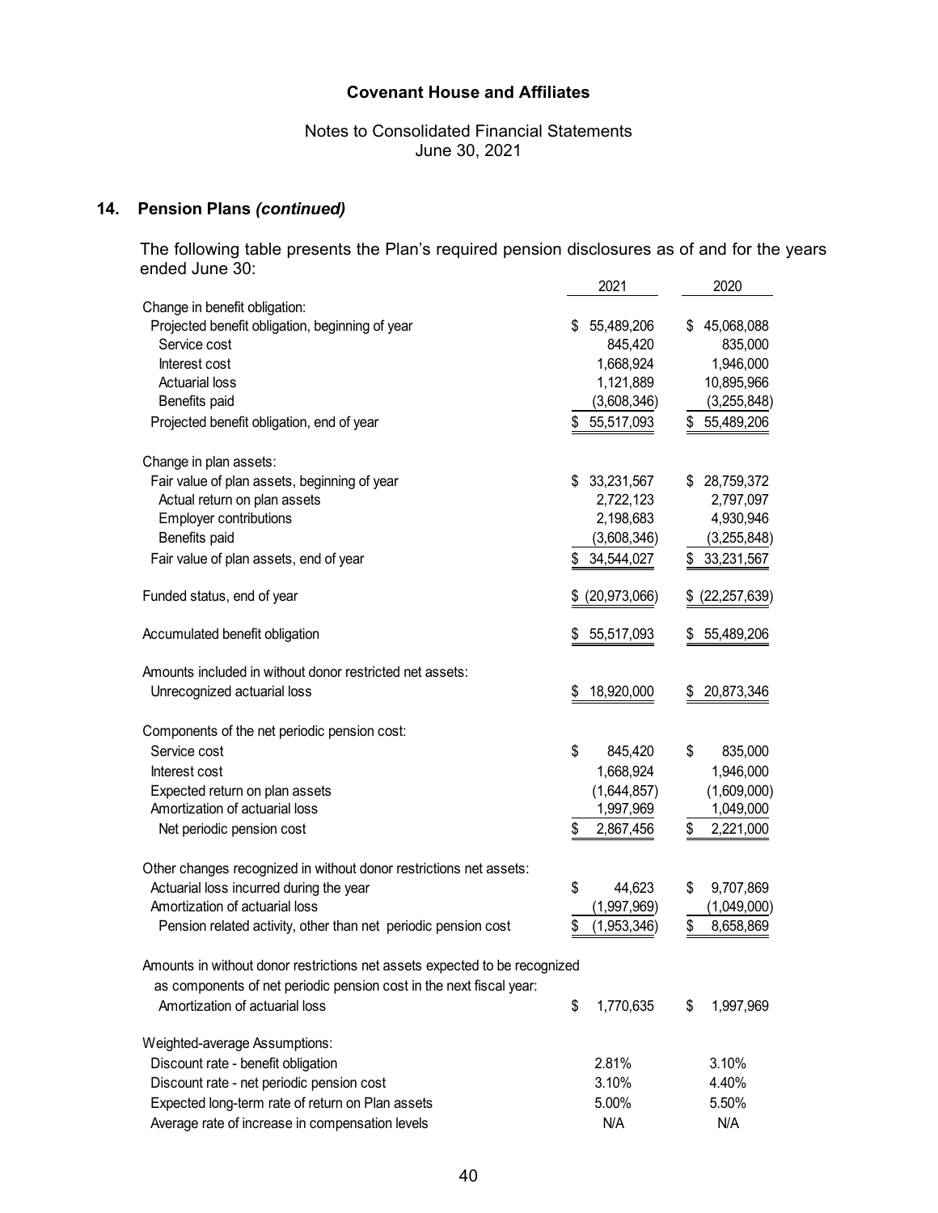**Covenant House and Affiliates**

Notes to Consolidated Financial Statements
June 30, 2021

## 14. Pension Plans *(continued)*

The following table presents the Plan's required pension disclosures as of and for the years ended June 30:

| | 2021 | 2020 |
|---|---|---|
| Change in benefit obligation: | | |
| Projected benefit obligation, beginning of year | $ 55,489,206 | $ 45,068,088 |
| Service cost | 845,420 | 835,000 |
| Interest cost | 1,668,924 | 1,946,000 |
| Actuarial loss | 1,121,889 | 10,895,966 |
| Benefits paid | (3,608,346) | (3,255,848) |
| Projected benefit obligation, end of year | $ 55,517,093 | $ 55,489,206 |
| | | |
| Change in plan assets: | | |
| Fair value of plan assets, beginning of year | $ 33,231,567 | $ 28,759,372 |
| Actual return on plan assets | 2,722,123 | 2,797,097 |
| Employer contributions | 2,198,683 | 4,930,946 |
| Benefits paid | (3,608,346) | (3,255,848) |
| Fair value of plan assets, end of year | $ 34,544,027 | $ 33,231,567 |
| | | |
| Funded status, end of year | $ (20,973,066) | $ (22,257,639) |
| | | |
| Accumulated benefit obligation | $ 55,517,093 | $ 55,489,206 |
| | | |
| Amounts included in without donor restricted net assets: | | |
| Unrecognized actuarial loss | $ 18,920,000 | $ 20,873,346 |
| | | |
| Components of the net periodic pension cost: | | |
| Service cost | $ 845,420 | $ 835,000 |
| Interest cost | 1,668,924 | 1,946,000 |
| Expected return on plan assets | (1,644,857) | (1,609,000) |
| Amortization of actuarial loss | 1,997,969 | 1,049,000 |
| Net periodic pension cost | $ 2,867,456 | $ 2,221,000 |
| | | |
| Other changes recognized in without donor restrictions net assets: | | |
| Actuarial loss incurred during the year | $ 44,623 | $ 9,707,869 |
| Amortization of actuarial loss | (1,997,969) | (1,049,000) |
| Pension related activity, other than net periodic pension cost | $ (1,953,346) | $ 8,658,869 |
| | | |
| Amounts in without donor restrictions net assets expected to be recognized as components of net periodic pension cost in the next fiscal year: | | |
| Amortization of actuarial loss | $ 1,770,635 | $ 1,997,969 |
| | | |
| Weighted-average Assumptions: | | |
| Discount rate - benefit obligation | 2.81% | 3.10% |
| Discount rate - net periodic pension cost | 3.10% | 4.40% |
| Expected long-term rate of return on Plan assets | 5.00% | 5.50% |
| Average rate of increase in compensation levels | N/A | N/A |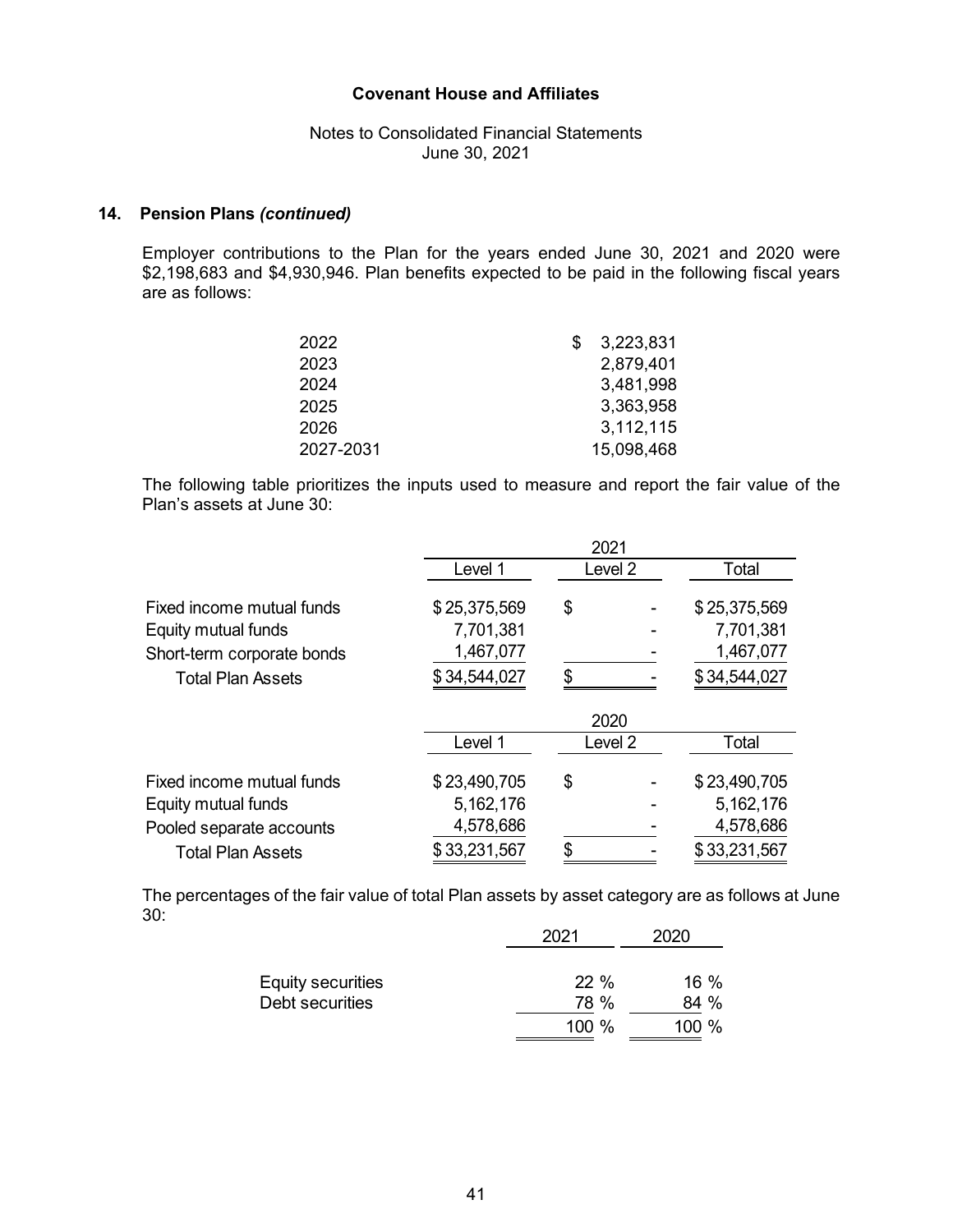**Covenant House and Affiliates**

Notes to Consolidated Financial Statements
June 30, 2021

## 14. Pension Plans *(continued)*

Employer contributions to the Plan for the years ended June 30, 2021 and 2020 were $2,198,683 and $4,930,946. Plan benefits expected to be paid in the following fiscal years are as follows:

| | |
|---|---|
| 2022 | $ 3,223,831 |
| 2023 | 2,879,401 |
| 2024 | 3,481,998 |
| 2025 | 3,363,958 |
| 2026 | 3,112,115 |
| 2027-2031 | 15,098,468 |

The following table prioritizes the inputs used to measure and report the fair value of the Plan's assets at June 30:

| | 2021 | | |
|---|---|---|---|
| | Level 1 | Level 2 | Total |
| Fixed income mutual funds | $ 25,375,569 | $ - | $ 25,375,569 |
| Equity mutual funds | 7,701,381 | - | 7,701,381 |
| Short-term corporate bonds | 1,467,077 | - | 1,467,077 |
| Total Plan Assets | $ 34,544,027 | $ - | $ 34,544,027 |

| | 2020 | | |
|---|---|---|---|
| | Level 1 | Level 2 | Total |
| Fixed income mutual funds | $ 23,490,705 | $ - | $ 23,490,705 |
| Equity mutual funds | 5,162,176 | - | 5,162,176 |
| Pooled separate accounts | 4,578,686 | - | 4,578,686 |
| Total Plan Assets | $ 33,231,567 | $ - | $ 33,231,567 |

The percentages of the fair value of total Plan assets by asset category are as follows at June 30:

| | 2021 | 2020 |
|---|---|---|
| Equity securities | 22 % | 16 % |
| Debt securities | 78 % | 84 % |
| | 100 % | 100 % |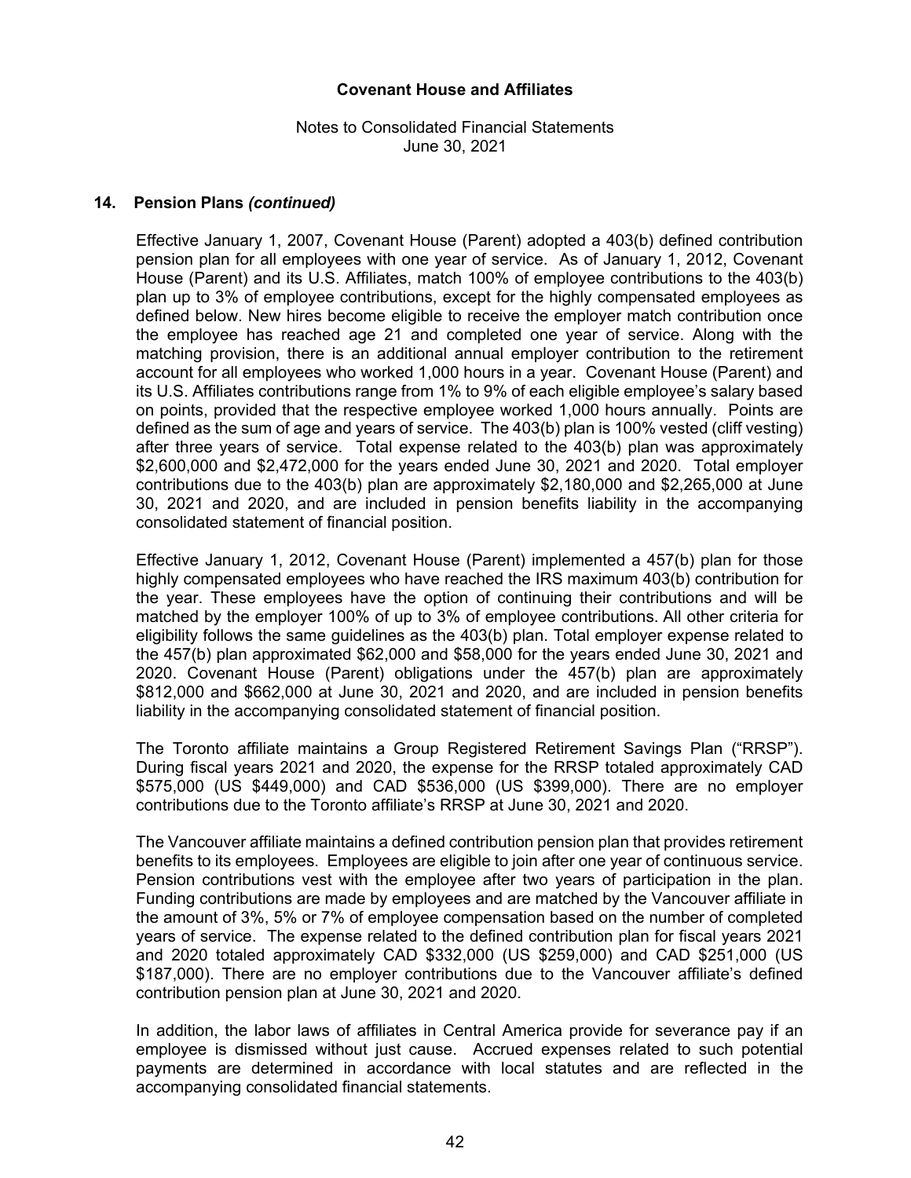## 14. Pension Plans *(continued)*

Effective January 1, 2007, Covenant House (Parent) adopted a 403(b) defined contribution pension plan for all employees with one year of service. As of January 1, 2012, Covenant House (Parent) and its U.S. Affiliates, match 100% of employee contributions to the 403(b) plan up to 3% of employee contributions, except for the highly compensated employees as defined below. New hires become eligible to receive the employer match contribution once the employee has reached age 21 and completed one year of service. Along with the matching provision, there is an additional annual employer contribution to the retirement account for all employees who worked 1,000 hours in a year. Covenant House (Parent) and its U.S. Affiliates contributions range from 1% to 9% of each eligible employee's salary based on points, provided that the respective employee worked 1,000 hours annually. Points are defined as the sum of age and years of service. The 403(b) plan is 100% vested (cliff vesting) after three years of service. Total expense related to the 403(b) plan was approximately $2,600,000 and $2,472,000 for the years ended June 30, 2021 and 2020. Total employer contributions due to the 403(b) plan are approximately $2,180,000 and $2,265,000 at June 30, 2021 and 2020, and are included in pension benefits liability in the accompanying consolidated statement of financial position.

Effective January 1, 2012, Covenant House (Parent) implemented a 457(b) plan for those highly compensated employees who have reached the IRS maximum 403(b) contribution for the year. These employees have the option of continuing their contributions and will be matched by the employer 100% of up to 3% of employee contributions. All other criteria for eligibility follows the same guidelines as the 403(b) plan. Total employer expense related to the 457(b) plan approximated $62,000 and $58,000 for the years ended June 30, 2021 and 2020. Covenant House (Parent) obligations under the 457(b) plan are approximately $812,000 and $662,000 at June 30, 2021 and 2020, and are included in pension benefits liability in the accompanying consolidated statement of financial position.

The Toronto affiliate maintains a Group Registered Retirement Savings Plan ("RRSP"). During fiscal years 2021 and 2020, the expense for the RRSP totaled approximately CAD $575,000 (US $449,000) and CAD $536,000 (US $399,000). There are no employer contributions due to the Toronto affiliate's RRSP at June 30, 2021 and 2020.

The Vancouver affiliate maintains a defined contribution pension plan that provides retirement benefits to its employees. Employees are eligible to join after one year of continuous service. Pension contributions vest with the employee after two years of participation in the plan. Funding contributions are made by employees and are matched by the Vancouver affiliate in the amount of 3%, 5% or 7% of employee compensation based on the number of completed years of service. The expense related to the defined contribution plan for fiscal years 2021 and 2020 totaled approximately CAD $332,000 (US $259,000) and CAD $251,000 (US $187,000). There are no employer contributions due to the Vancouver affiliate's defined contribution pension plan at June 30, 2021 and 2020.

In addition, the labor laws of affiliates in Central America provide for severance pay if an employee is dismissed without just cause. Accrued expenses related to such potential payments are determined in accordance with local statutes and are reflected in the accompanying consolidated financial statements.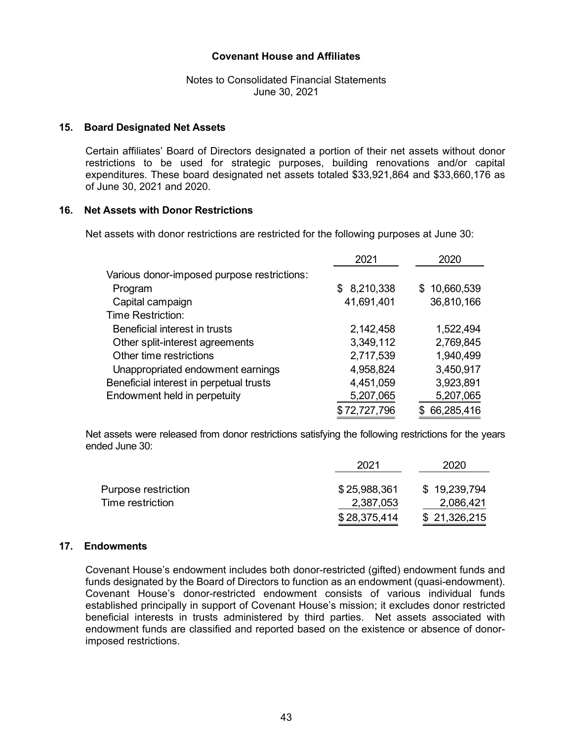## 15. Board Designated Net Assets

Certain affiliates' Board of Directors designated a portion of their net assets without donor restrictions to be used for strategic purposes, building renovations and/or capital expenditures. These board designated net assets totaled $33,921,864 and $33,660,176 as of June 30, 2021 and 2020.

## 16. Net Assets with Donor Restrictions

Net assets with donor restrictions are restricted for the following purposes at June 30:

| | 2021 | 2020 |
|---|---|---|
| Various donor-imposed purpose restrictions: | | |
| Program | $ 8,210,338 | $ 10,660,539 |
| Capital campaign | 41,691,401 | 36,810,166 |
| Time Restriction: | | |
| Beneficial interest in trusts | 2,142,458 | 1,522,494 |
| Other split-interest agreements | 3,349,112 | 2,769,845 |
| Other time restrictions | 2,717,539 | 1,940,499 |
| Unappropriated endowment earnings | 4,958,824 | 3,450,917 |
| Beneficial interest in perpetual trusts | 4,451,059 | 3,923,891 |
| Endowment held in perpetuity | 5,207,065 | 5,207,065 |
| | $ 72,727,796 | $ 66,285,416 |

Net assets were released from donor restrictions satisfying the following restrictions for the years ended June 30:

| | 2021 | 2020 |
|---|---|---|
| Purpose restriction | $ 25,988,361 | $ 19,239,794 |
| Time restriction | 2,387,053 | 2,086,421 |
| | $ 28,375,414 | $ 21,326,215 |

## 17. Endowments

Covenant House's endowment includes both donor-restricted (gifted) endowment funds and funds designated by the Board of Directors to function as an endowment (quasi-endowment). Covenant House's donor-restricted endowment consists of various individual funds established principally in support of Covenant House's mission; it excludes donor restricted beneficial interests in trusts administered by third parties. Net assets associated with endowment funds are classified and reported based on the existence or absence of donor-imposed restrictions.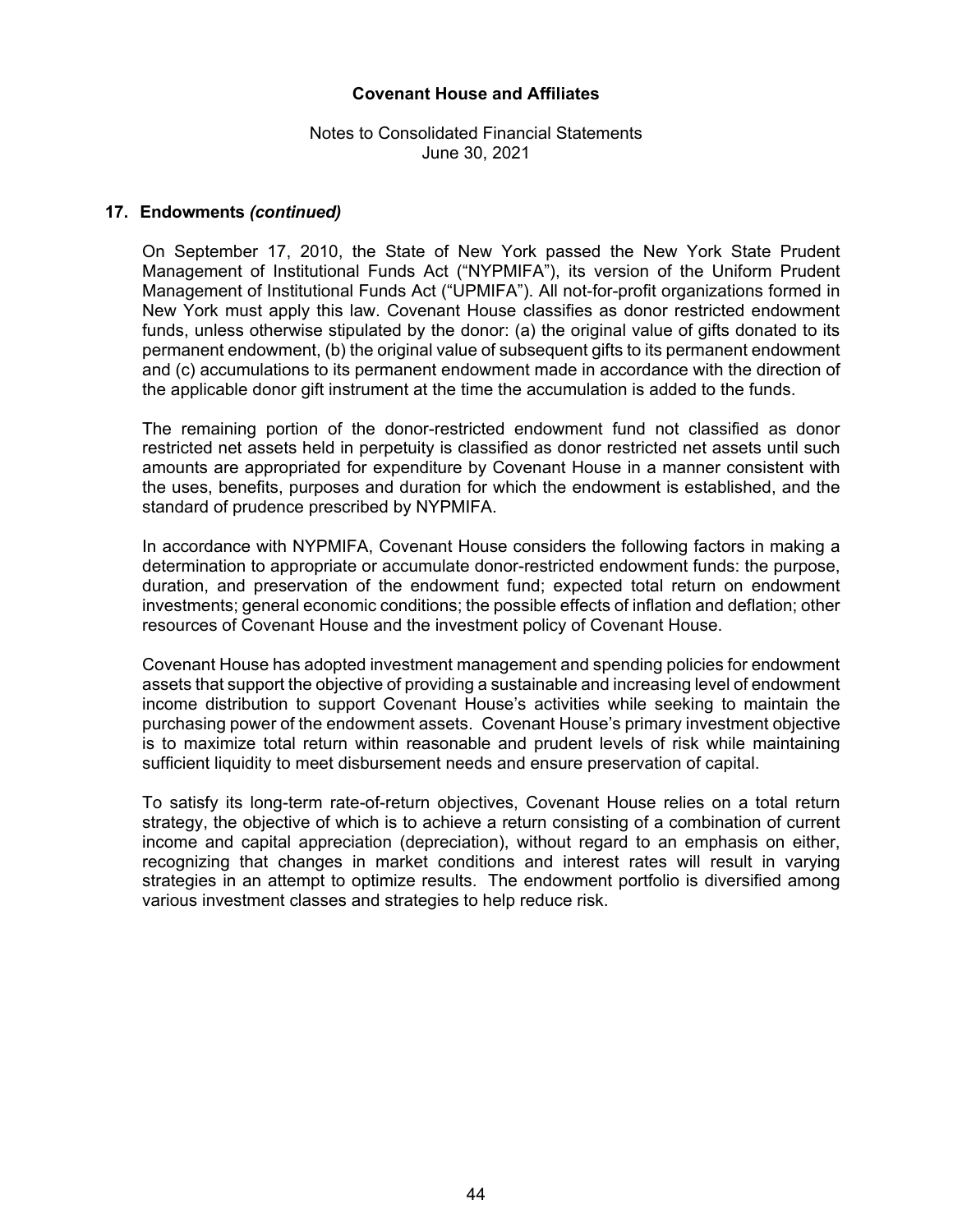## 17. Endowments *(continued)*

On September 17, 2010, the State of New York passed the New York State Prudent Management of Institutional Funds Act ("NYPMIFA"), its version of the Uniform Prudent Management of Institutional Funds Act ("UPMIFA"). All not-for-profit organizations formed in New York must apply this law. Covenant House classifies as donor restricted endowment funds, unless otherwise stipulated by the donor: (a) the original value of gifts donated to its permanent endowment, (b) the original value of subsequent gifts to its permanent endowment and (c) accumulations to its permanent endowment made in accordance with the direction of the applicable donor gift instrument at the time the accumulation is added to the funds.

The remaining portion of the donor-restricted endowment fund not classified as donor restricted net assets held in perpetuity is classified as donor restricted net assets until such amounts are appropriated for expenditure by Covenant House in a manner consistent with the uses, benefits, purposes and duration for which the endowment is established, and the standard of prudence prescribed by NYPMIFA.

In accordance with NYPMIFA, Covenant House considers the following factors in making a determination to appropriate or accumulate donor-restricted endowment funds: the purpose, duration, and preservation of the endowment fund; expected total return on endowment investments; general economic conditions; the possible effects of inflation and deflation; other resources of Covenant House and the investment policy of Covenant House.

Covenant House has adopted investment management and spending policies for endowment assets that support the objective of providing a sustainable and increasing level of endowment income distribution to support Covenant House's activities while seeking to maintain the purchasing power of the endowment assets. Covenant House's primary investment objective is to maximize total return within reasonable and prudent levels of risk while maintaining sufficient liquidity to meet disbursement needs and ensure preservation of capital.

To satisfy its long-term rate-of-return objectives, Covenant House relies on a total return strategy, the objective of which is to achieve a return consisting of a combination of current income and capital appreciation (depreciation), without regard to an emphasis on either, recognizing that changes in market conditions and interest rates will result in varying strategies in an attempt to optimize results. The endowment portfolio is diversified among various investment classes and strategies to help reduce risk.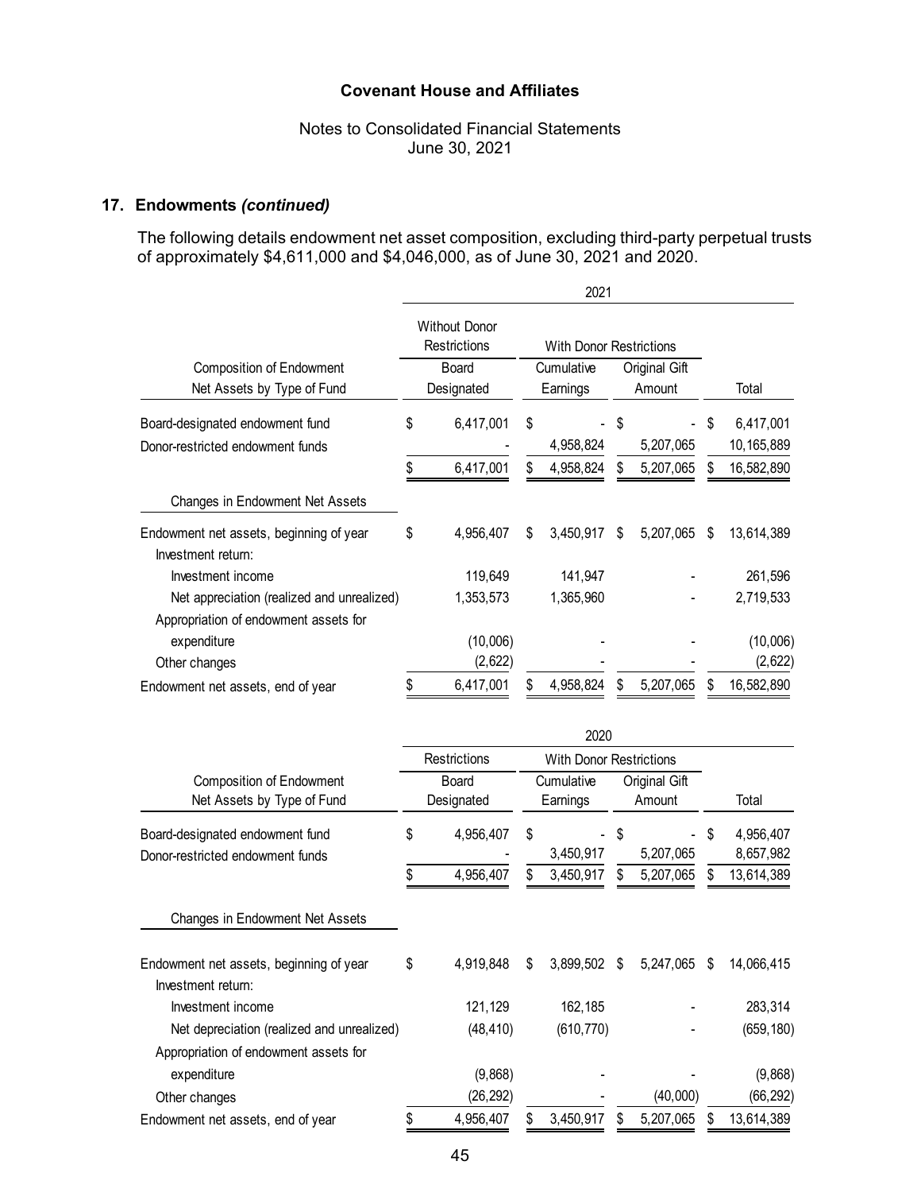## 17. Endowments *(continued)*

The following details endowment net asset composition, excluding third-party perpetual trusts of approximately $4,611,000 and $4,046,000, as of June 30, 2021 and 2020.

**2021**

| Composition of Endowment Net Assets by Type of Fund | Without Donor Restrictions Board Designated | With Donor Restrictions Cumulative Earnings | With Donor Restrictions Original Gift Amount | Total |
|---|---|---|---|---|
| Board-designated endowment fund | $ 6,417,001 | $ - | $ - | $ 6,417,001 |
| Donor-restricted endowment funds | - | 4,958,824 | 5,207,065 | 10,165,889 |
| | $ 6,417,001 | $ 4,958,824 | $ 5,207,065 | $ 16,582,890 |

| Changes in Endowment Net Assets | Without Donor Restrictions Board Designated | With Donor Restrictions Cumulative Earnings | With Donor Restrictions Original Gift Amount | Total |
|---|---|---|---|---|
| Endowment net assets, beginning of year | $ 4,956,407 | $ 3,450,917 | $ 5,207,065 | $ 13,614,389 |
| Investment return: | | | | |
| Investment income | 119,649 | 141,947 | - | 261,596 |
| Net appreciation (realized and unrealized) | 1,353,573 | 1,365,960 | - | 2,719,533 |
| Appropriation of endowment assets for expenditure | (10,006) | - | - | (10,006) |
| Other changes | (2,622) | - | - | (2,622) |
| Endowment net assets, end of year | $ 6,417,001 | $ 4,958,824 | $ 5,207,065 | $ 16,582,890 |

**2020**

| Composition of Endowment Net Assets by Type of Fund | Restrictions Board Designated | With Donor Restrictions Cumulative Earnings | With Donor Restrictions Original Gift Amount | Total |
|---|---|---|---|---|
| Board-designated endowment fund | $ 4,956,407 | $ - | $ - | $ 4,956,407 |
| Donor-restricted endowment funds | - | 3,450,917 | 5,207,065 | 8,657,982 |
| | $ 4,956,407 | $ 3,450,917 | $ 5,207,065 | $ 13,614,389 |

| Changes in Endowment Net Assets | Restrictions Board Designated | With Donor Restrictions Cumulative Earnings | With Donor Restrictions Original Gift Amount | Total |
|---|---|---|---|---|
| Endowment net assets, beginning of year | $ 4,919,848 | $ 3,899,502 | $ 5,247,065 | $ 14,066,415 |
| Investment return: | | | | |
| Investment income | 121,129 | 162,185 | - | 283,314 |
| Net depreciation (realized and unrealized) | (48,410) | (610,770) | - | (659,180) |
| Appropriation of endowment assets for expenditure | (9,868) | - | - | (9,868) |
| Other changes | (26,292) | - | (40,000) | (66,292) |
| Endowment net assets, end of year | $ 4,956,407 | $ 3,450,917 | $ 5,207,065 | $ 13,614,389 |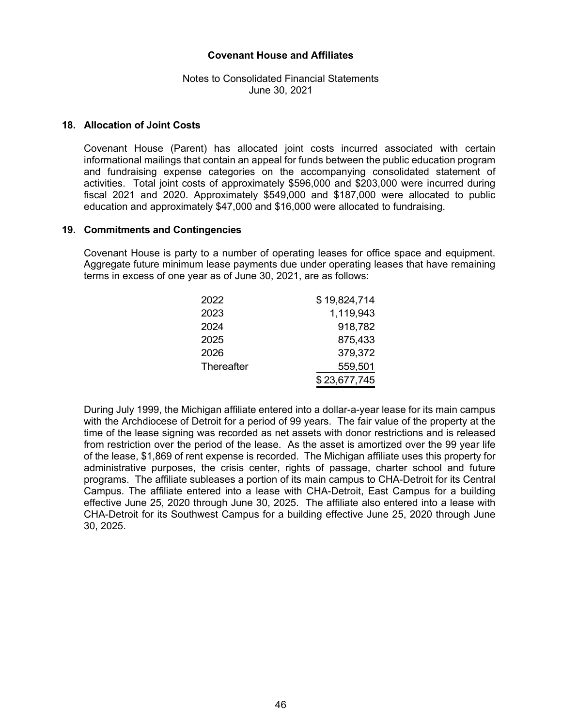Covenant House and Affiliates

Notes to Consolidated Financial Statements
June 30, 2021

## 18. Allocation of Joint Costs

Covenant House (Parent) has allocated joint costs incurred associated with certain informational mailings that contain an appeal for funds between the public education program and fundraising expense categories on the accompanying consolidated statement of activities. Total joint costs of approximately $596,000 and $203,000 were incurred during fiscal 2021 and 2020. Approximately $549,000 and $187,000 were allocated to public education and approximately $47,000 and $16,000 were allocated to fundraising.

## 19. Commitments and Contingencies

Covenant House is party to a number of operating leases for office space and equipment. Aggregate future minimum lease payments due under operating leases that have remaining terms in excess of one year as of June 30, 2021, are as follows:

| | |
|---|---:|
| 2022 | $ 19,824,714 |
| 2023 | 1,119,943 |
| 2024 | 918,782 |
| 2025 | 875,433 |
| 2026 | 379,372 |
| Thereafter | 559,501 |
| | $ 23,677,745 |

During July 1999, the Michigan affiliate entered into a dollar-a-year lease for its main campus with the Archdiocese of Detroit for a period of 99 years. The fair value of the property at the time of the lease signing was recorded as net assets with donor restrictions and is released from restriction over the period of the lease. As the asset is amortized over the 99 year life of the lease, $1,869 of rent expense is recorded. The Michigan affiliate uses this property for administrative purposes, the crisis center, rights of passage, charter school and future programs. The affiliate subleases a portion of its main campus to CHA-Detroit for its Central Campus. The affiliate entered into a lease with CHA-Detroit, East Campus for a building effective June 25, 2020 through June 30, 2025. The affiliate also entered into a lease with CHA-Detroit for its Southwest Campus for a building effective June 25, 2020 through June 30, 2025.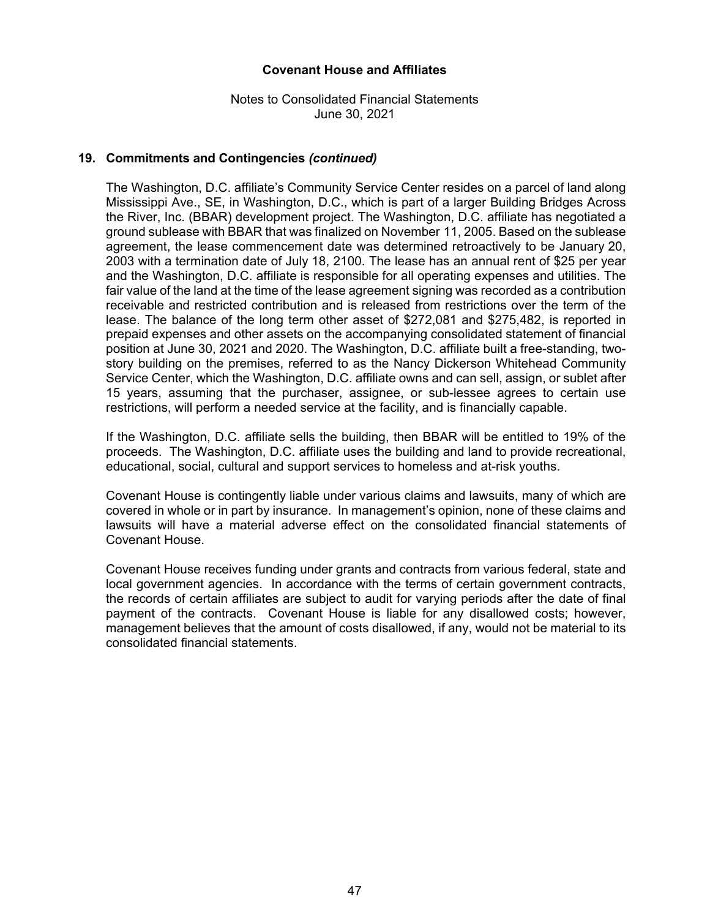## 19. Commitments and Contingencies *(continued)*

The Washington, D.C. affiliate's Community Service Center resides on a parcel of land along Mississippi Ave., SE, in Washington, D.C., which is part of a larger Building Bridges Across the River, Inc. (BBAR) development project. The Washington, D.C. affiliate has negotiated a ground sublease with BBAR that was finalized on November 11, 2005. Based on the sublease agreement, the lease commencement date was determined retroactively to be January 20, 2003 with a termination date of July 18, 2100. The lease has an annual rent of $25 per year and the Washington, D.C. affiliate is responsible for all operating expenses and utilities. The fair value of the land at the time of the lease agreement signing was recorded as a contribution receivable and restricted contribution and is released from restrictions over the term of the lease. The balance of the long term other asset of $272,081 and $275,482, is reported in prepaid expenses and other assets on the accompanying consolidated statement of financial position at June 30, 2021 and 2020. The Washington, D.C. affiliate built a free-standing, two-story building on the premises, referred to as the Nancy Dickerson Whitehead Community Service Center, which the Washington, D.C. affiliate owns and can sell, assign, or sublet after 15 years, assuming that the purchaser, assignee, or sub-lessee agrees to certain use restrictions, will perform a needed service at the facility, and is financially capable.

If the Washington, D.C. affiliate sells the building, then BBAR will be entitled to 19% of the proceeds. The Washington, D.C. affiliate uses the building and land to provide recreational, educational, social, cultural and support services to homeless and at-risk youths.

Covenant House is contingently liable under various claims and lawsuits, many of which are covered in whole or in part by insurance. In management's opinion, none of these claims and lawsuits will have a material adverse effect on the consolidated financial statements of Covenant House.

Covenant House receives funding under grants and contracts from various federal, state and local government agencies. In accordance with the terms of certain government contracts, the records of certain affiliates are subject to audit for varying periods after the date of final payment of the contracts. Covenant House is liable for any disallowed costs; however, management believes that the amount of costs disallowed, if any, would not be material to its consolidated financial statements.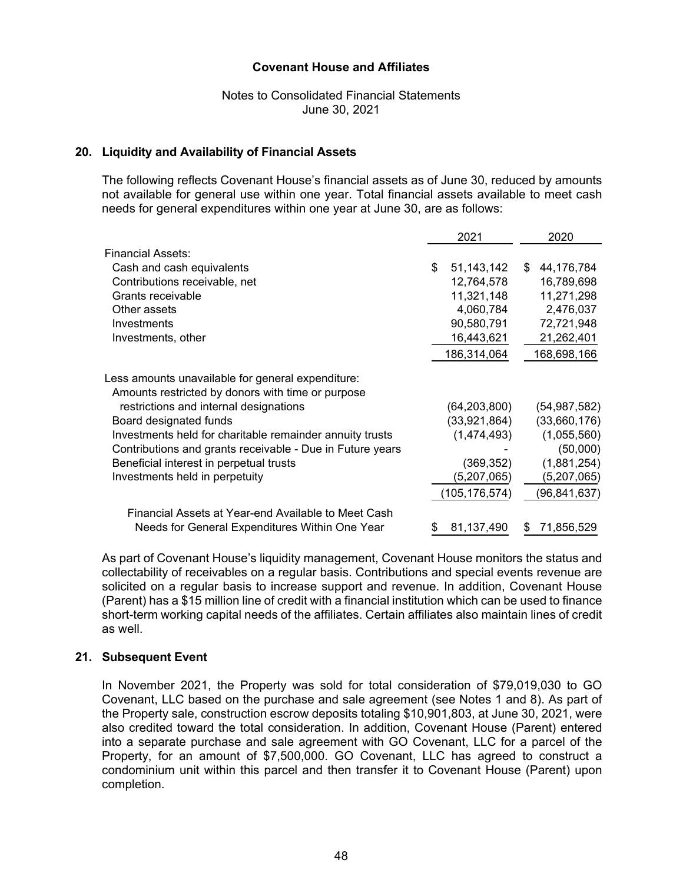**Covenant House and Affiliates**

Notes to Consolidated Financial Statements
June 30, 2021

## 20. Liquidity and Availability of Financial Assets

The following reflects Covenant House's financial assets as of June 30, reduced by amounts not available for general use within one year. Total financial assets available to meet cash needs for general expenditures within one year at June 30, are as follows:

| | 2021 | 2020 |
|---|---|---|
| Financial Assets: | | |
| Cash and cash equivalents | $ 51,143,142 | $ 44,176,784 |
| Contributions receivable, net | 12,764,578 | 16,789,698 |
| Grants receivable | 11,321,148 | 11,271,298 |
| Other assets | 4,060,784 | 2,476,037 |
| Investments | 90,580,791 | 72,721,948 |
| Investments, other | 16,443,621 | 21,262,401 |
| | 186,314,064 | 168,698,166 |
| Less amounts unavailable for general expenditure: | | |
| Amounts restricted by donors with time or purpose restrictions and internal designations | (64,203,800) | (54,987,582) |
| Board designated funds | (33,921,864) | (33,660,176) |
| Investments held for charitable remainder annuity trusts | (1,474,493) | (1,055,560) |
| Contributions and grants receivable - Due in Future years | - | (50,000) |
| Beneficial interest in perpetual trusts | (369,352) | (1,881,254) |
| Investments held in perpetuity | (5,207,065) | (5,207,065) |
| | (105,176,574) | (96,841,637) |
| Financial Assets at Year-end Available to Meet Cash Needs for General Expenditures Within One Year | $ 81,137,490 | $ 71,856,529 |

As part of Covenant House's liquidity management, Covenant House monitors the status and collectability of receivables on a regular basis. Contributions and special events revenue are solicited on a regular basis to increase support and revenue. In addition, Covenant House (Parent) has a $15 million line of credit with a financial institution which can be used to finance short-term working capital needs of the affiliates. Certain affiliates also maintain lines of credit as well.

## 21. Subsequent Event

In November 2021, the Property was sold for total consideration of $79,019,030 to GO Covenant, LLC based on the purchase and sale agreement (see Notes 1 and 8). As part of the Property sale, construction escrow deposits totaling $10,901,803, at June 30, 2021, were also credited toward the total consideration. In addition, Covenant House (Parent) entered into a separate purchase and sale agreement with GO Covenant, LLC for a parcel of the Property, for an amount of $7,500,000. GO Covenant, LLC has agreed to construct a condominium unit within this parcel and then transfer it to Covenant House (Parent) upon completion.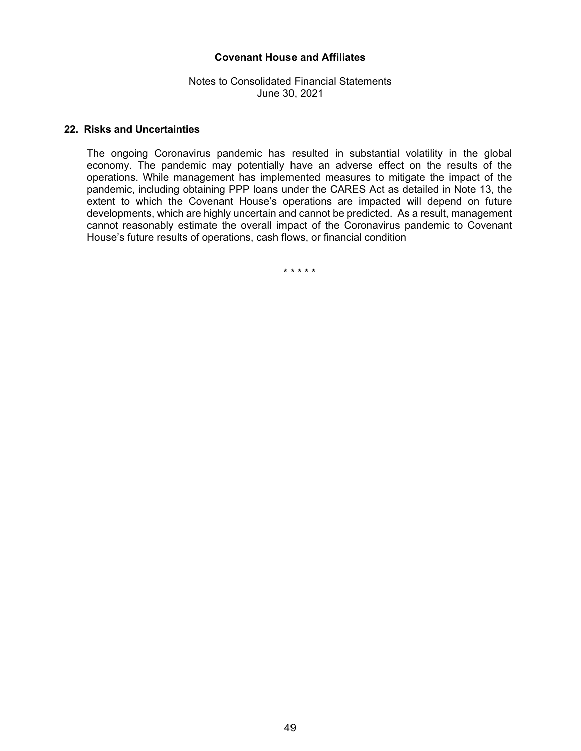## 22. Risks and Uncertainties

The ongoing Coronavirus pandemic has resulted in substantial volatility in the global economy. The pandemic may potentially have an adverse effect on the results of the operations. While management has implemented measures to mitigate the impact of the pandemic, including obtaining PPP loans under the CARES Act as detailed in Note 13, the extent to which the Covenant House's operations are impacted will depend on future developments, which are highly uncertain and cannot be predicted. As a result, management cannot reasonably estimate the overall impact of the Coronavirus pandemic to Covenant House's future results of operations, cash flows, or financial condition

\* \* \* \* \*